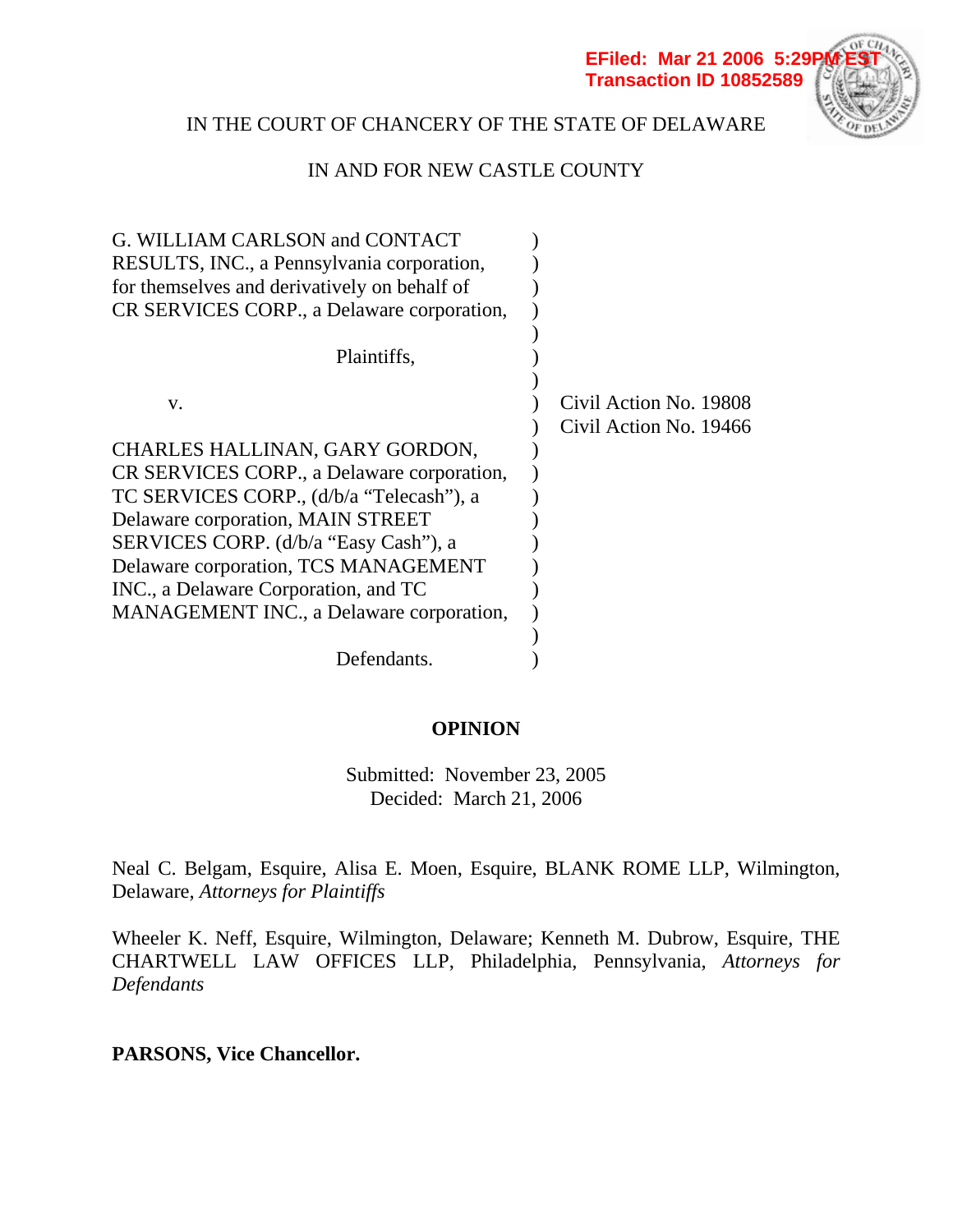EFiled: Mar 21 2006 5:29PM EST
Transaction ID 10852589

IN THE COURT OF CHANCERY OF THE STATE OF DELAWARE

IN AND FOR NEW CASTLE COUNTY

G. WILLIAM CARLSON and CONTACT RESULTS, INC., a Pennsylvania corporation, for themselves and derivatively on behalf of CR SERVICES CORP., a Delaware corporation,

Plaintiffs,

v.

CHARLES HALLINAN, GARY GORDON, CR SERVICES CORP., a Delaware corporation, TC SERVICES CORP., (d/b/a "Telecash"), a Delaware corporation, MAIN STREET SERVICES CORP. (d/b/a "Easy Cash"), a Delaware corporation, TCS MANAGEMENT INC., a Delaware Corporation, and TC MANAGEMENT INC., a Delaware corporation,

Defendants.

Civil Action No. 19808
Civil Action No. 19466

**OPINION**

Submitted: November 23, 2005
Decided: March 21, 2006

Neal C. Belgam, Esquire, Alisa E. Moen, Esquire, BLANK ROME LLP, Wilmington, Delaware, *Attorneys for Plaintiffs*

Wheeler K. Neff, Esquire, Wilmington, Delaware; Kenneth M. Dubrow, Esquire, THE CHARTWELL LAW OFFICES LLP, Philadelphia, Pennsylvania, *Attorneys for Defendants*

**PARSONS, Vice Chancellor.**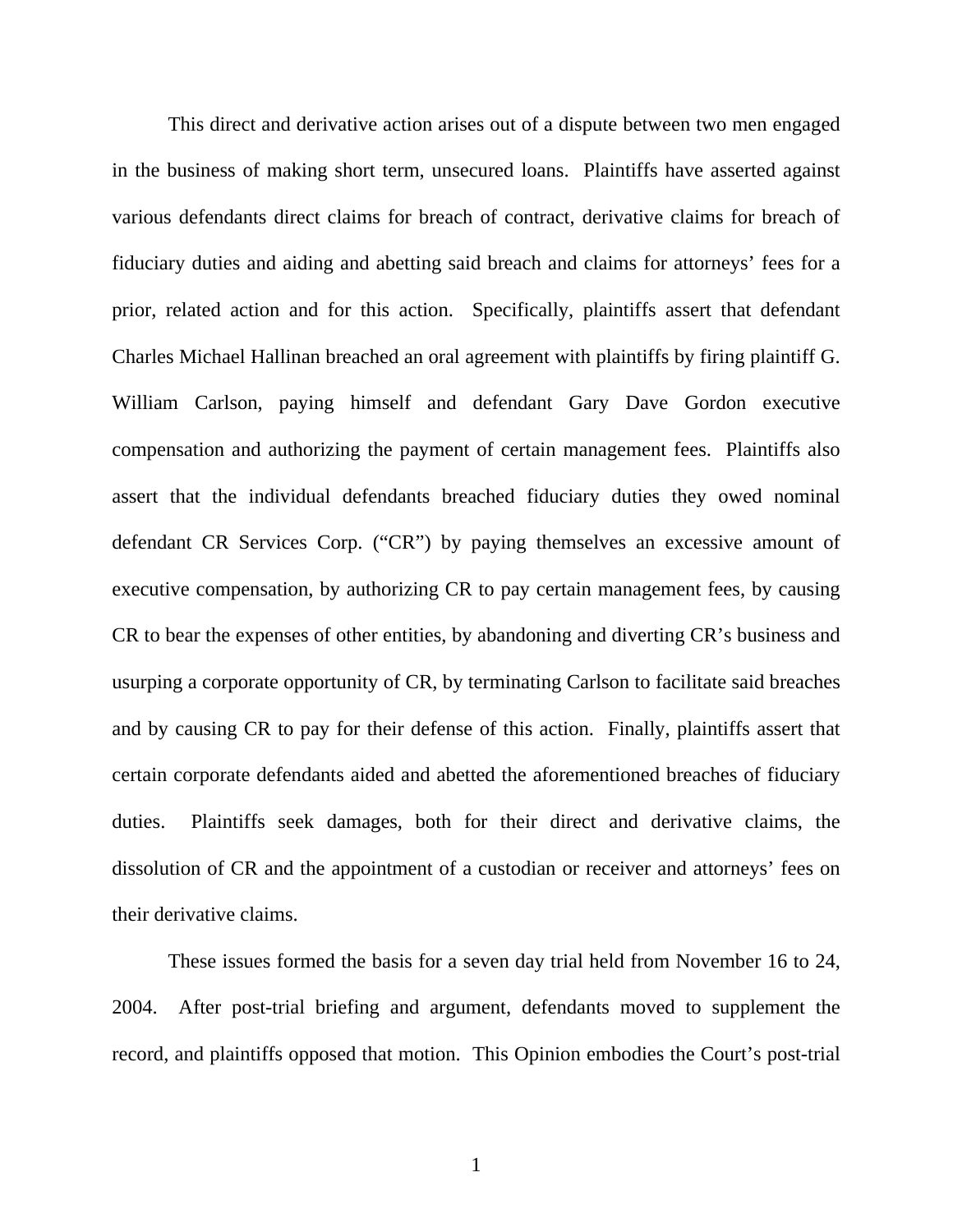This direct and derivative action arises out of a dispute between two men engaged in the business of making short term, unsecured loans. Plaintiffs have asserted against various defendants direct claims for breach of contract, derivative claims for breach of fiduciary duties and aiding and abetting said breach and claims for attorneys' fees for a prior, related action and for this action. Specifically, plaintiffs assert that defendant Charles Michael Hallinan breached an oral agreement with plaintiffs by firing plaintiff G. William Carlson, paying himself and defendant Gary Dave Gordon executive compensation and authorizing the payment of certain management fees. Plaintiffs also assert that the individual defendants breached fiduciary duties they owed nominal defendant CR Services Corp. ("CR") by paying themselves an excessive amount of executive compensation, by authorizing CR to pay certain management fees, by causing CR to bear the expenses of other entities, by abandoning and diverting CR's business and usurping a corporate opportunity of CR, by terminating Carlson to facilitate said breaches and by causing CR to pay for their defense of this action. Finally, plaintiffs assert that certain corporate defendants aided and abetted the aforementioned breaches of fiduciary duties. Plaintiffs seek damages, both for their direct and derivative claims, the dissolution of CR and the appointment of a custodian or receiver and attorneys' fees on their derivative claims.

These issues formed the basis for a seven day trial held from November 16 to 24, 2004. After post-trial briefing and argument, defendants moved to supplement the record, and plaintiffs opposed that motion. This Opinion embodies the Court's post-trial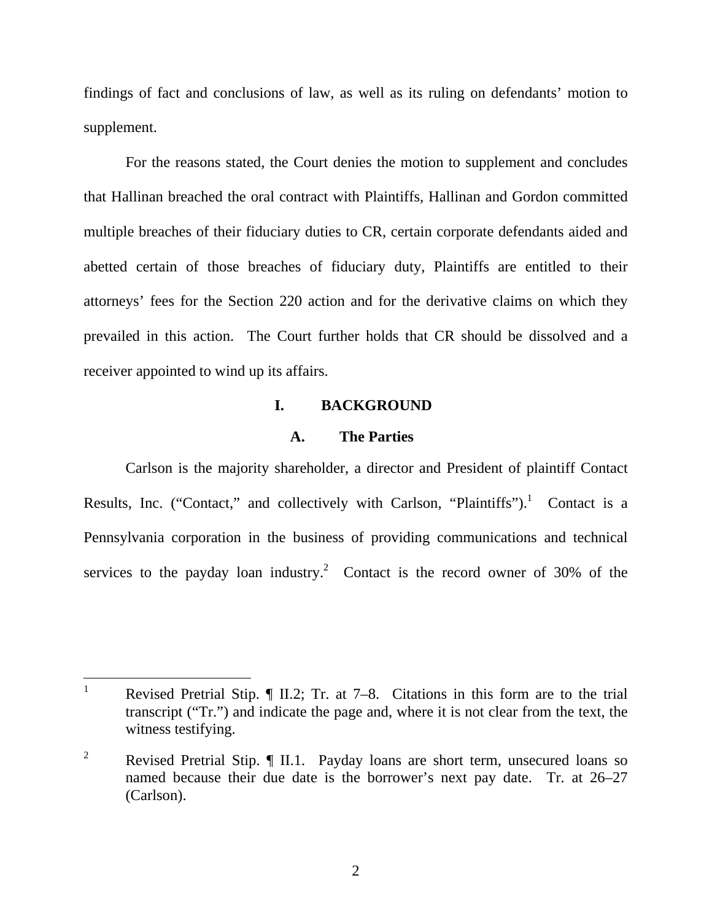findings of fact and conclusions of law, as well as its ruling on defendants' motion to supplement.

For the reasons stated, the Court denies the motion to supplement and concludes that Hallinan breached the oral contract with Plaintiffs, Hallinan and Gordon committed multiple breaches of their fiduciary duties to CR, certain corporate defendants aided and abetted certain of those breaches of fiduciary duty, Plaintiffs are entitled to their attorneys' fees for the Section 220 action and for the derivative claims on which they prevailed in this action. The Court further holds that CR should be dissolved and a receiver appointed to wind up its affairs.

## I. BACKGROUND

### A. The Parties

Carlson is the majority shareholder, a director and President of plaintiff Contact Results, Inc. ("Contact," and collectively with Carlson, "Plaintiffs").[1] Contact is a Pennsylvania corporation in the business of providing communications and technical services to the payday loan industry.[2] Contact is the record owner of 30% of the

---

[1] Revised Pretrial Stip. ¶ II.2; Tr. at 7–8. Citations in this form are to the trial transcript ("Tr.") and indicate the page and, where it is not clear from the text, the witness testifying.

[2] Revised Pretrial Stip. ¶ II.1. Payday loans are short term, unsecured loans so named because their due date is the borrower's next pay date. Tr. at 26–27 (Carlson).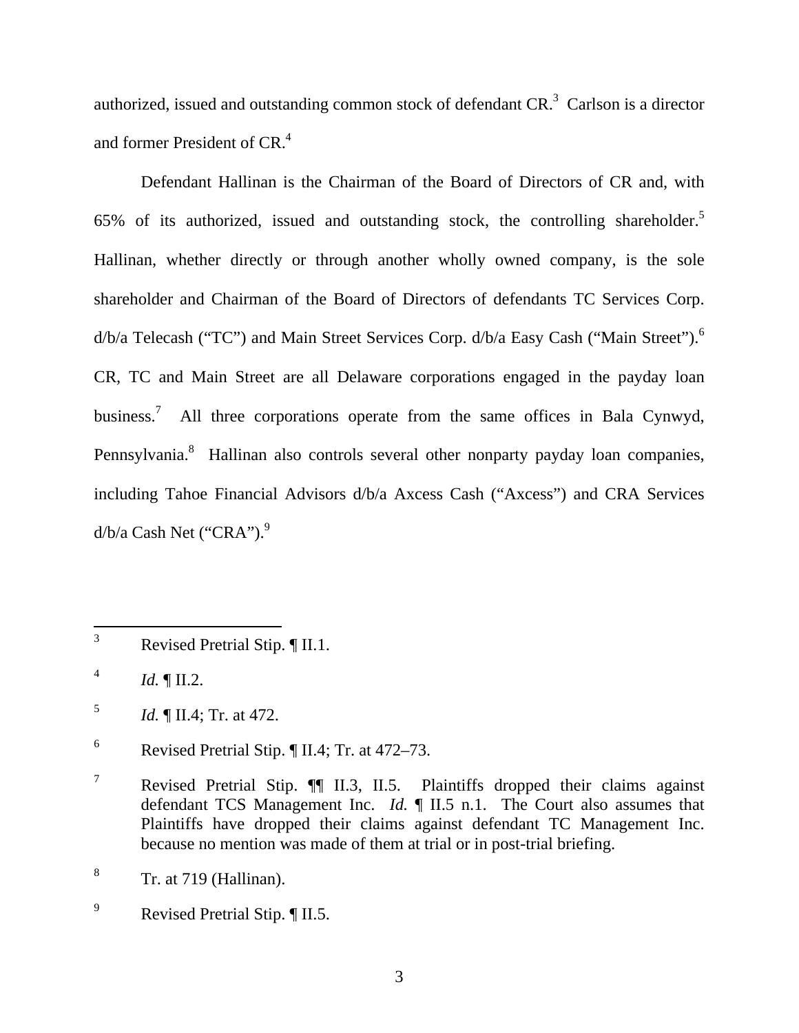authorized, issued and outstanding common stock of defendant CR.[3] Carlson is a director and former President of CR.[4]

Defendant Hallinan is the Chairman of the Board of Directors of CR and, with 65% of its authorized, issued and outstanding stock, the controlling shareholder.[5] Hallinan, whether directly or through another wholly owned company, is the sole shareholder and Chairman of the Board of Directors of defendants TC Services Corp. d/b/a Telecash ("TC") and Main Street Services Corp. d/b/a Easy Cash ("Main Street").[6] CR, TC and Main Street are all Delaware corporations engaged in the payday loan business.[7] All three corporations operate from the same offices in Bala Cynwyd, Pennsylvania.[8] Hallinan also controls several other nonparty payday loan companies, including Tahoe Financial Advisors d/b/a Axcess Cash ("Axcess") and CRA Services d/b/a Cash Net ("CRA").[9]

---

[3] Revised Pretrial Stip. ¶ II.1.

[4] *Id.* ¶ II.2.

[5] *Id.* ¶ II.4; Tr. at 472.

[6] Revised Pretrial Stip. ¶ II.4; Tr. at 472–73.

[7] Revised Pretrial Stip. ¶¶ II.3, II.5. Plaintiffs dropped their claims against defendant TCS Management Inc. *Id.* ¶ II.5 n.1. The Court also assumes that Plaintiffs have dropped their claims against defendant TC Management Inc. because no mention was made of them at trial or in post-trial briefing.

[8] Tr. at 719 (Hallinan).

[9] Revised Pretrial Stip. ¶ II.5.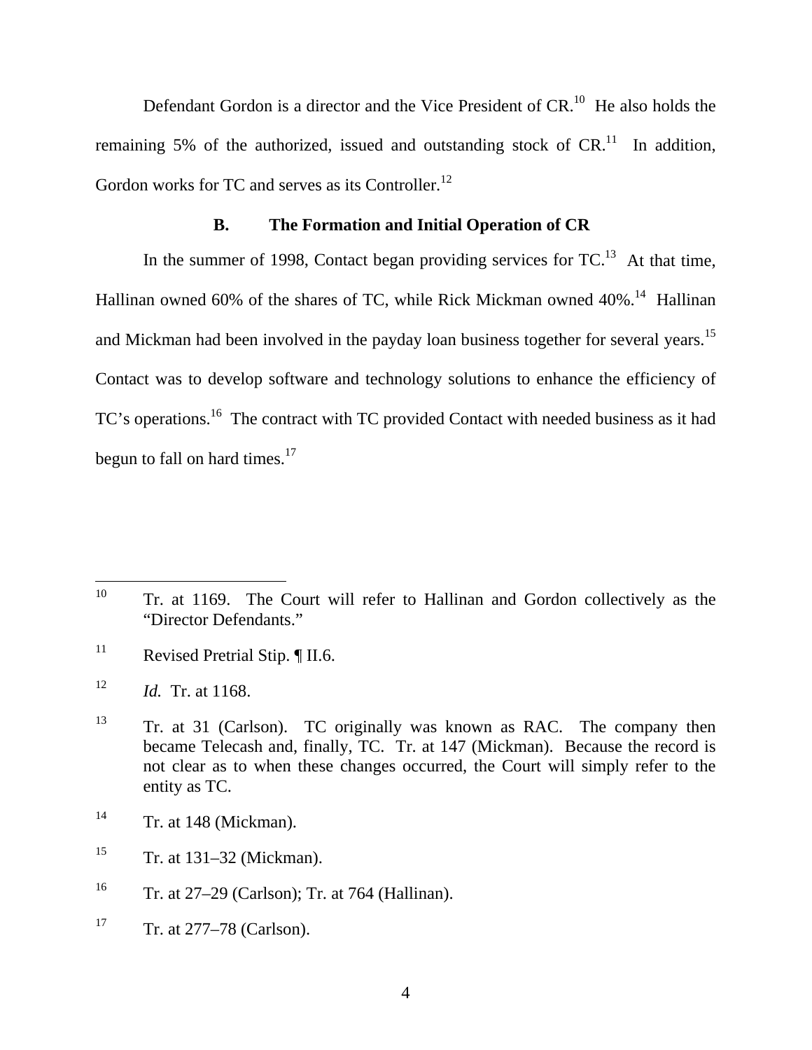Defendant Gordon is a director and the Vice President of CR.[10] He also holds the remaining 5% of the authorized, issued and outstanding stock of CR.[11] In addition, Gordon works for TC and serves as its Controller.[12]

### B. The Formation and Initial Operation of CR

In the summer of 1998, Contact began providing services for TC.[13] At that time, Hallinan owned 60% of the shares of TC, while Rick Mickman owned 40%.[14] Hallinan and Mickman had been involved in the payday loan business together for several years.[15] Contact was to develop software and technology solutions to enhance the efficiency of TC's operations.[16] The contract with TC provided Contact with needed business as it had begun to fall on hard times.[17]

---

[10] Tr. at 1169. The Court will refer to Hallinan and Gordon collectively as the "Director Defendants."

[11] Revised Pretrial Stip. ¶ II.6.

[12] *Id.* Tr. at 1168.

[13] Tr. at 31 (Carlson). TC originally was known as RAC. The company then became Telecash and, finally, TC. Tr. at 147 (Mickman). Because the record is not clear as to when these changes occurred, the Court will simply refer to the entity as TC.

[14] Tr. at 148 (Mickman).

[15] Tr. at 131–32 (Mickman).

[16] Tr. at 27–29 (Carlson); Tr. at 764 (Hallinan).

[17] Tr. at 277–78 (Carlson).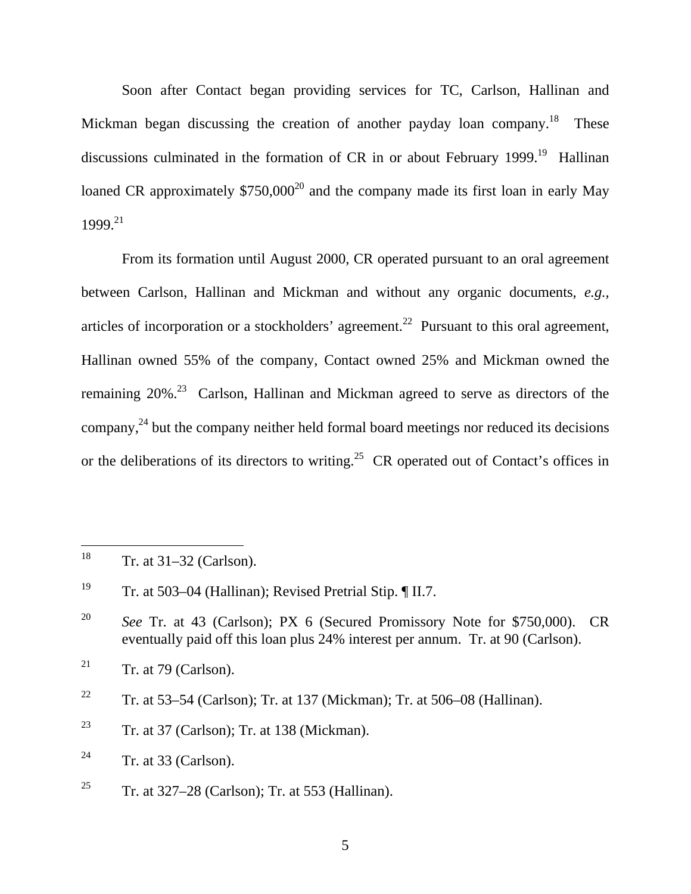Soon after Contact began providing services for TC, Carlson, Hallinan and Mickman began discussing the creation of another payday loan company.[18] These discussions culminated in the formation of CR in or about February 1999.[19] Hallinan loaned CR approximately $750,000[20] and the company made its first loan in early May 1999.[21]

From its formation until August 2000, CR operated pursuant to an oral agreement between Carlson, Hallinan and Mickman and without any organic documents, *e.g.*, articles of incorporation or a stockholders' agreement.[22] Pursuant to this oral agreement, Hallinan owned 55% of the company, Contact owned 25% and Mickman owned the remaining 20%.[23] Carlson, Hallinan and Mickman agreed to serve as directors of the company,[24] but the company neither held formal board meetings nor reduced its decisions or the deliberations of its directors to writing.[25] CR operated out of Contact's offices in

---

[18] Tr. at 31–32 (Carlson).

[19] Tr. at 503–04 (Hallinan); Revised Pretrial Stip. ¶ II.7.

[20] *See* Tr. at 43 (Carlson); PX 6 (Secured Promissory Note for $750,000). CR eventually paid off this loan plus 24% interest per annum. Tr. at 90 (Carlson).

[21] Tr. at 79 (Carlson).

[22] Tr. at 53–54 (Carlson); Tr. at 137 (Mickman); Tr. at 506–08 (Hallinan).

[23] Tr. at 37 (Carlson); Tr. at 138 (Mickman).

[24] Tr. at 33 (Carlson).

[25] Tr. at 327–28 (Carlson); Tr. at 553 (Hallinan).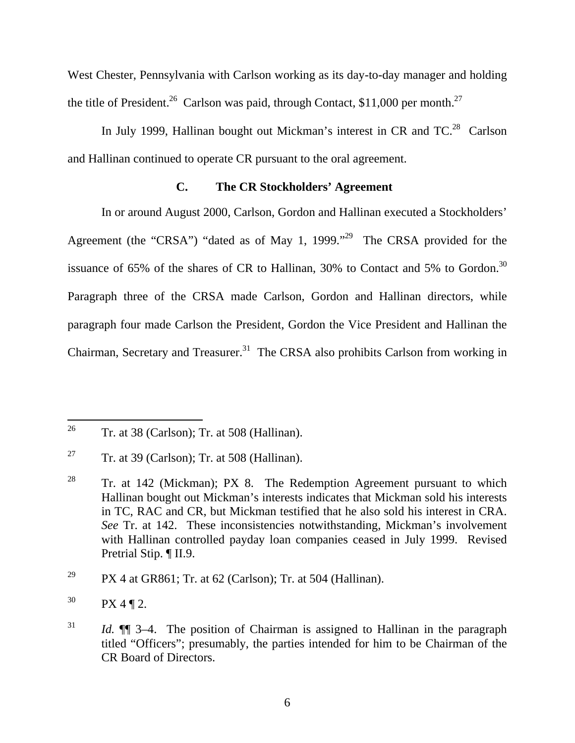West Chester, Pennsylvania with Carlson working as its day-to-day manager and holding the title of President.[26] Carlson was paid, through Contact, $11,000 per month.[27]

In July 1999, Hallinan bought out Mickman's interest in CR and TC.[28] Carlson and Hallinan continued to operate CR pursuant to the oral agreement.

### C. The CR Stockholders' Agreement

In or around August 2000, Carlson, Gordon and Hallinan executed a Stockholders' Agreement (the "CRSA") "dated as of May 1, 1999."[29] The CRSA provided for the issuance of 65% of the shares of CR to Hallinan, 30% to Contact and 5% to Gordon.[30] Paragraph three of the CRSA made Carlson, Gordon and Hallinan directors, while paragraph four made Carlson the President, Gordon the Vice President and Hallinan the Chairman, Secretary and Treasurer.[31] The CRSA also prohibits Carlson from working in

---

[26] Tr. at 38 (Carlson); Tr. at 508 (Hallinan).

[27] Tr. at 39 (Carlson); Tr. at 508 (Hallinan).

[28] Tr. at 142 (Mickman); PX 8. The Redemption Agreement pursuant to which Hallinan bought out Mickman's interests indicates that Mickman sold his interests in TC, RAC and CR, but Mickman testified that he also sold his interest in CRA. *See* Tr. at 142. These inconsistencies notwithstanding, Mickman's involvement with Hallinan controlled payday loan companies ceased in July 1999. Revised Pretrial Stip. ¶ II.9.

[29] PX 4 at GR861; Tr. at 62 (Carlson); Tr. at 504 (Hallinan).

[30] PX 4 ¶ 2.

[31] *Id.* ¶¶ 3–4. The position of Chairman is assigned to Hallinan in the paragraph titled "Officers"; presumably, the parties intended for him to be Chairman of the CR Board of Directors.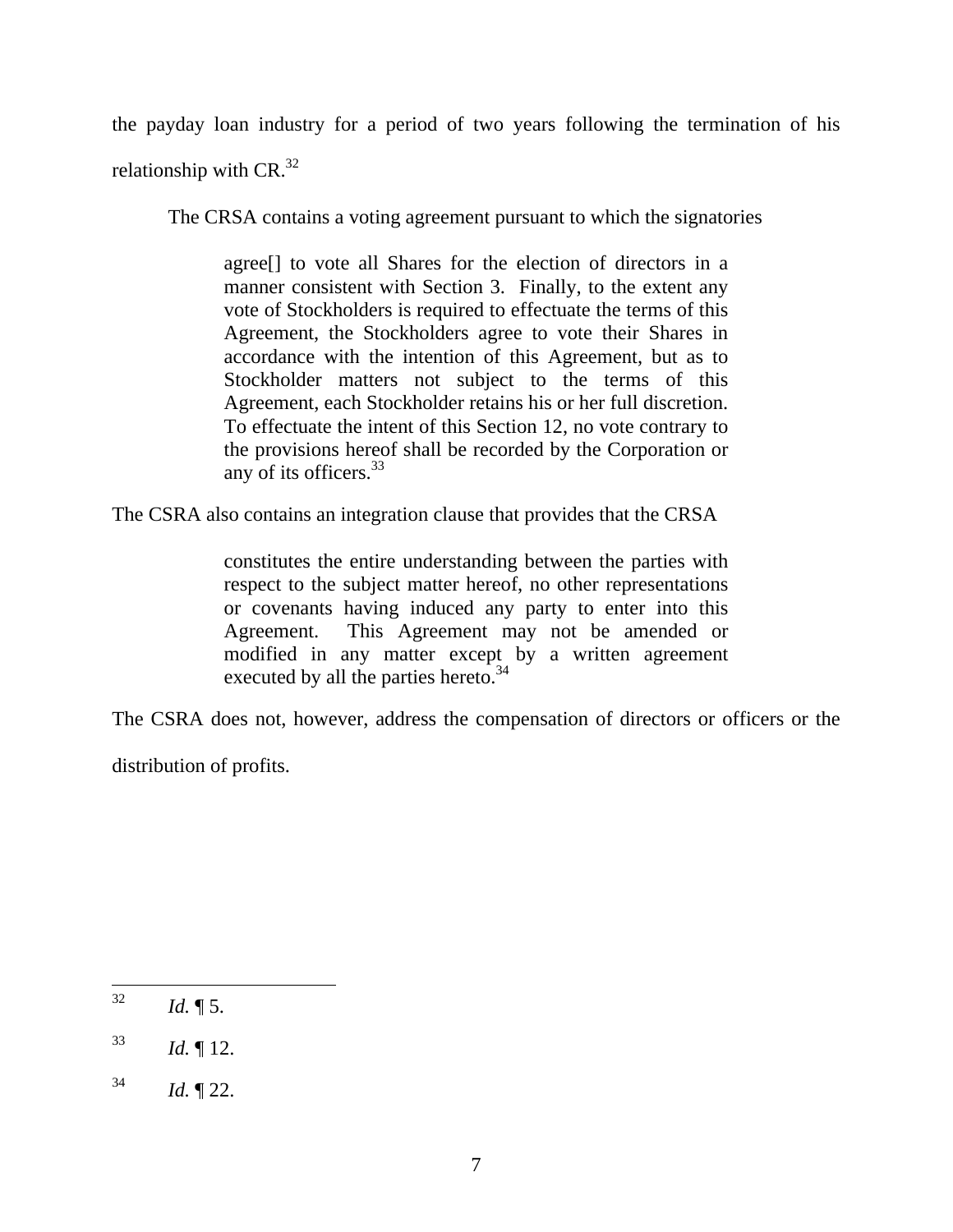the payday loan industry for a period of two years following the termination of his relationship with CR.[32]

The CRSA contains a voting agreement pursuant to which the signatories

> agree[] to vote all Shares for the election of directors in a manner consistent with Section 3. Finally, to the extent any vote of Stockholders is required to effectuate the terms of this Agreement, the Stockholders agree to vote their Shares in accordance with the intention of this Agreement, but as to Stockholder matters not subject to the terms of this Agreement, each Stockholder retains his or her full discretion. To effectuate the intent of this Section 12, no vote contrary to the provisions hereof shall be recorded by the Corporation or any of its officers.[33]

The CSRA also contains an integration clause that provides that the CRSA

> constitutes the entire understanding between the parties with respect to the subject matter hereof, no other representations or covenants having induced any party to enter into this Agreement. This Agreement may not be amended or modified in any matter except by a written agreement executed by all the parties hereto.[34]

The CSRA does not, however, address the compensation of directors or officers or the distribution of profits.

---

[32] *Id.* ¶ 5.

[33] *Id.* ¶ 12.

[34] *Id.* ¶ 22.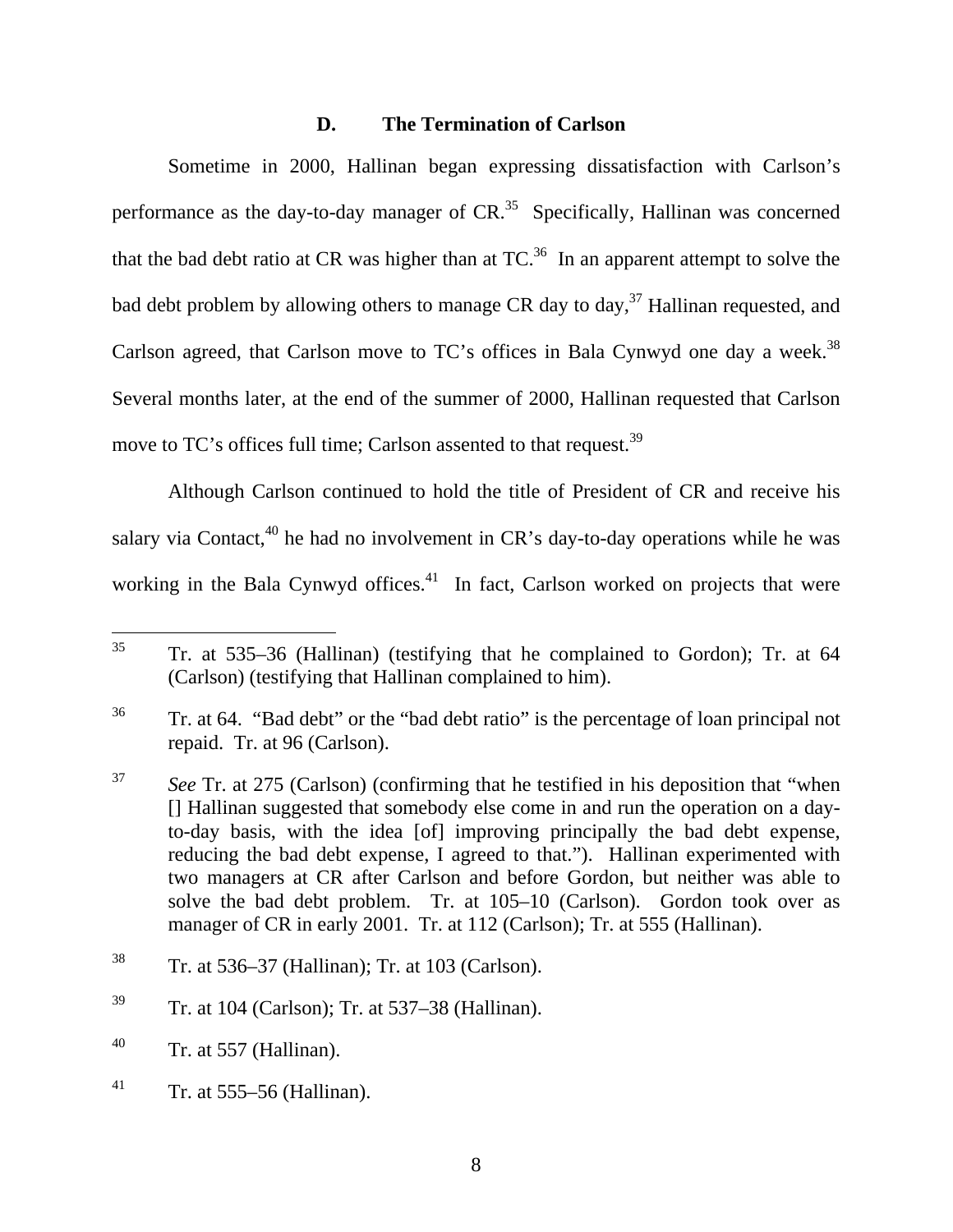### D. The Termination of Carlson

Sometime in 2000, Hallinan began expressing dissatisfaction with Carlson's performance as the day-to-day manager of CR.[35] Specifically, Hallinan was concerned that the bad debt ratio at CR was higher than at TC.[36] In an apparent attempt to solve the bad debt problem by allowing others to manage CR day to day,[37] Hallinan requested, and Carlson agreed, that Carlson move to TC's offices in Bala Cynwyd one day a week.[38] Several months later, at the end of the summer of 2000, Hallinan requested that Carlson move to TC's offices full time; Carlson assented to that request.[39]

Although Carlson continued to hold the title of President of CR and receive his salary via Contact,[40] he had no involvement in CR's day-to-day operations while he was working in the Bala Cynwyd offices.[41] In fact, Carlson worked on projects that were

---

[35] Tr. at 535–36 (Hallinan) (testifying that he complained to Gordon); Tr. at 64 (Carlson) (testifying that Hallinan complained to him).

[36] Tr. at 64. "Bad debt" or the "bad debt ratio" is the percentage of loan principal not repaid. Tr. at 96 (Carlson).

[37] *See* Tr. at 275 (Carlson) (confirming that he testified in his deposition that "when [] Hallinan suggested that somebody else come in and run the operation on a day-to-day basis, with the idea [of] improving principally the bad debt expense, reducing the bad debt expense, I agreed to that."). Hallinan experimented with two managers at CR after Carlson and before Gordon, but neither was able to solve the bad debt problem. Tr. at 105–10 (Carlson). Gordon took over as manager of CR in early 2001. Tr. at 112 (Carlson); Tr. at 555 (Hallinan).

[38] Tr. at 536–37 (Hallinan); Tr. at 103 (Carlson).

[39] Tr. at 104 (Carlson); Tr. at 537–38 (Hallinan).

[40] Tr. at 557 (Hallinan).

[41] Tr. at 555–56 (Hallinan).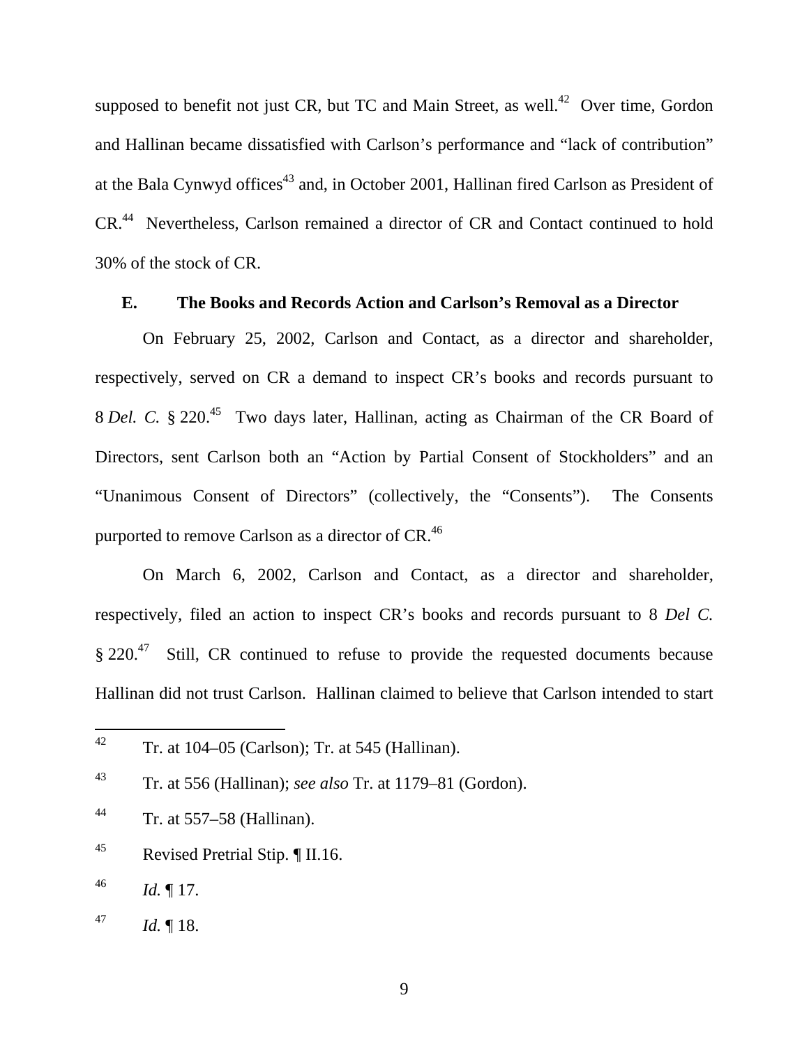supposed to benefit not just CR, but TC and Main Street, as well.[42] Over time, Gordon and Hallinan became dissatisfied with Carlson's performance and "lack of contribution" at the Bala Cynwyd offices[43] and, in October 2001, Hallinan fired Carlson as President of CR.[44] Nevertheless, Carlson remained a director of CR and Contact continued to hold 30% of the stock of CR.

### E. The Books and Records Action and Carlson's Removal as a Director

On February 25, 2002, Carlson and Contact, as a director and shareholder, respectively, served on CR a demand to inspect CR's books and records pursuant to 8 *Del. C.* § 220.[45] Two days later, Hallinan, acting as Chairman of the CR Board of Directors, sent Carlson both an "Action by Partial Consent of Stockholders" and an "Unanimous Consent of Directors" (collectively, the "Consents"). The Consents purported to remove Carlson as a director of CR.[46]

On March 6, 2002, Carlson and Contact, as a director and shareholder, respectively, filed an action to inspect CR's books and records pursuant to 8 *Del C.* § 220.[47] Still, CR continued to refuse to provide the requested documents because Hallinan did not trust Carlson. Hallinan claimed to believe that Carlson intended to start

---

[42] Tr. at 104–05 (Carlson); Tr. at 545 (Hallinan).

[43] Tr. at 556 (Hallinan); *see also* Tr. at 1179–81 (Gordon).

[44] Tr. at 557–58 (Hallinan).

[45] Revised Pretrial Stip. ¶ II.16.

[46] *Id.* ¶ 17.

[47] *Id.* ¶ 18.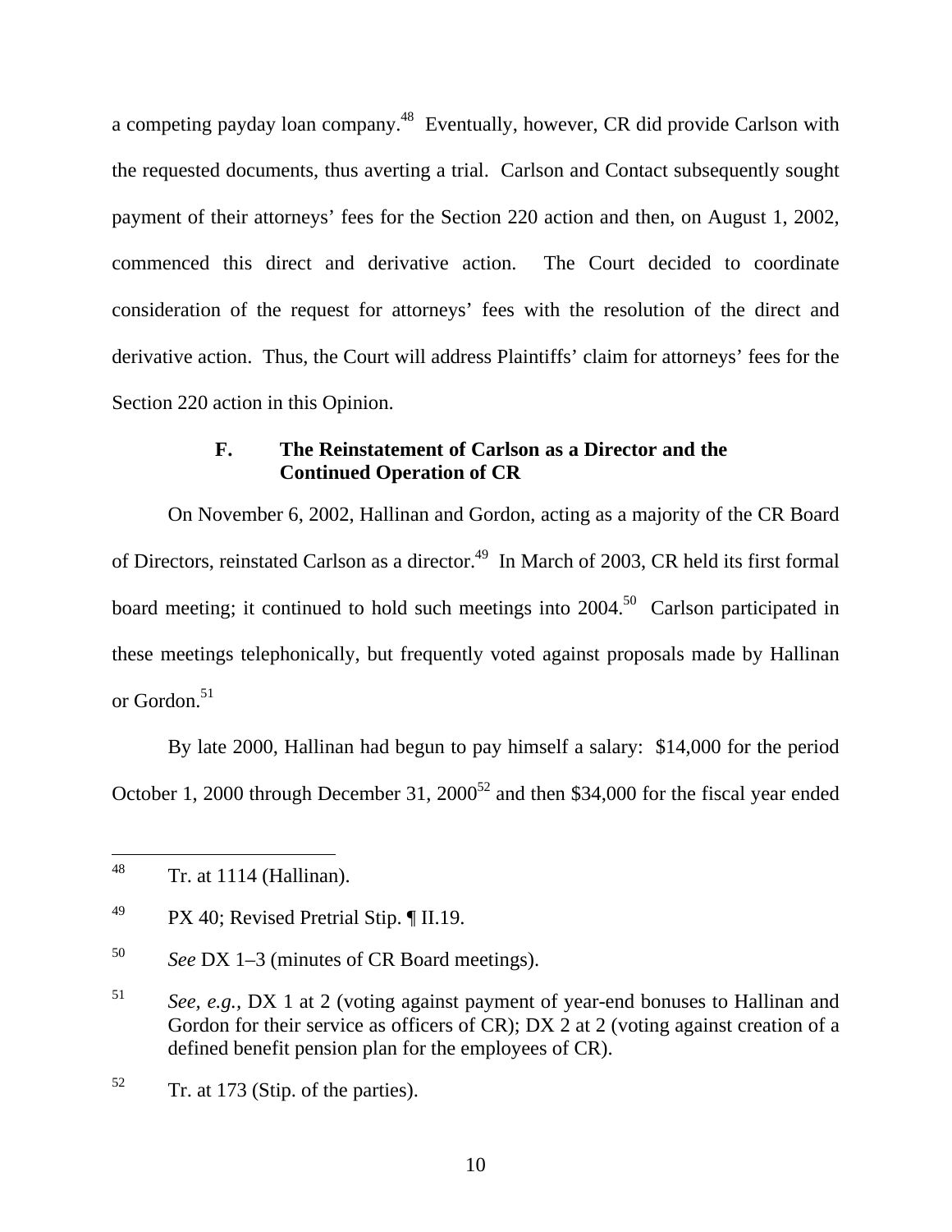a competing payday loan company.[48] Eventually, however, CR did provide Carlson with the requested documents, thus averting a trial. Carlson and Contact subsequently sought payment of their attorneys' fees for the Section 220 action and then, on August 1, 2002, commenced this direct and derivative action. The Court decided to coordinate consideration of the request for attorneys' fees with the resolution of the direct and derivative action. Thus, the Court will address Plaintiffs' claim for attorneys' fees for the Section 220 action in this Opinion.

### F. The Reinstatement of Carlson as a Director and the Continued Operation of CR

On November 6, 2002, Hallinan and Gordon, acting as a majority of the CR Board of Directors, reinstated Carlson as a director.[49] In March of 2003, CR held its first formal board meeting; it continued to hold such meetings into 2004.[50] Carlson participated in these meetings telephonically, but frequently voted against proposals made by Hallinan or Gordon.[51]

By late 2000, Hallinan had begun to pay himself a salary: $14,000 for the period October 1, 2000 through December 31, 2000[52] and then $34,000 for the fiscal year ended

---

[48] Tr. at 1114 (Hallinan).

[49] PX 40; Revised Pretrial Stip. ¶ II.19.

[50] *See* DX 1–3 (minutes of CR Board meetings).

[51] *See, e.g.*, DX 1 at 2 (voting against payment of year-end bonuses to Hallinan and Gordon for their service as officers of CR); DX 2 at 2 (voting against creation of a defined benefit pension plan for the employees of CR).

[52] Tr. at 173 (Stip. of the parties).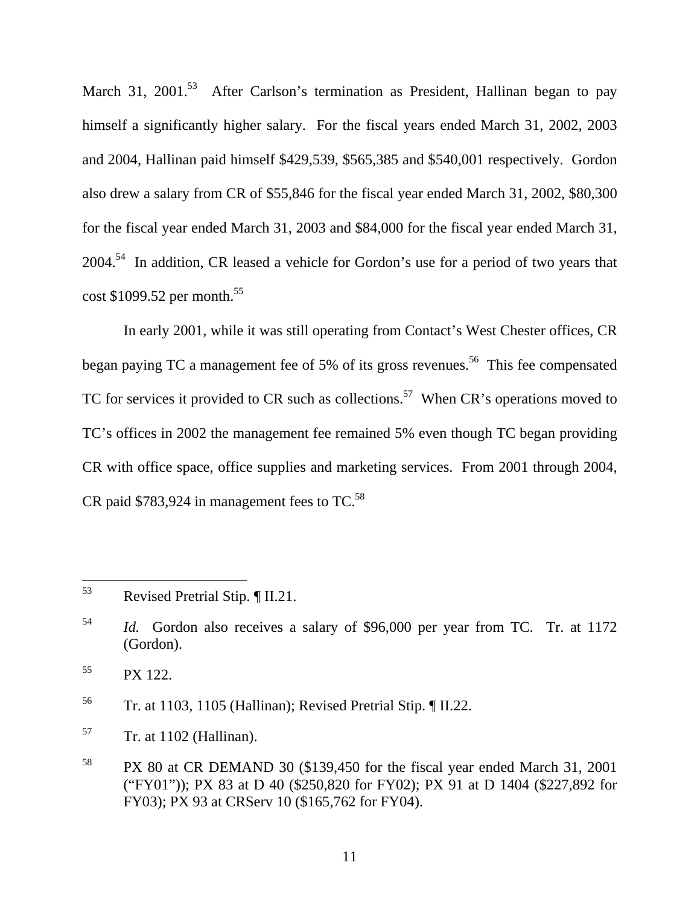March 31, 2001.[53] After Carlson's termination as President, Hallinan began to pay himself a significantly higher salary. For the fiscal years ended March 31, 2002, 2003 and 2004, Hallinan paid himself $429,539, $565,385 and $540,001 respectively. Gordon also drew a salary from CR of $55,846 for the fiscal year ended March 31, 2002, $80,300 for the fiscal year ended March 31, 2003 and $84,000 for the fiscal year ended March 31, 2004.[54] In addition, CR leased a vehicle for Gordon's use for a period of two years that cost $1099.52 per month.[55]

In early 2001, while it was still operating from Contact's West Chester offices, CR began paying TC a management fee of 5% of its gross revenues.[56] This fee compensated TC for services it provided to CR such as collections.[57] When CR's operations moved to TC's offices in 2002 the management fee remained 5% even though TC began providing CR with office space, office supplies and marketing services. From 2001 through 2004, CR paid $783,924 in management fees to TC.[58]

---

[53] Revised Pretrial Stip. ¶ II.21.

[54] *Id.* Gordon also receives a salary of $96,000 per year from TC. Tr. at 1172 (Gordon).

[55] PX 122.

[56] Tr. at 1103, 1105 (Hallinan); Revised Pretrial Stip. ¶ II.22.

[57] Tr. at 1102 (Hallinan).

[58] PX 80 at CR DEMAND 30 ($139,450 for the fiscal year ended March 31, 2001 ("FY01")); PX 83 at D 40 ($250,820 for FY02); PX 91 at D 1404 ($227,892 for FY03); PX 93 at CRServ 10 ($165,762 for FY04).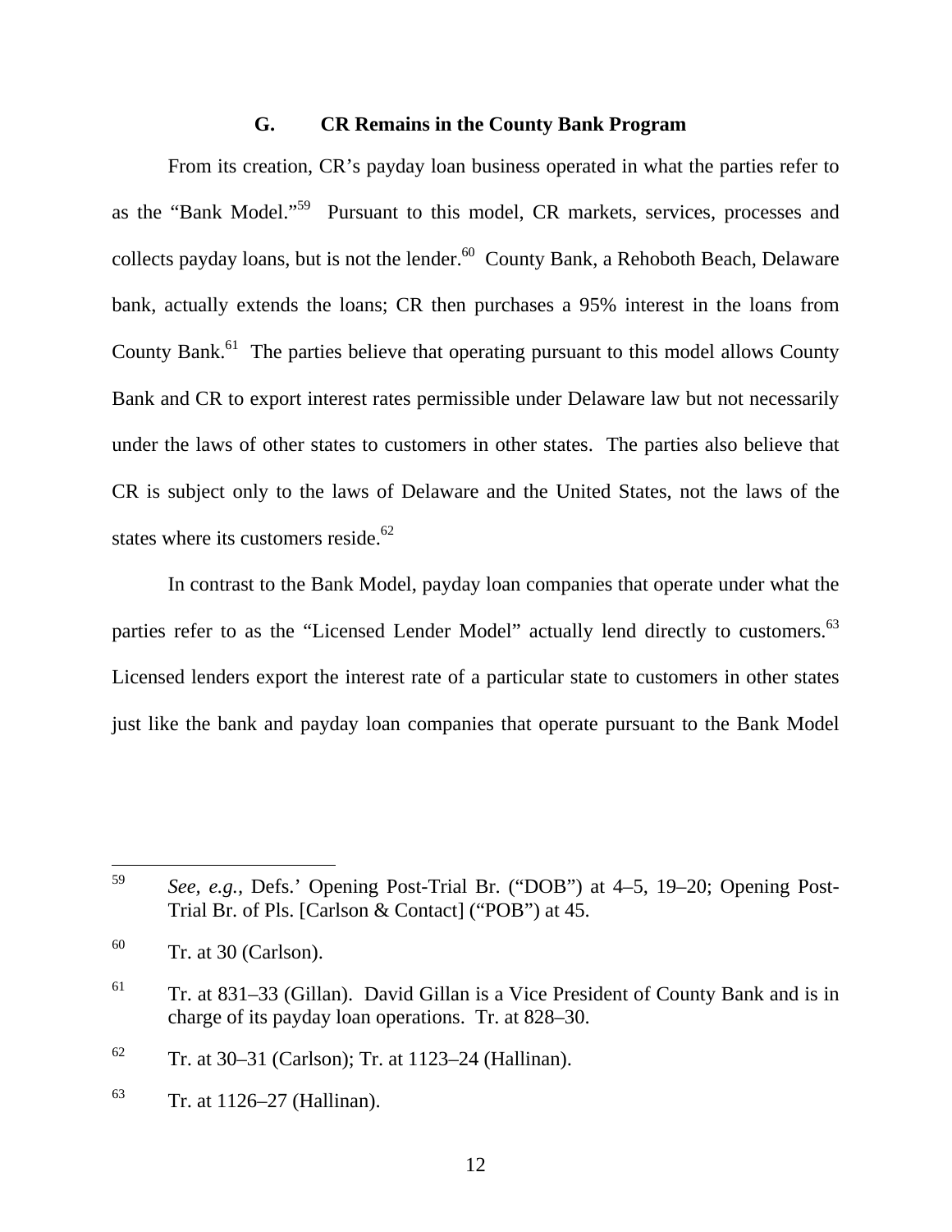### G. CR Remains in the County Bank Program

From its creation, CR's payday loan business operated in what the parties refer to as the "Bank Model."[59] Pursuant to this model, CR markets, services, processes and collects payday loans, but is not the lender.[60] County Bank, a Rehoboth Beach, Delaware bank, actually extends the loans; CR then purchases a 95% interest in the loans from County Bank.[61] The parties believe that operating pursuant to this model allows County Bank and CR to export interest rates permissible under Delaware law but not necessarily under the laws of other states to customers in other states. The parties also believe that CR is subject only to the laws of Delaware and the United States, not the laws of the states where its customers reside.[62]

In contrast to the Bank Model, payday loan companies that operate under what the parties refer to as the "Licensed Lender Model" actually lend directly to customers.[63] Licensed lenders export the interest rate of a particular state to customers in other states just like the bank and payday loan companies that operate pursuant to the Bank Model

---

[59] *See, e.g.*, Defs.' Opening Post-Trial Br. ("DOB") at 4–5, 19–20; Opening Post-Trial Br. of Pls. [Carlson & Contact] ("POB") at 45.

[60] Tr. at 30 (Carlson).

[61] Tr. at 831–33 (Gillan). David Gillan is a Vice President of County Bank and is in charge of its payday loan operations. Tr. at 828–30.

[62] Tr. at 30–31 (Carlson); Tr. at 1123–24 (Hallinan).

[63] Tr. at 1126–27 (Hallinan).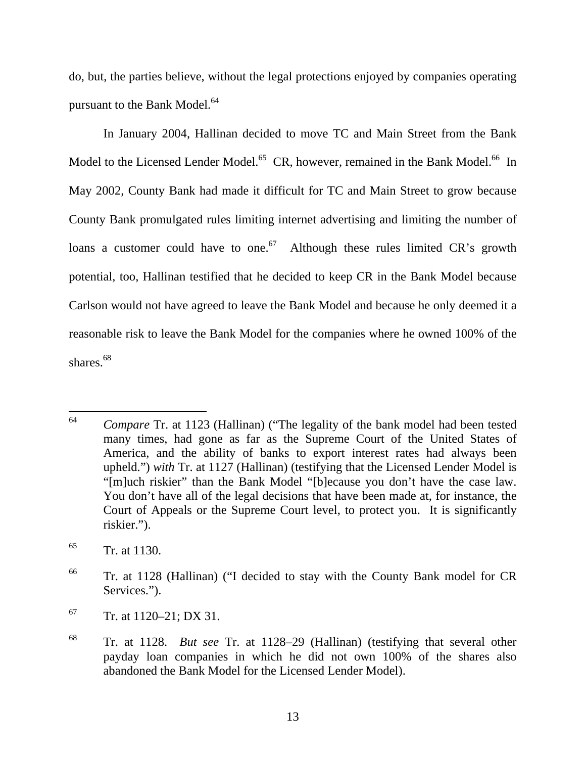do, but, the parties believe, without the legal protections enjoyed by companies operating pursuant to the Bank Model.[64]

In January 2004, Hallinan decided to move TC and Main Street from the Bank Model to the Licensed Lender Model.[65] CR, however, remained in the Bank Model.[66] In May 2002, County Bank had made it difficult for TC and Main Street to grow because County Bank promulgated rules limiting internet advertising and limiting the number of loans a customer could have to one.[67] Although these rules limited CR's growth potential, too, Hallinan testified that he decided to keep CR in the Bank Model because Carlson would not have agreed to leave the Bank Model and because he only deemed it a reasonable risk to leave the Bank Model for the companies where he owned 100% of the shares.[68]

---

[64] *Compare* Tr. at 1123 (Hallinan) ("The legality of the bank model had been tested many times, had gone as far as the Supreme Court of the United States of America, and the ability of banks to export interest rates had always been upheld.") *with* Tr. at 1127 (Hallinan) (testifying that the Licensed Lender Model is "[m]uch riskier" than the Bank Model "[b]ecause you don't have the case law. You don't have all of the legal decisions that have been made at, for instance, the Court of Appeals or the Supreme Court level, to protect you. It is significantly riskier.").

[65] Tr. at 1130.

[66] Tr. at 1128 (Hallinan) ("I decided to stay with the County Bank model for CR Services.").

[67] Tr. at 1120–21; DX 31.

[68] Tr. at 1128. *But see* Tr. at 1128–29 (Hallinan) (testifying that several other payday loan companies in which he did not own 100% of the shares also abandoned the Bank Model for the Licensed Lender Model).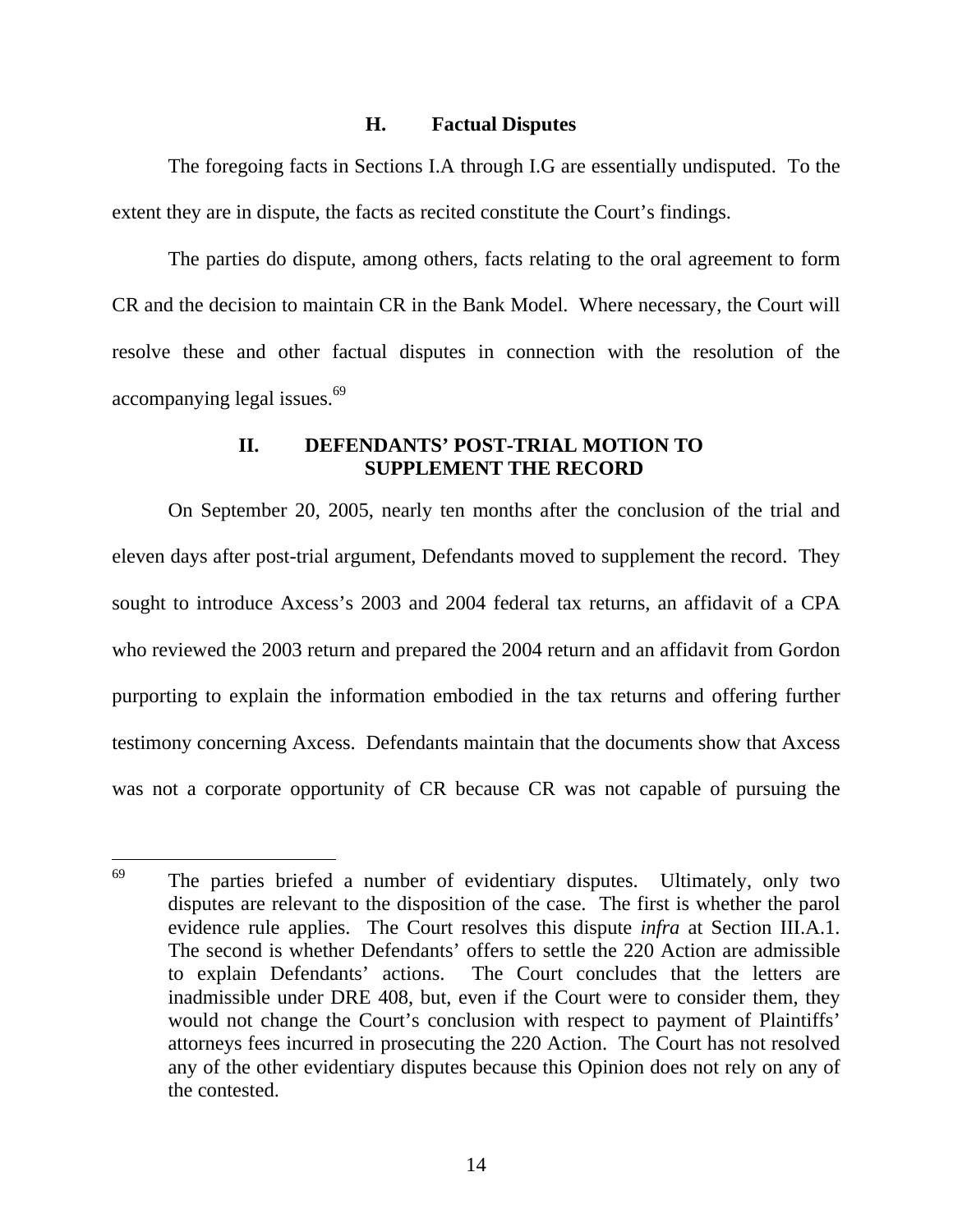### H. Factual Disputes

The foregoing facts in Sections I.A through I.G are essentially undisputed. To the extent they are in dispute, the facts as recited constitute the Court's findings.

The parties do dispute, among others, facts relating to the oral agreement to form CR and the decision to maintain CR in the Bank Model. Where necessary, the Court will resolve these and other factual disputes in connection with the resolution of the accompanying legal issues.[69]

## II. DEFENDANTS' POST-TRIAL MOTION TO SUPPLEMENT THE RECORD

On September 20, 2005, nearly ten months after the conclusion of the trial and eleven days after post-trial argument, Defendants moved to supplement the record. They sought to introduce Axcess's 2003 and 2004 federal tax returns, an affidavit of a CPA who reviewed the 2003 return and prepared the 2004 return and an affidavit from Gordon purporting to explain the information embodied in the tax returns and offering further testimony concerning Axcess. Defendants maintain that the documents show that Axcess was not a corporate opportunity of CR because CR was not capable of pursuing the

---

[69] The parties briefed a number of evidentiary disputes. Ultimately, only two disputes are relevant to the disposition of the case. The first is whether the parol evidence rule applies. The Court resolves this dispute *infra* at Section III.A.1. The second is whether Defendants' offers to settle the 220 Action are admissible to explain Defendants' actions. The Court concludes that the letters are inadmissible under DRE 408, but, even if the Court were to consider them, they would not change the Court's conclusion with respect to payment of Plaintiffs' attorneys fees incurred in prosecuting the 220 Action. The Court has not resolved any of the other evidentiary disputes because this Opinion does not rely on any of the contested.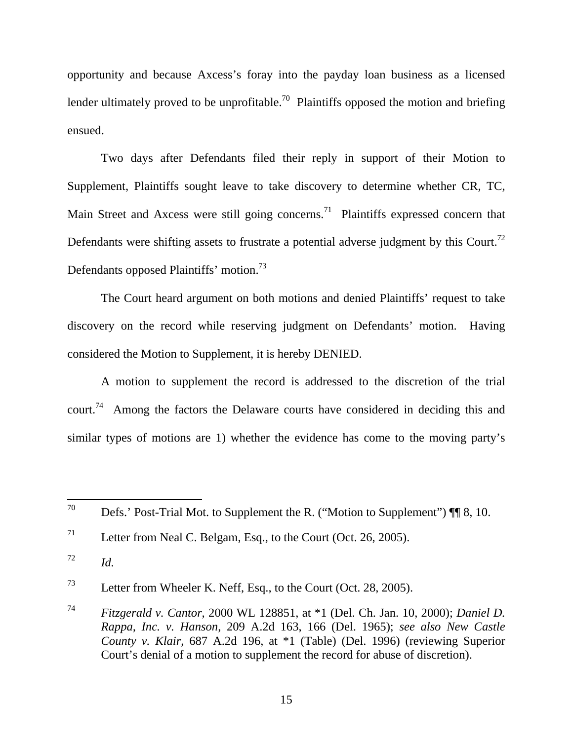opportunity and because Axcess's foray into the payday loan business as a licensed lender ultimately proved to be unprofitable.[70] Plaintiffs opposed the motion and briefing ensued.

Two days after Defendants filed their reply in support of their Motion to Supplement, Plaintiffs sought leave to take discovery to determine whether CR, TC, Main Street and Axcess were still going concerns.[71] Plaintiffs expressed concern that Defendants were shifting assets to frustrate a potential adverse judgment by this Court.[72] Defendants opposed Plaintiffs' motion.[73]

The Court heard argument on both motions and denied Plaintiffs' request to take discovery on the record while reserving judgment on Defendants' motion. Having considered the Motion to Supplement, it is hereby DENIED.

A motion to supplement the record is addressed to the discretion of the trial court.[74] Among the factors the Delaware courts have considered in deciding this and similar types of motions are 1) whether the evidence has come to the moving party's

---

[70] Defs.' Post-Trial Mot. to Supplement the R. ("Motion to Supplement") ¶¶ 8, 10.

[71] Letter from Neal C. Belgam, Esq., to the Court (Oct. 26, 2005).

[72] *Id.*

[73] Letter from Wheeler K. Neff, Esq., to the Court (Oct. 28, 2005).

[74] *Fitzgerald v. Cantor*, 2000 WL 128851, at *1 (Del. Ch. Jan. 10, 2000); *Daniel D. Rappa, Inc. v. Hanson*, 209 A.2d 163, 166 (Del. 1965); *see also New Castle County v. Klair*, 687 A.2d 196, at *1 (Table) (Del. 1996) (reviewing Superior Court's denial of a motion to supplement the record for abuse of discretion).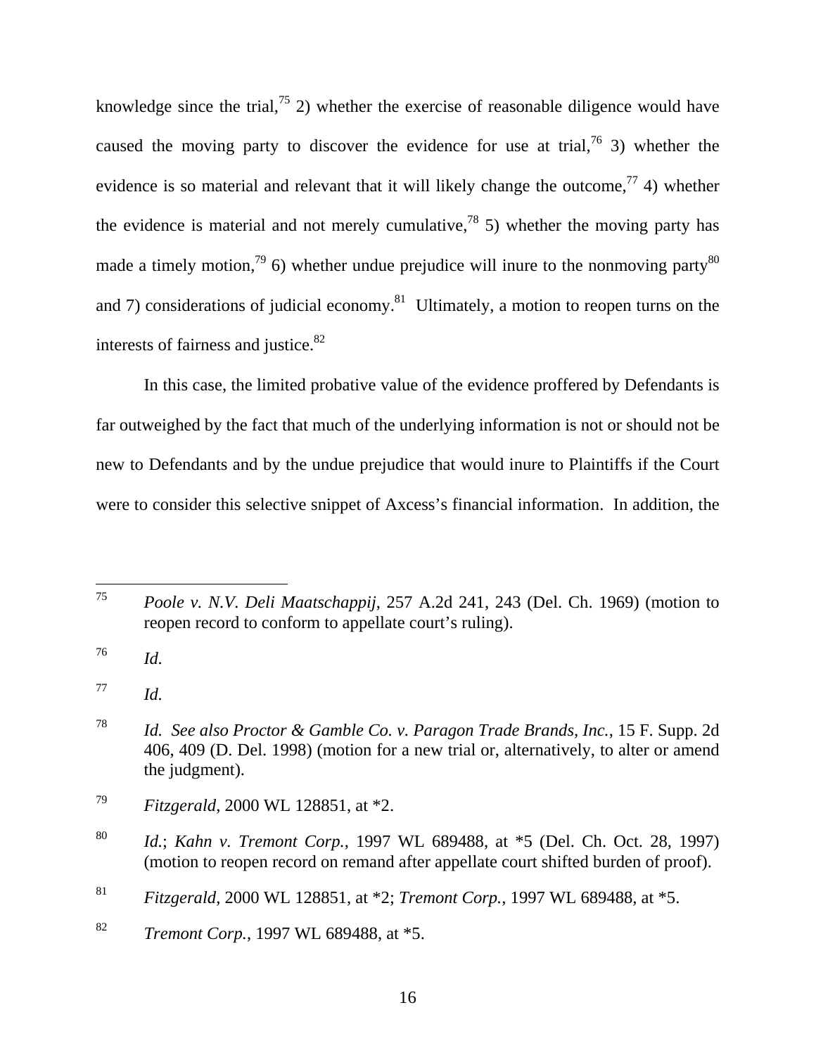knowledge since the trial,[75] 2) whether the exercise of reasonable diligence would have caused the moving party to discover the evidence for use at trial,[76] 3) whether the evidence is so material and relevant that it will likely change the outcome,[77] 4) whether the evidence is material and not merely cumulative,[78] 5) whether the moving party has made a timely motion,[79] 6) whether undue prejudice will inure to the nonmoving party[80] and 7) considerations of judicial economy.[81] Ultimately, a motion to reopen turns on the interests of fairness and justice.[82]

In this case, the limited probative value of the evidence proffered by Defendants is far outweighed by the fact that much of the underlying information is not or should not be new to Defendants and by the undue prejudice that would inure to Plaintiffs if the Court were to consider this selective snippet of Axcess's financial information. In addition, the

---

[75] *Poole v. N.V. Deli Maatschappij*, 257 A.2d 241, 243 (Del. Ch. 1969) (motion to reopen record to conform to appellate court's ruling).

[76] *Id.*

[77] *Id.*

[78] *Id. See also Proctor & Gamble Co. v. Paragon Trade Brands, Inc.*, 15 F. Supp. 2d 406, 409 (D. Del. 1998) (motion for a new trial or, alternatively, to alter or amend the judgment).

[79] *Fitzgerald*, 2000 WL 128851, at *2.

[80] *Id.*; *Kahn v. Tremont Corp.*, 1997 WL 689488, at *5 (Del. Ch. Oct. 28, 1997) (motion to reopen record on remand after appellate court shifted burden of proof).

[81] *Fitzgerald*, 2000 WL 128851, at *2; *Tremont Corp.*, 1997 WL 689488, at *5.

[82] *Tremont Corp.*, 1997 WL 689488, at *5.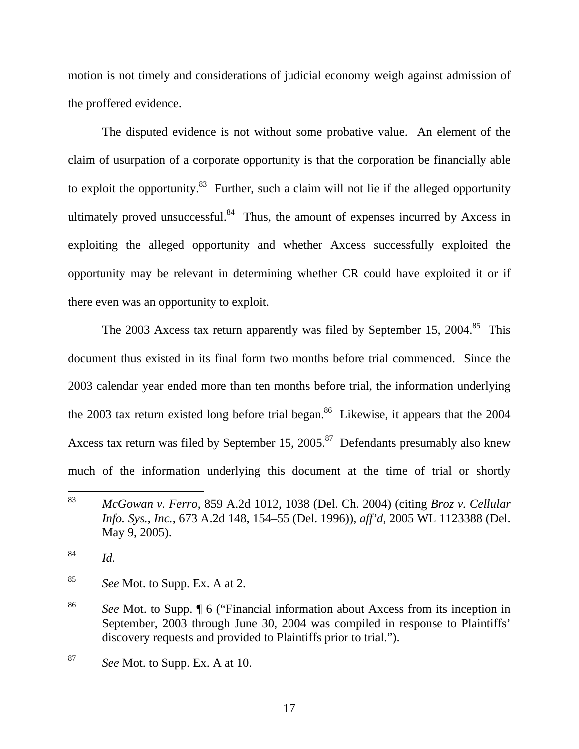motion is not timely and considerations of judicial economy weigh against admission of the proffered evidence.

The disputed evidence is not without some probative value. An element of the claim of usurpation of a corporate opportunity is that the corporation be financially able to exploit the opportunity.[83] Further, such a claim will not lie if the alleged opportunity ultimately proved unsuccessful.[84] Thus, the amount of expenses incurred by Axcess in exploiting the alleged opportunity and whether Axcess successfully exploited the opportunity may be relevant in determining whether CR could have exploited it or if there even was an opportunity to exploit.

The 2003 Axcess tax return apparently was filed by September 15, 2004.[85] This document thus existed in its final form two months before trial commenced. Since the 2003 calendar year ended more than ten months before trial, the information underlying the 2003 tax return existed long before trial began.[86] Likewise, it appears that the 2004 Axcess tax return was filed by September 15, 2005.[87] Defendants presumably also knew much of the information underlying this document at the time of trial or shortly

---

[83] *McGowan v. Ferro*, 859 A.2d 1012, 1038 (Del. Ch. 2004) (citing *Broz v. Cellular Info. Sys., Inc.*, 673 A.2d 148, 154–55 (Del. 1996)), *aff'd*, 2005 WL 1123388 (Del. May 9, 2005).

[84] *Id.*

[85] *See* Mot. to Supp. Ex. A at 2.

[86] *See* Mot. to Supp. ¶ 6 ("Financial information about Axcess from its inception in September, 2003 through June 30, 2004 was compiled in response to Plaintiffs' discovery requests and provided to Plaintiffs prior to trial.").

[87] *See* Mot. to Supp. Ex. A at 10.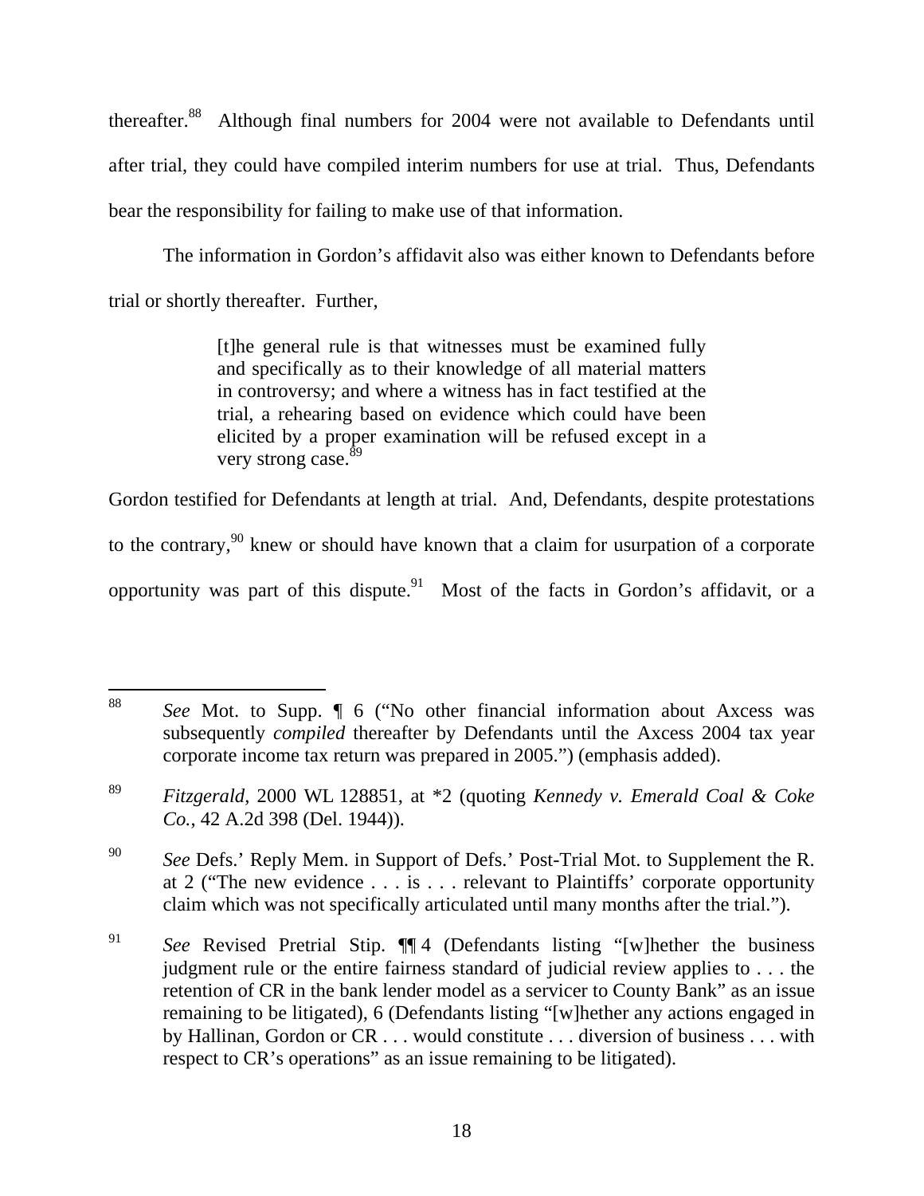thereafter.[88] Although final numbers for 2004 were not available to Defendants until after trial, they could have compiled interim numbers for use at trial. Thus, Defendants bear the responsibility for failing to make use of that information.

The information in Gordon's affidavit also was either known to Defendants before trial or shortly thereafter. Further,

> [t]he general rule is that witnesses must be examined fully and specifically as to their knowledge of all material matters in controversy; and where a witness has in fact testified at the trial, a rehearing based on evidence which could have been elicited by a proper examination will be refused except in a very strong case.[89]

Gordon testified for Defendants at length at trial. And, Defendants, despite protestations to the contrary,[90] knew or should have known that a claim for usurpation of a corporate opportunity was part of this dispute.[91] Most of the facts in Gordon's affidavit, or a

---

[88] *See* Mot. to Supp. ¶ 6 ("No other financial information about Axcess was subsequently *compiled* thereafter by Defendants until the Axcess 2004 tax year corporate income tax return was prepared in 2005.") (emphasis added).

[89] *Fitzgerald*, 2000 WL 128851, at *2 (quoting *Kennedy v. Emerald Coal & Coke Co.*, 42 A.2d 398 (Del. 1944)).

[90] *See* Defs.' Reply Mem. in Support of Defs.' Post-Trial Mot. to Supplement the R. at 2 ("The new evidence . . . is . . . relevant to Plaintiffs' corporate opportunity claim which was not specifically articulated until many months after the trial.").

[91] *See* Revised Pretrial Stip. ¶¶ 4 (Defendants listing "[w]hether the business judgment rule or the entire fairness standard of judicial review applies to . . . the retention of CR in the bank lender model as a servicer to County Bank" as an issue remaining to be litigated), 6 (Defendants listing "[w]hether any actions engaged in by Hallinan, Gordon or CR . . . would constitute . . . diversion of business . . . with respect to CR's operations" as an issue remaining to be litigated).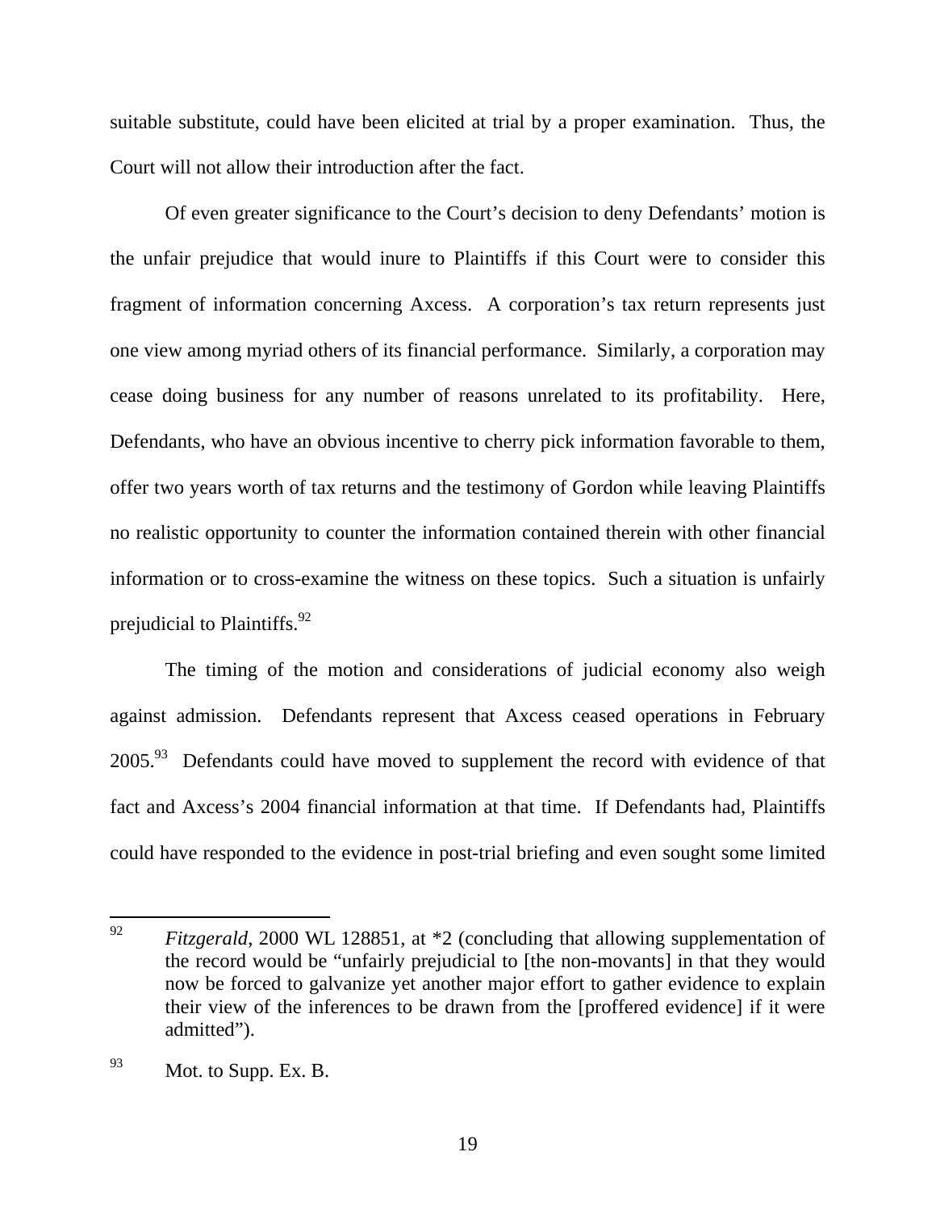suitable substitute, could have been elicited at trial by a proper examination. Thus, the Court will not allow their introduction after the fact.

Of even greater significance to the Court's decision to deny Defendants' motion is the unfair prejudice that would inure to Plaintiffs if this Court were to consider this fragment of information concerning Axcess. A corporation's tax return represents just one view among myriad others of its financial performance. Similarly, a corporation may cease doing business for any number of reasons unrelated to its profitability. Here, Defendants, who have an obvious incentive to cherry pick information favorable to them, offer two years worth of tax returns and the testimony of Gordon while leaving Plaintiffs no realistic opportunity to counter the information contained therein with other financial information or to cross-examine the witness on these topics. Such a situation is unfairly prejudicial to Plaintiffs.[92]

The timing of the motion and considerations of judicial economy also weigh against admission. Defendants represent that Axcess ceased operations in February 2005.[93] Defendants could have moved to supplement the record with evidence of that fact and Axcess's 2004 financial information at that time. If Defendants had, Plaintiffs could have responded to the evidence in post-trial briefing and even sought some limited

---

[92] *Fitzgerald*, 2000 WL 128851, at *2 (concluding that allowing supplementation of the record would be "unfairly prejudicial to [the non-movants] in that they would now be forced to galvanize yet another major effort to gather evidence to explain their view of the inferences to be drawn from the [proffered evidence] if it were admitted").

[93] Mot. to Supp. Ex. B.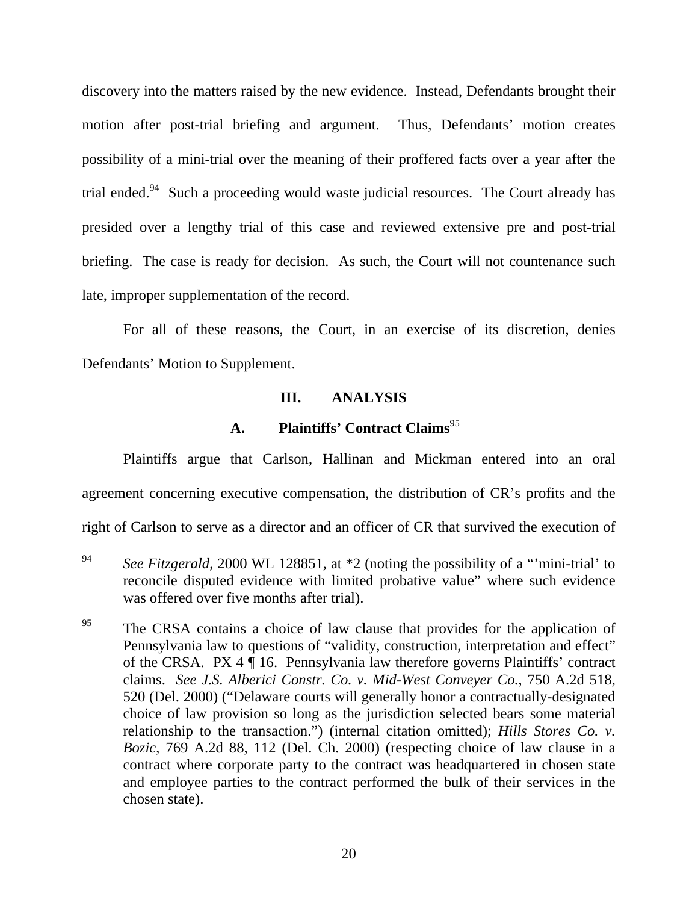discovery into the matters raised by the new evidence. Instead, Defendants brought their motion after post-trial briefing and argument. Thus, Defendants' motion creates possibility of a mini-trial over the meaning of their proffered facts over a year after the trial ended.[94] Such a proceeding would waste judicial resources. The Court already has presided over a lengthy trial of this case and reviewed extensive pre and post-trial briefing. The case is ready for decision. As such, the Court will not countenance such late, improper supplementation of the record.

For all of these reasons, the Court, in an exercise of its discretion, denies Defendants' Motion to Supplement.

## III. ANALYSIS

### A. Plaintiffs' Contract Claims[95]

Plaintiffs argue that Carlson, Hallinan and Mickman entered into an oral agreement concerning executive compensation, the distribution of CR's profits and the right of Carlson to serve as a director and an officer of CR that survived the execution of

---

[94] *See Fitzgerald*, 2000 WL 128851, at *2 (noting the possibility of a "'mini-trial' to reconcile disputed evidence with limited probative value" where such evidence was offered over five months after trial).

[95] The CRSA contains a choice of law clause that provides for the application of Pennsylvania law to questions of "validity, construction, interpretation and effect" of the CRSA. PX 4 ¶ 16. Pennsylvania law therefore governs Plaintiffs' contract claims. *See J.S. Alberici Constr. Co. v. Mid-West Conveyer Co.*, 750 A.2d 518, 520 (Del. 2000) ("Delaware courts will generally honor a contractually-designated choice of law provision so long as the jurisdiction selected bears some material relationship to the transaction.") (internal citation omitted); *Hills Stores Co. v. Bozic*, 769 A.2d 88, 112 (Del. Ch. 2000) (respecting choice of law clause in a contract where corporate party to the contract was headquartered in chosen state and employee parties to the contract performed the bulk of their services in the chosen state).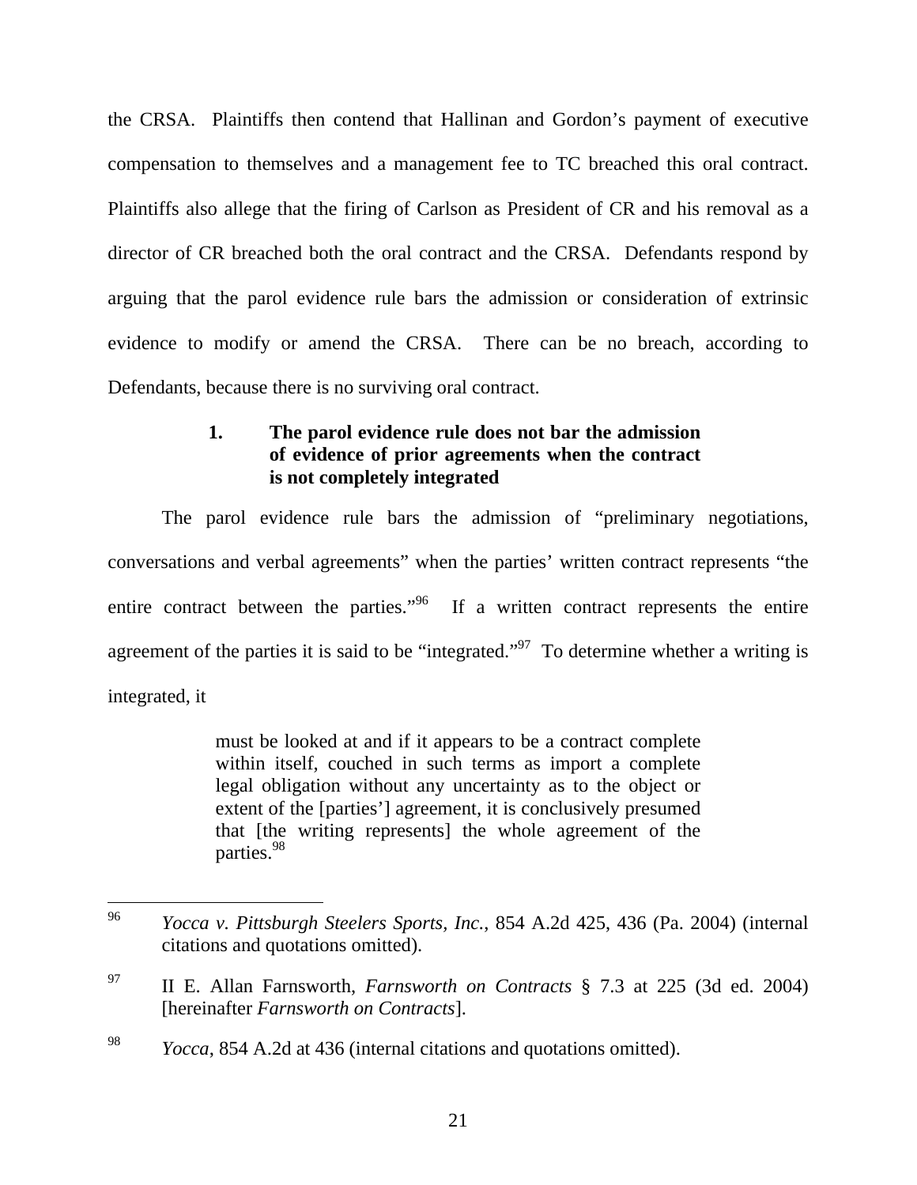the CRSA. Plaintiffs then contend that Hallinan and Gordon's payment of executive compensation to themselves and a management fee to TC breached this oral contract. Plaintiffs also allege that the firing of Carlson as President of CR and his removal as a director of CR breached both the oral contract and the CRSA. Defendants respond by arguing that the parol evidence rule bars the admission or consideration of extrinsic evidence to modify or amend the CRSA. There can be no breach, according to Defendants, because there is no surviving oral contract.

### 1. The parol evidence rule does not bar the admission of evidence of prior agreements when the contract is not completely integrated

The parol evidence rule bars the admission of "preliminary negotiations, conversations and verbal agreements" when the parties' written contract represents "the entire contract between the parties."[96] If a written contract represents the entire agreement of the parties it is said to be "integrated."[97] To determine whether a writing is integrated, it

> must be looked at and if it appears to be a contract complete within itself, couched in such terms as import a complete legal obligation without any uncertainty as to the object or extent of the [parties'] agreement, it is conclusively presumed that [the writing represents] the whole agreement of the parties.[98]

---

[96] *Yocca v. Pittsburgh Steelers Sports, Inc.*, 854 A.2d 425, 436 (Pa. 2004) (internal citations and quotations omitted).

[97] II E. Allan Farnsworth, *Farnsworth on Contracts* § 7.3 at 225 (3d ed. 2004) [hereinafter *Farnsworth on Contracts*].

[98] *Yocca*, 854 A.2d at 436 (internal citations and quotations omitted).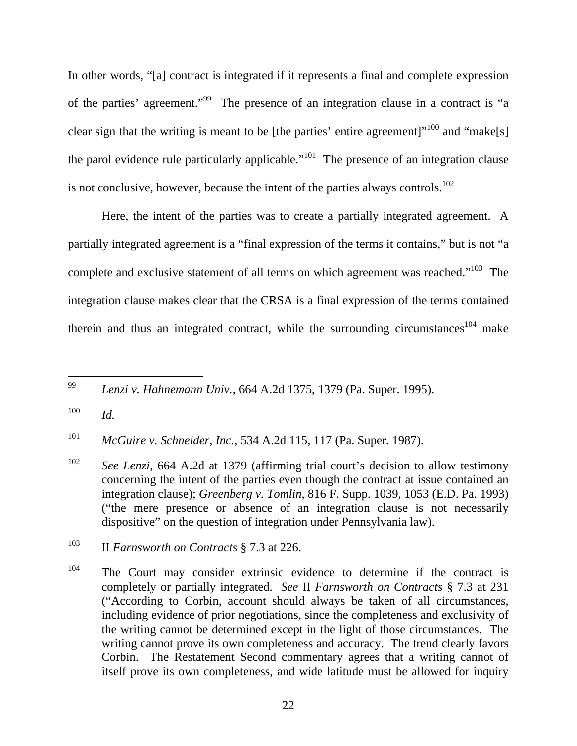In other words, "[a] contract is integrated if it represents a final and complete expression of the parties' agreement."[99] The presence of an integration clause in a contract is "a clear sign that the writing is meant to be [the parties' entire agreement]"[100] and "make[s] the parol evidence rule particularly applicable."[101] The presence of an integration clause is not conclusive, however, because the intent of the parties always controls.[102]

Here, the intent of the parties was to create a partially integrated agreement. A partially integrated agreement is a "final expression of the terms it contains," but is not "a complete and exclusive statement of all terms on which agreement was reached."[103] The integration clause makes clear that the CRSA is a final expression of the terms contained therein and thus an integrated contract, while the surrounding circumstances[104] make

---

[99] *Lenzi v. Hahnemann Univ.*, 664 A.2d 1375, 1379 (Pa. Super. 1995).

[100] *Id.*

[101] *McGuire v. Schneider, Inc.*, 534 A.2d 115, 117 (Pa. Super. 1987).

[102] *See Lenzi*, 664 A.2d at 1379 (affirming trial court's decision to allow testimony concerning the intent of the parties even though the contract at issue contained an integration clause); *Greenberg v. Tomlin*, 816 F. Supp. 1039, 1053 (E.D. Pa. 1993) ("the mere presence or absence of an integration clause is not necessarily dispositive" on the question of integration under Pennsylvania law).

[103] II *Farnsworth on Contracts* § 7.3 at 226.

[104] The Court may consider extrinsic evidence to determine if the contract is completely or partially integrated. *See* II *Farnsworth on Contracts* § 7.3 at 231 ("According to Corbin, account should always be taken of all circumstances, including evidence of prior negotiations, since the completeness and exclusivity of the writing cannot be determined except in the light of those circumstances. The writing cannot prove its own completeness and accuracy. The trend clearly favors Corbin. The Restatement Second commentary agrees that a writing cannot of itself prove its own completeness, and wide latitude must be allowed for inquiry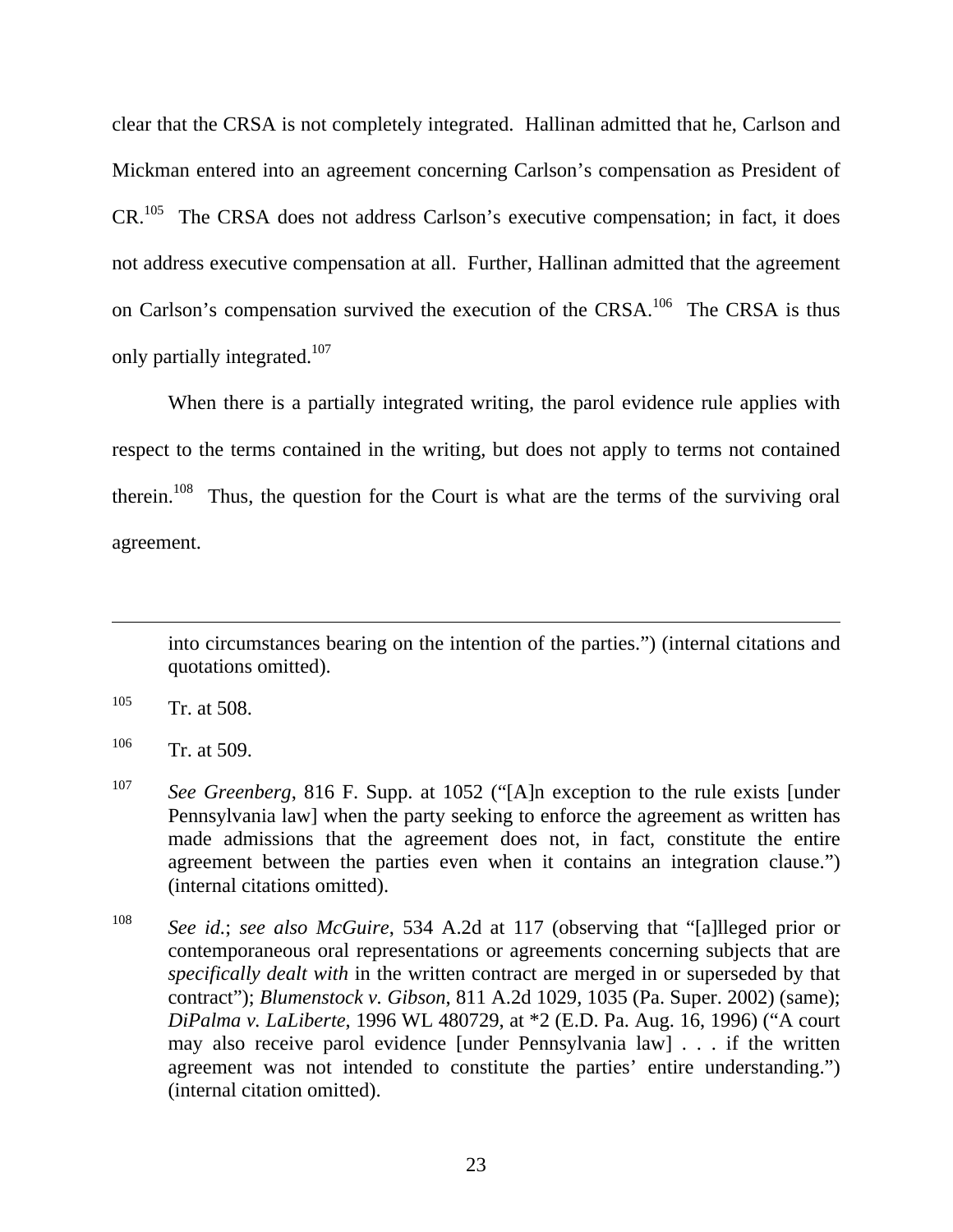clear that the CRSA is not completely integrated. Hallinan admitted that he, Carlson and Mickman entered into an agreement concerning Carlson's compensation as President of CR.[105] The CRSA does not address Carlson's executive compensation; in fact, it does not address executive compensation at all. Further, Hallinan admitted that the agreement on Carlson's compensation survived the execution of the CRSA.[106] The CRSA is thus only partially integrated.[107]

When there is a partially integrated writing, the parol evidence rule applies with respect to the terms contained in the writing, but does not apply to terms not contained therein.[108] Thus, the question for the Court is what are the terms of the surviving oral agreement.

---

into circumstances bearing on the intention of the parties.") (internal citations and quotations omitted).

[105] Tr. at 508.

[106] Tr. at 509.

[107] *See Greenberg*, 816 F. Supp. at 1052 ("[A]n exception to the rule exists [under Pennsylvania law] when the party seeking to enforce the agreement as written has made admissions that the agreement does not, in fact, constitute the entire agreement between the parties even when it contains an integration clause.") (internal citations omitted).

[108] *See id.*; *see also McGuire*, 534 A.2d at 117 (observing that "[a]lleged prior or contemporaneous oral representations or agreements concerning subjects that are *specifically dealt with* in the written contract are merged in or superseded by that contract"); *Blumenstock v. Gibson*, 811 A.2d 1029, 1035 (Pa. Super. 2002) (same); *DiPalma v. LaLiberte*, 1996 WL 480729, at *2 (E.D. Pa. Aug. 16, 1996) ("A court may also receive parol evidence [under Pennsylvania law] . . . if the written agreement was not intended to constitute the parties' entire understanding.") (internal citation omitted).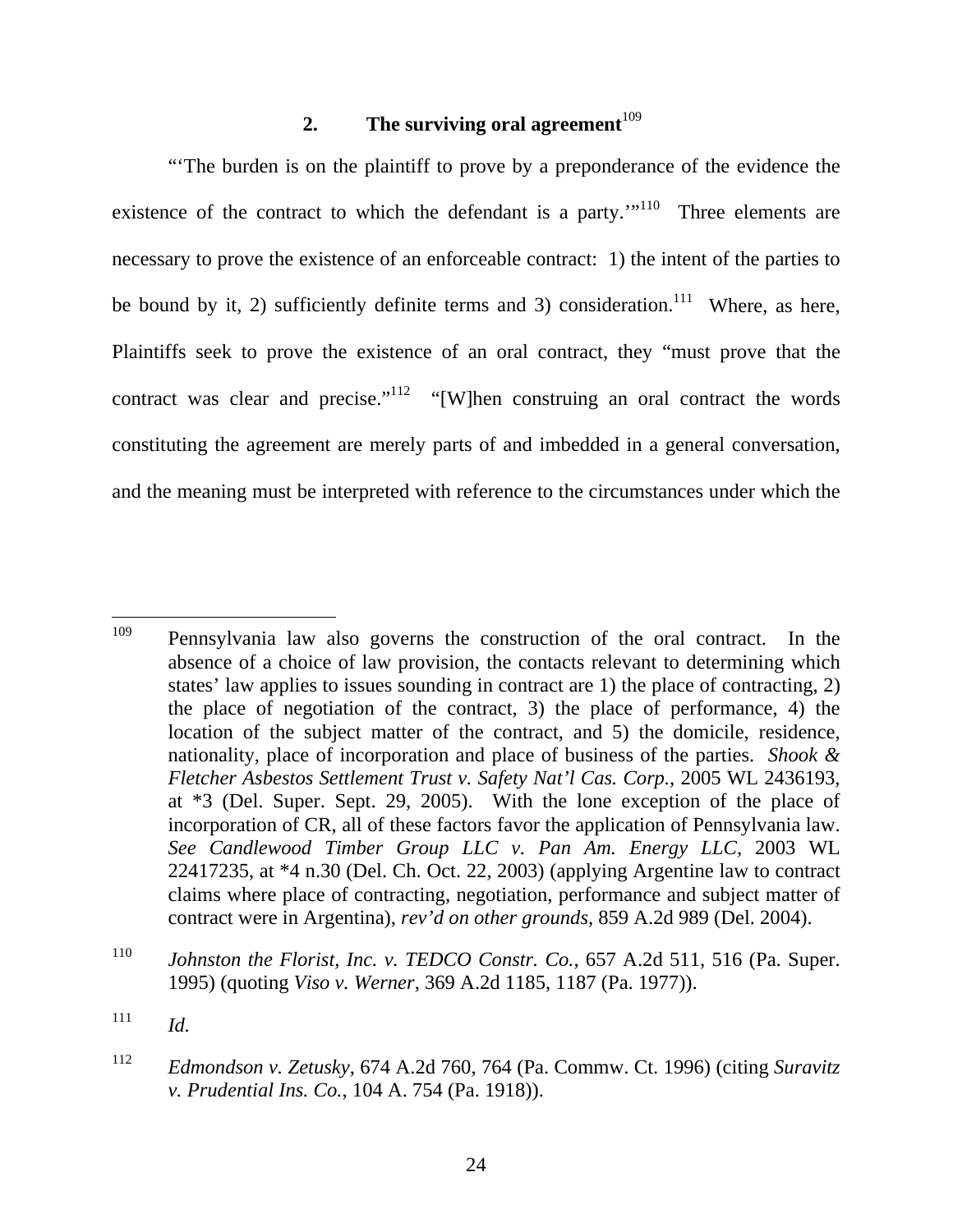### 2. The surviving oral agreement[109]

"'The burden is on the plaintiff to prove by a preponderance of the evidence the existence of the contract to which the defendant is a party.'"[110] Three elements are necessary to prove the existence of an enforceable contract: 1) the intent of the parties to be bound by it, 2) sufficiently definite terms and 3) consideration.[111] Where, as here, Plaintiffs seek to prove the existence of an oral contract, they "must prove that the contract was clear and precise."[112] "[W]hen construing an oral contract the words constituting the agreement are merely parts of and imbedded in a general conversation, and the meaning must be interpreted with reference to the circumstances under which the

---

[109] Pennsylvania law also governs the construction of the oral contract. In the absence of a choice of law provision, the contacts relevant to determining which states' law applies to issues sounding in contract are 1) the place of contracting, 2) the place of negotiation of the contract, 3) the place of performance, 4) the location of the subject matter of the contract, and 5) the domicile, residence, nationality, place of incorporation and place of business of the parties. *Shook & Fletcher Asbestos Settlement Trust v. Safety Nat'l Cas. Corp.*, 2005 WL 2436193, at *3 (Del. Super. Sept. 29, 2005). With the lone exception of the place of incorporation of CR, all of these factors favor the application of Pennsylvania law. *See Candlewood Timber Group LLC v. Pan Am. Energy LLC*, 2003 WL 22417235, at *4 n.30 (Del. Ch. Oct. 22, 2003) (applying Argentine law to contract claims where place of contracting, negotiation, performance and subject matter of contract were in Argentina), *rev'd on other grounds*, 859 A.2d 989 (Del. 2004).

[110] *Johnston the Florist, Inc. v. TEDCO Constr. Co.*, 657 A.2d 511, 516 (Pa. Super. 1995) (quoting *Viso v. Werner*, 369 A.2d 1185, 1187 (Pa. 1977)).

[111] *Id.*

[112] *Edmondson v. Zetusky*, 674 A.2d 760, 764 (Pa. Commw. Ct. 1996) (citing *Suravitz v. Prudential Ins. Co.*, 104 A. 754 (Pa. 1918)).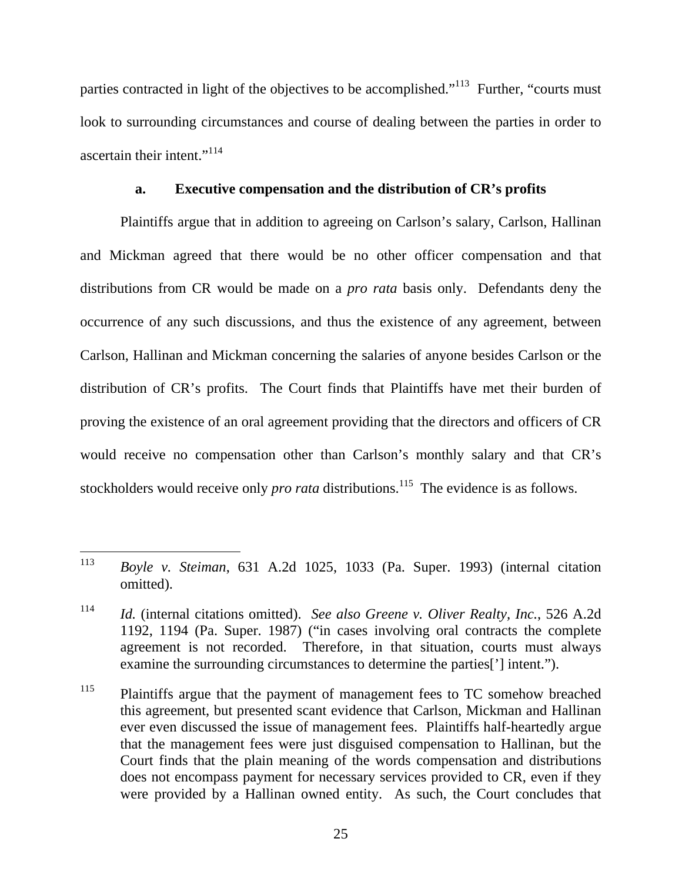parties contracted in light of the objectives to be accomplished."[113] Further, "courts must look to surrounding circumstances and course of dealing between the parties in order to ascertain their intent."[114]

**a. Executive compensation and the distribution of CR's profits**

Plaintiffs argue that in addition to agreeing on Carlson's salary, Carlson, Hallinan and Mickman agreed that there would be no other officer compensation and that distributions from CR would be made on a *pro rata* basis only. Defendants deny the occurrence of any such discussions, and thus the existence of any agreement, between Carlson, Hallinan and Mickman concerning the salaries of anyone besides Carlson or the distribution of CR's profits. The Court finds that Plaintiffs have met their burden of proving the existence of an oral agreement providing that the directors and officers of CR would receive no compensation other than Carlson's monthly salary and that CR's stockholders would receive only *pro rata* distributions.[115] The evidence is as follows.

---

[113] *Boyle v. Steiman*, 631 A.2d 1025, 1033 (Pa. Super. 1993) (internal citation omitted).

[114] *Id.* (internal citations omitted). *See also Greene v. Oliver Realty, Inc.*, 526 A.2d 1192, 1194 (Pa. Super. 1987) ("in cases involving oral contracts the complete agreement is not recorded. Therefore, in that situation, courts must always examine the surrounding circumstances to determine the parties['] intent.").

[115] Plaintiffs argue that the payment of management fees to TC somehow breached this agreement, but presented scant evidence that Carlson, Mickman and Hallinan ever even discussed the issue of management fees. Plaintiffs half-heartedly argue that the management fees were just disguised compensation to Hallinan, but the Court finds that the plain meaning of the words compensation and distributions does not encompass payment for necessary services provided to CR, even if they were provided by a Hallinan owned entity. As such, the Court concludes that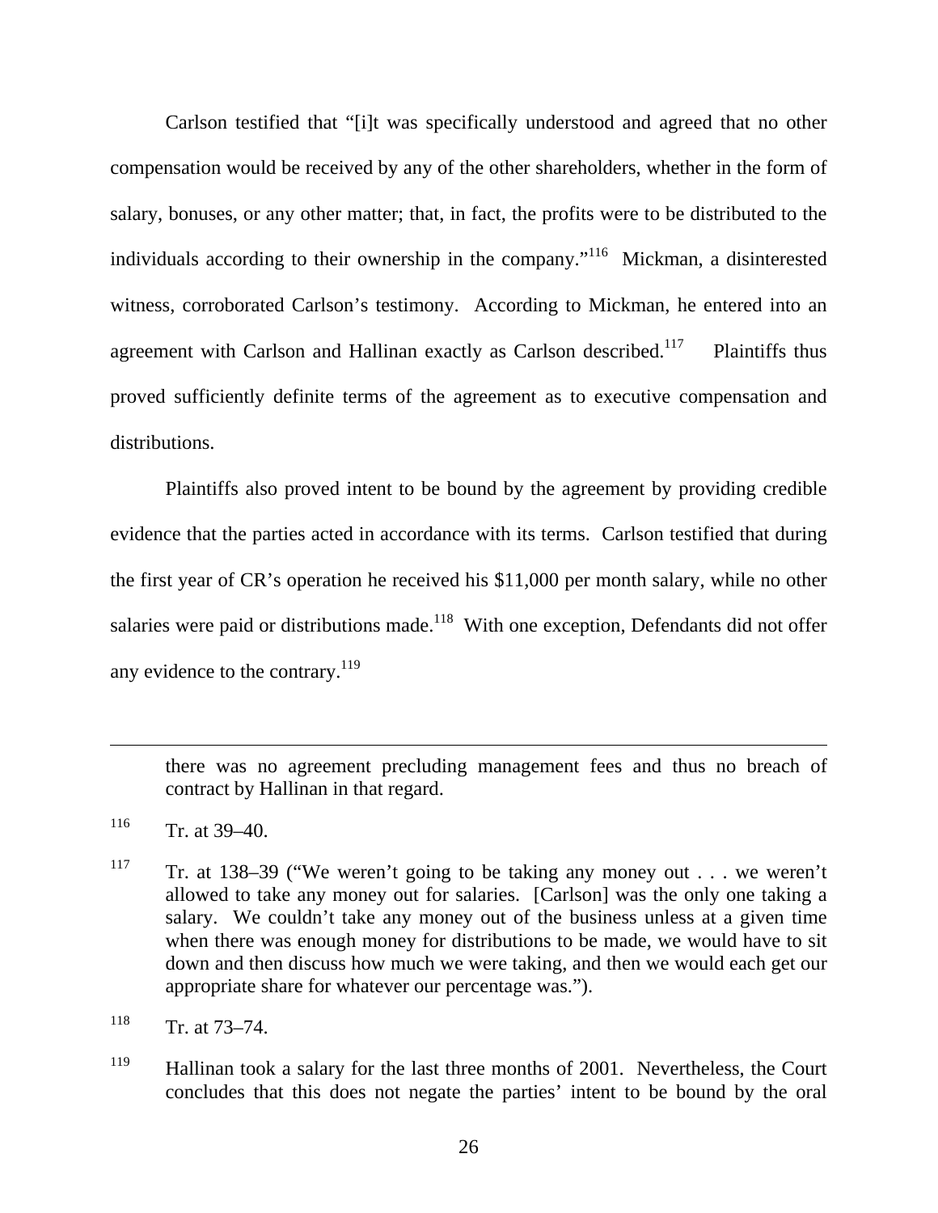Carlson testified that "[i]t was specifically understood and agreed that no other compensation would be received by any of the other shareholders, whether in the form of salary, bonuses, or any other matter; that, in fact, the profits were to be distributed to the individuals according to their ownership in the company."[116] Mickman, a disinterested witness, corroborated Carlson's testimony. According to Mickman, he entered into an agreement with Carlson and Hallinan exactly as Carlson described.[117] Plaintiffs thus proved sufficiently definite terms of the agreement as to executive compensation and distributions.

Plaintiffs also proved intent to be bound by the agreement by providing credible evidence that the parties acted in accordance with its terms. Carlson testified that during the first year of CR's operation he received his $11,000 per month salary, while no other salaries were paid or distributions made.[118] With one exception, Defendants did not offer any evidence to the contrary.[119]

---

there was no agreement precluding management fees and thus no breach of contract by Hallinan in that regard.

[116] Tr. at 39–40.

[117] Tr. at 138–39 ("We weren't going to be taking any money out . . . we weren't allowed to take any money out for salaries. [Carlson] was the only one taking a salary. We couldn't take any money out of the business unless at a given time when there was enough money for distributions to be made, we would have to sit down and then discuss how much we were taking, and then we would each get our appropriate share for whatever our percentage was.").

[118] Tr. at 73–74.

[119] Hallinan took a salary for the last three months of 2001. Nevertheless, the Court concludes that this does not negate the parties' intent to be bound by the oral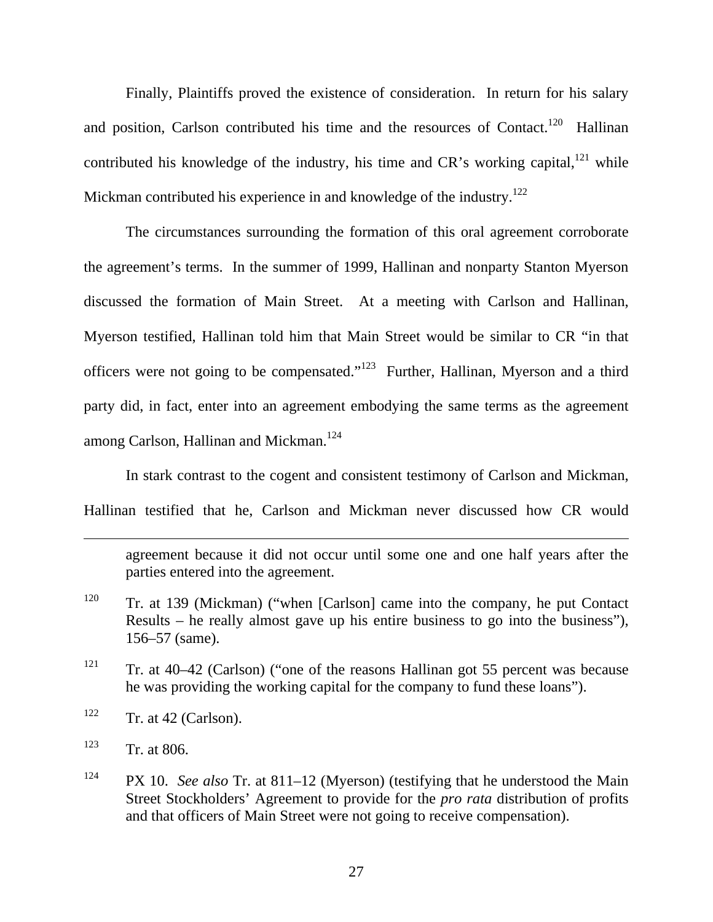Finally, Plaintiffs proved the existence of consideration. In return for his salary and position, Carlson contributed his time and the resources of Contact.[120] Hallinan contributed his knowledge of the industry, his time and CR's working capital,[121] while Mickman contributed his experience in and knowledge of the industry.[122]

The circumstances surrounding the formation of this oral agreement corroborate the agreement's terms. In the summer of 1999, Hallinan and nonparty Stanton Myerson discussed the formation of Main Street. At a meeting with Carlson and Hallinan, Myerson testified, Hallinan told him that Main Street would be similar to CR "in that officers were not going to be compensated."[123] Further, Hallinan, Myerson and a third party did, in fact, enter into an agreement embodying the same terms as the agreement among Carlson, Hallinan and Mickman.[124]

In stark contrast to the cogent and consistent testimony of Carlson and Mickman, Hallinan testified that he, Carlson and Mickman never discussed how CR would

---

agreement because it did not occur until some one and one half years after the parties entered into the agreement.

[120] Tr. at 139 (Mickman) ("when [Carlson] came into the company, he put Contact Results – he really almost gave up his entire business to go into the business"), 156–57 (same).

[121] Tr. at 40–42 (Carlson) ("one of the reasons Hallinan got 55 percent was because he was providing the working capital for the company to fund these loans").

[122] Tr. at 42 (Carlson).

[123] Tr. at 806.

[124] PX 10. *See also* Tr. at 811–12 (Myerson) (testifying that he understood the Main Street Stockholders' Agreement to provide for the *pro rata* distribution of profits and that officers of Main Street were not going to receive compensation).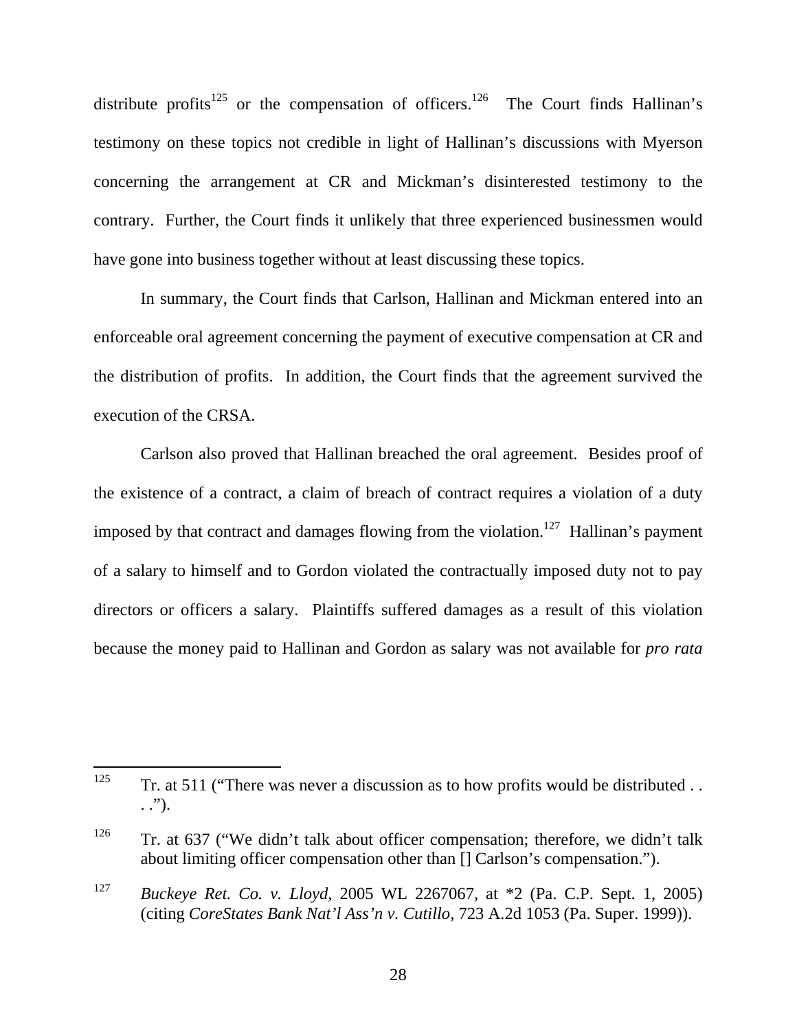distribute profits[125] or the compensation of officers.[126] The Court finds Hallinan's testimony on these topics not credible in light of Hallinan's discussions with Myerson concerning the arrangement at CR and Mickman's disinterested testimony to the contrary. Further, the Court finds it unlikely that three experienced businessmen would have gone into business together without at least discussing these topics.

In summary, the Court finds that Carlson, Hallinan and Mickman entered into an enforceable oral agreement concerning the payment of executive compensation at CR and the distribution of profits. In addition, the Court finds that the agreement survived the execution of the CRSA.

Carlson also proved that Hallinan breached the oral agreement. Besides proof of the existence of a contract, a claim of breach of contract requires a violation of a duty imposed by that contract and damages flowing from the violation.[127] Hallinan's payment of a salary to himself and to Gordon violated the contractually imposed duty not to pay directors or officers a salary. Plaintiffs suffered damages as a result of this violation because the money paid to Hallinan and Gordon as salary was not available for *pro rata*

---

[125] Tr. at 511 ("There was never a discussion as to how profits would be distributed . . . .").

[126] Tr. at 637 ("We didn't talk about officer compensation; therefore, we didn't talk about limiting officer compensation other than [] Carlson's compensation.").

[127] *Buckeye Ret. Co. v. Lloyd*, 2005 WL 2267067, at *2 (Pa. C.P. Sept. 1, 2005) (citing *CoreStates Bank Nat'l Ass'n v. Cutillo*, 723 A.2d 1053 (Pa. Super. 1999)).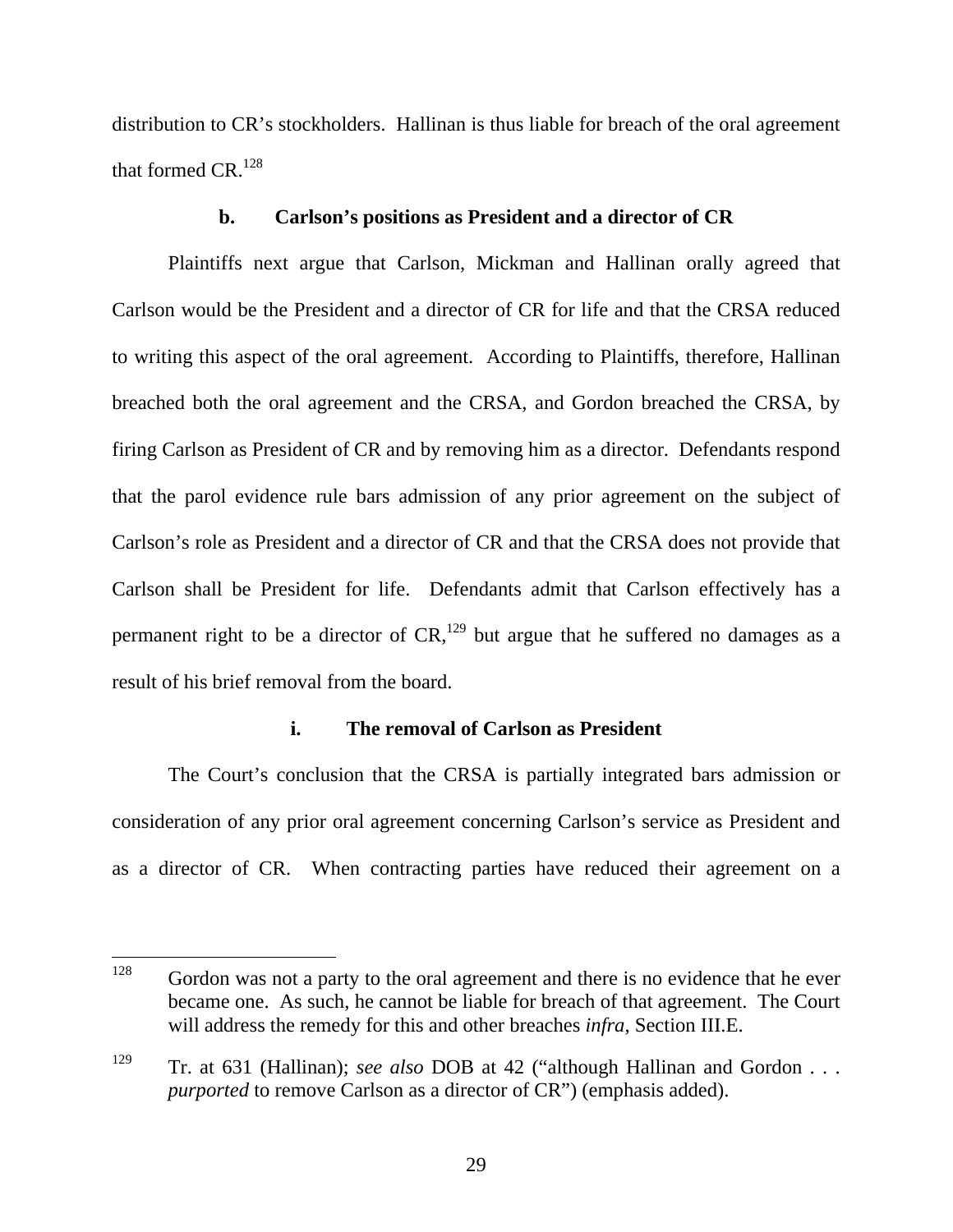distribution to CR's stockholders. Hallinan is thus liable for breach of the oral agreement that formed CR.[128]

#### b. Carlson's positions as President and a director of CR

Plaintiffs next argue that Carlson, Mickman and Hallinan orally agreed that Carlson would be the President and a director of CR for life and that the CRSA reduced to writing this aspect of the oral agreement. According to Plaintiffs, therefore, Hallinan breached both the oral agreement and the CRSA, and Gordon breached the CRSA, by firing Carlson as President of CR and by removing him as a director. Defendants respond that the parol evidence rule bars admission of any prior agreement on the subject of Carlson's role as President and a director of CR and that the CRSA does not provide that Carlson shall be President for life. Defendants admit that Carlson effectively has a permanent right to be a director of CR,[129] but argue that he suffered no damages as a result of his brief removal from the board.

##### i. The removal of Carlson as President

The Court's conclusion that the CRSA is partially integrated bars admission or consideration of any prior oral agreement concerning Carlson's service as President and as a director of CR. When contracting parties have reduced their agreement on a

---

[128] Gordon was not a party to the oral agreement and there is no evidence that he ever became one. As such, he cannot be liable for breach of that agreement. The Court will address the remedy for this and other breaches *infra*, Section III.E.

[129] Tr. at 631 (Hallinan); *see also* DOB at 42 ("although Hallinan and Gordon . . . *purported* to remove Carlson as a director of CR") (emphasis added).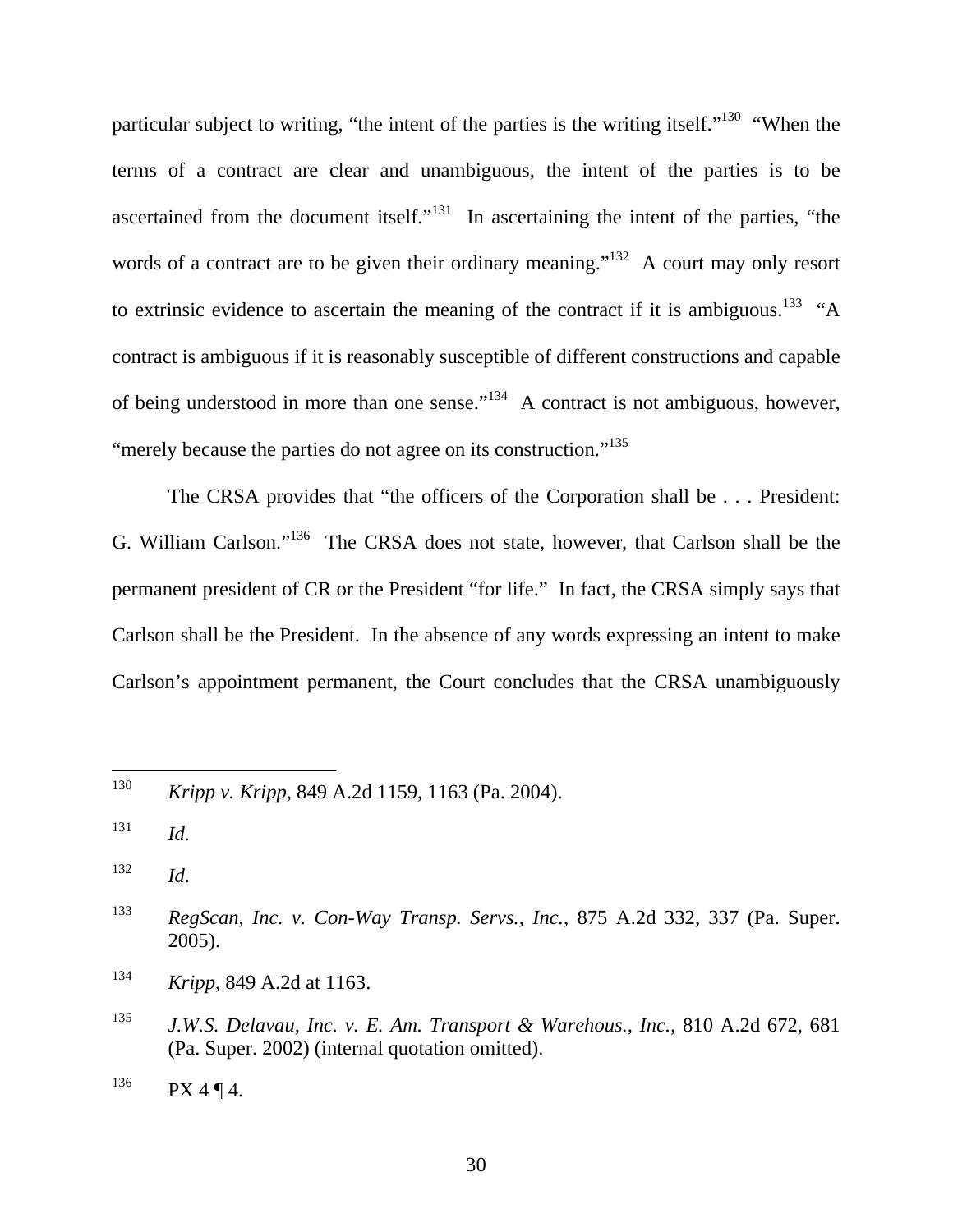particular subject to writing, "the intent of the parties is the writing itself."[130] "When the terms of a contract are clear and unambiguous, the intent of the parties is to be ascertained from the document itself."[131] In ascertaining the intent of the parties, "the words of a contract are to be given their ordinary meaning."[132] A court may only resort to extrinsic evidence to ascertain the meaning of the contract if it is ambiguous.[133] "A contract is ambiguous if it is reasonably susceptible of different constructions and capable of being understood in more than one sense."[134] A contract is not ambiguous, however, "merely because the parties do not agree on its construction."[135]

The CRSA provides that "the officers of the Corporation shall be . . . President: G. William Carlson."[136] The CRSA does not state, however, that Carlson shall be the permanent president of CR or the President "for life." In fact, the CRSA simply says that Carlson shall be the President. In the absence of any words expressing an intent to make Carlson's appointment permanent, the Court concludes that the CRSA unambiguously

---

[130] *Kripp v. Kripp*, 849 A.2d 1159, 1163 (Pa. 2004).

[131] *Id.*

[132] *Id.*

[133] *RegScan, Inc. v. Con-Way Transp. Servs., Inc.*, 875 A.2d 332, 337 (Pa. Super. 2005).

[134] *Kripp*, 849 A.2d at 1163.

[135] *J.W.S. Delavau, Inc. v. E. Am. Transport & Warehous., Inc.*, 810 A.2d 672, 681 (Pa. Super. 2002) (internal quotation omitted).

[136] PX 4 ¶ 4.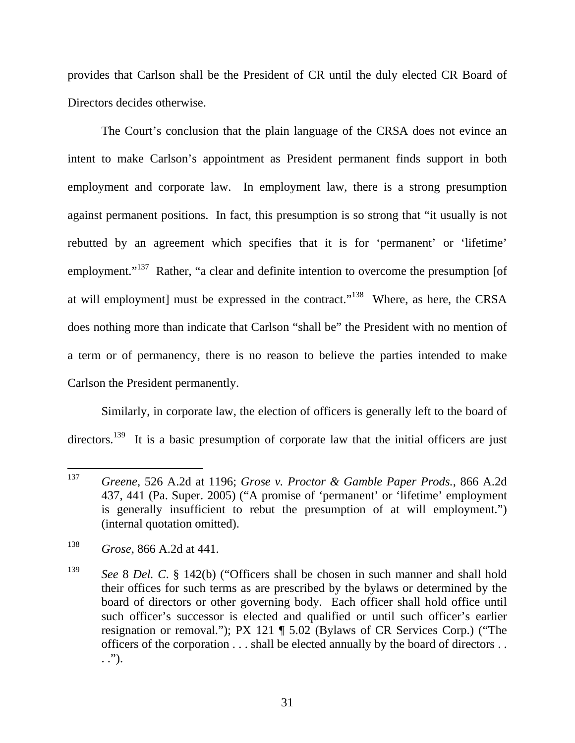provides that Carlson shall be the President of CR until the duly elected CR Board of Directors decides otherwise.

The Court's conclusion that the plain language of the CRSA does not evince an intent to make Carlson's appointment as President permanent finds support in both employment and corporate law. In employment law, there is a strong presumption against permanent positions. In fact, this presumption is so strong that "it usually is not rebutted by an agreement which specifies that it is for 'permanent' or 'lifetime' employment."[137] Rather, "a clear and definite intention to overcome the presumption [of at will employment] must be expressed in the contract."[138] Where, as here, the CRSA does nothing more than indicate that Carlson "shall be" the President with no mention of a term or of permanency, there is no reason to believe the parties intended to make Carlson the President permanently.

Similarly, in corporate law, the election of officers is generally left to the board of directors.[139] It is a basic presumption of corporate law that the initial officers are just

---

[137] *Greene*, 526 A.2d at 1196; *Grose v. Proctor & Gamble Paper Prods.*, 866 A.2d 437, 441 (Pa. Super. 2005) ("A promise of 'permanent' or 'lifetime' employment is generally insufficient to rebut the presumption of at will employment.") (internal quotation omitted).

[138] *Grose*, 866 A.2d at 441.

[139] *See* 8 *Del. C.* § 142(b) ("Officers shall be chosen in such manner and shall hold their offices for such terms as are prescribed by the bylaws or determined by the board of directors or other governing body. Each officer shall hold office until such officer's successor is elected and qualified or until such officer's earlier resignation or removal."); PX 121 ¶ 5.02 (Bylaws of CR Services Corp.) ("The officers of the corporation . . . shall be elected annually by the board of directors . . . .").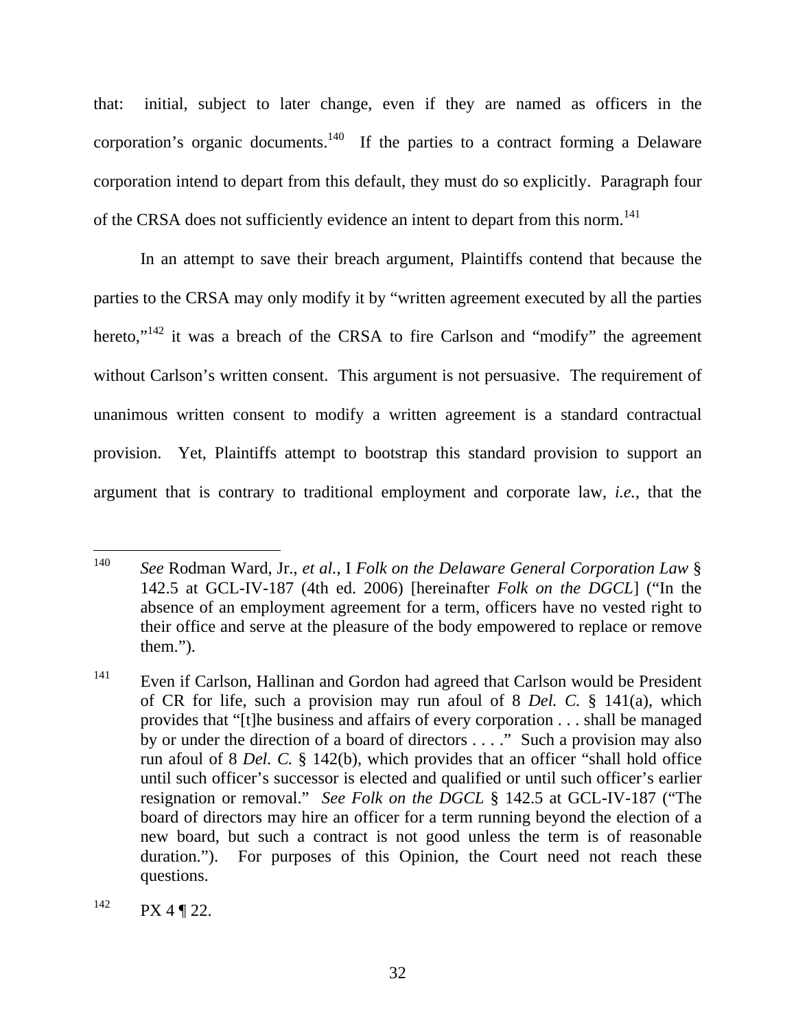that: initial, subject to later change, even if they are named as officers in the corporation's organic documents.[140] If the parties to a contract forming a Delaware corporation intend to depart from this default, they must do so explicitly. Paragraph four of the CRSA does not sufficiently evidence an intent to depart from this norm.[141]

In an attempt to save their breach argument, Plaintiffs contend that because the parties to the CRSA may only modify it by "written agreement executed by all the parties hereto,"[142] it was a breach of the CRSA to fire Carlson and "modify" the agreement without Carlson's written consent. This argument is not persuasive. The requirement of unanimous written consent to modify a written agreement is a standard contractual provision. Yet, Plaintiffs attempt to bootstrap this standard provision to support an argument that is contrary to traditional employment and corporate law, *i.e.*, that the

---

[140] *See* Rodman Ward, Jr., *et al.*, I *Folk on the Delaware General Corporation Law* § 142.5 at GCL-IV-187 (4th ed. 2006) [hereinafter *Folk on the DGCL*] ("In the absence of an employment agreement for a term, officers have no vested right to their office and serve at the pleasure of the body empowered to replace or remove them.").

[141] Even if Carlson, Hallinan and Gordon had agreed that Carlson would be President of CR for life, such a provision may run afoul of 8 *Del. C.* § 141(a), which provides that "[t]he business and affairs of every corporation . . . shall be managed by or under the direction of a board of directors . . . ." Such a provision may also run afoul of 8 *Del. C.* § 142(b), which provides that an officer "shall hold office until such officer's successor is elected and qualified or until such officer's earlier resignation or removal." *See Folk on the DGCL* § 142.5 at GCL-IV-187 ("The board of directors may hire an officer for a term running beyond the election of a new board, but such a contract is not good unless the term is of reasonable duration."). For purposes of this Opinion, the Court need not reach these questions.

[142] PX 4 ¶ 22.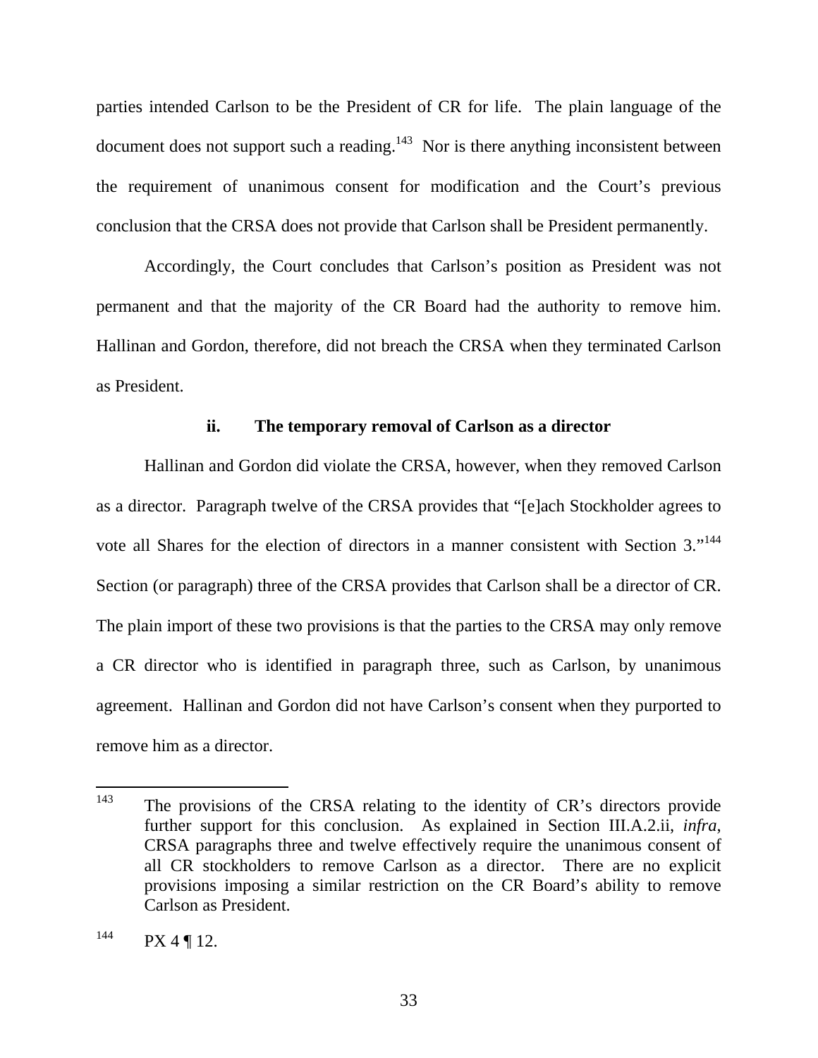parties intended Carlson to be the President of CR for life. The plain language of the document does not support such a reading.[143] Nor is there anything inconsistent between the requirement of unanimous consent for modification and the Court's previous conclusion that the CRSA does not provide that Carlson shall be President permanently.

Accordingly, the Court concludes that Carlson's position as President was not permanent and that the majority of the CR Board had the authority to remove him. Hallinan and Gordon, therefore, did not breach the CRSA when they terminated Carlson as President.

#### ii. The temporary removal of Carlson as a director

Hallinan and Gordon did violate the CRSA, however, when they removed Carlson as a director. Paragraph twelve of the CRSA provides that "[e]ach Stockholder agrees to vote all Shares for the election of directors in a manner consistent with Section 3."[144] Section (or paragraph) three of the CRSA provides that Carlson shall be a director of CR. The plain import of these two provisions is that the parties to the CRSA may only remove a CR director who is identified in paragraph three, such as Carlson, by unanimous agreement. Hallinan and Gordon did not have Carlson's consent when they purported to remove him as a director.

---

[143] The provisions of the CRSA relating to the identity of CR's directors provide further support for this conclusion. As explained in Section III.A.2.ii, *infra*, CRSA paragraphs three and twelve effectively require the unanimous consent of all CR stockholders to remove Carlson as a director. There are no explicit provisions imposing a similar restriction on the CR Board's ability to remove Carlson as President.

[144] PX 4 ¶ 12.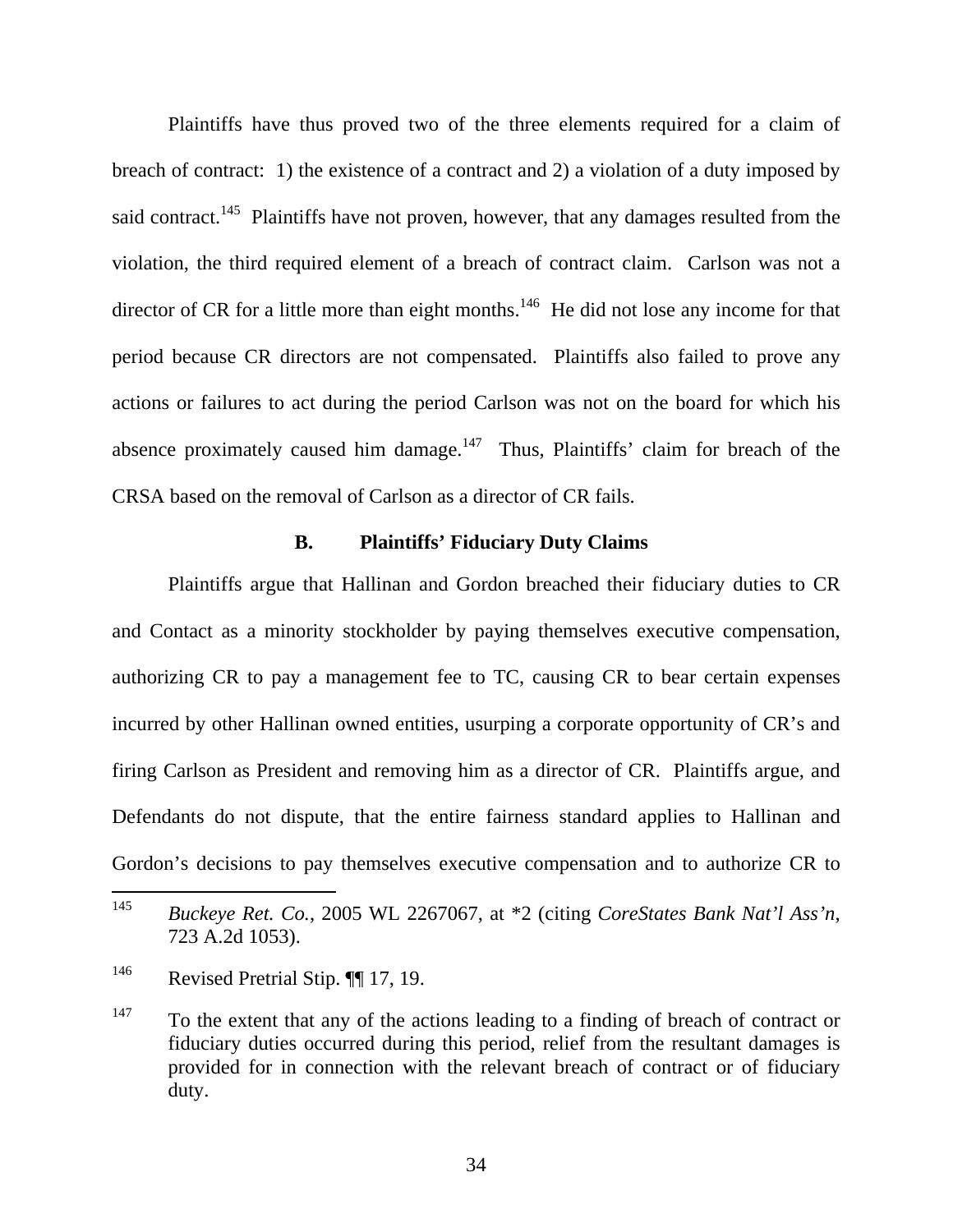Plaintiffs have thus proved two of the three elements required for a claim of breach of contract: 1) the existence of a contract and 2) a violation of a duty imposed by said contract.[145] Plaintiffs have not proven, however, that any damages resulted from the violation, the third required element of a breach of contract claim. Carlson was not a director of CR for a little more than eight months.[146] He did not lose any income for that period because CR directors are not compensated. Plaintiffs also failed to prove any actions or failures to act during the period Carlson was not on the board for which his absence proximately caused him damage.[147] Thus, Plaintiffs' claim for breach of the CRSA based on the removal of Carlson as a director of CR fails.

### B. Plaintiffs' Fiduciary Duty Claims

Plaintiffs argue that Hallinan and Gordon breached their fiduciary duties to CR and Contact as a minority stockholder by paying themselves executive compensation, authorizing CR to pay a management fee to TC, causing CR to bear certain expenses incurred by other Hallinan owned entities, usurping a corporate opportunity of CR's and firing Carlson as President and removing him as a director of CR. Plaintiffs argue, and Defendants do not dispute, that the entire fairness standard applies to Hallinan and Gordon's decisions to pay themselves executive compensation and to authorize CR to

---

[145] *Buckeye Ret. Co.*, 2005 WL 2267067, at *2 (citing *CoreStates Bank Nat'l Ass'n*, 723 A.2d 1053).

[146] Revised Pretrial Stip. ¶¶ 17, 19.

[147] To the extent that any of the actions leading to a finding of breach of contract or fiduciary duties occurred during this period, relief from the resultant damages is provided for in connection with the relevant breach of contract or of fiduciary duty.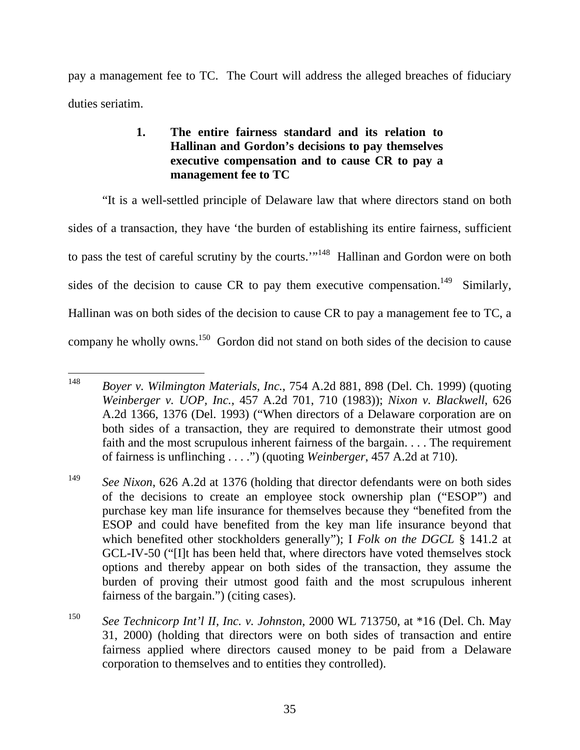pay a management fee to TC. The Court will address the alleged breaches of fiduciary duties seriatim.

### 1. The entire fairness standard and its relation to Hallinan and Gordon's decisions to pay themselves executive compensation and to cause CR to pay a management fee to TC

"It is a well-settled principle of Delaware law that where directors stand on both sides of a transaction, they have 'the burden of establishing its entire fairness, sufficient to pass the test of careful scrutiny by the courts.'"[148] Hallinan and Gordon were on both sides of the decision to cause CR to pay them executive compensation.[149] Similarly, Hallinan was on both sides of the decision to cause CR to pay a management fee to TC, a company he wholly owns.[150] Gordon did not stand on both sides of the decision to cause

---

[148] *Boyer v. Wilmington Materials, Inc.*, 754 A.2d 881, 898 (Del. Ch. 1999) (quoting *Weinberger v. UOP, Inc.*, 457 A.2d 701, 710 (1983)); *Nixon v. Blackwell*, 626 A.2d 1366, 1376 (Del. 1993) ("When directors of a Delaware corporation are on both sides of a transaction, they are required to demonstrate their utmost good faith and the most scrupulous inherent fairness of the bargain. . . . The requirement of fairness is unflinching . . . .") (quoting *Weinberger*, 457 A.2d at 710).

[149] *See Nixon*, 626 A.2d at 1376 (holding that director defendants were on both sides of the decisions to create an employee stock ownership plan ("ESOP") and purchase key man life insurance for themselves because they "benefited from the ESOP and could have benefited from the key man life insurance beyond that which benefited other stockholders generally"); I *Folk on the DGCL* § 141.2 at GCL-IV-50 ("[I]t has been held that, where directors have voted themselves stock options and thereby appear on both sides of the transaction, they assume the burden of proving their utmost good faith and the most scrupulous inherent fairness of the bargain.") (citing cases).

[150] *See Technicorp Int'l II, Inc. v. Johnston*, 2000 WL 713750, at *16 (Del. Ch. May 31, 2000) (holding that directors were on both sides of transaction and entire fairness applied where directors caused money to be paid from a Delaware corporation to themselves and to entities they controlled).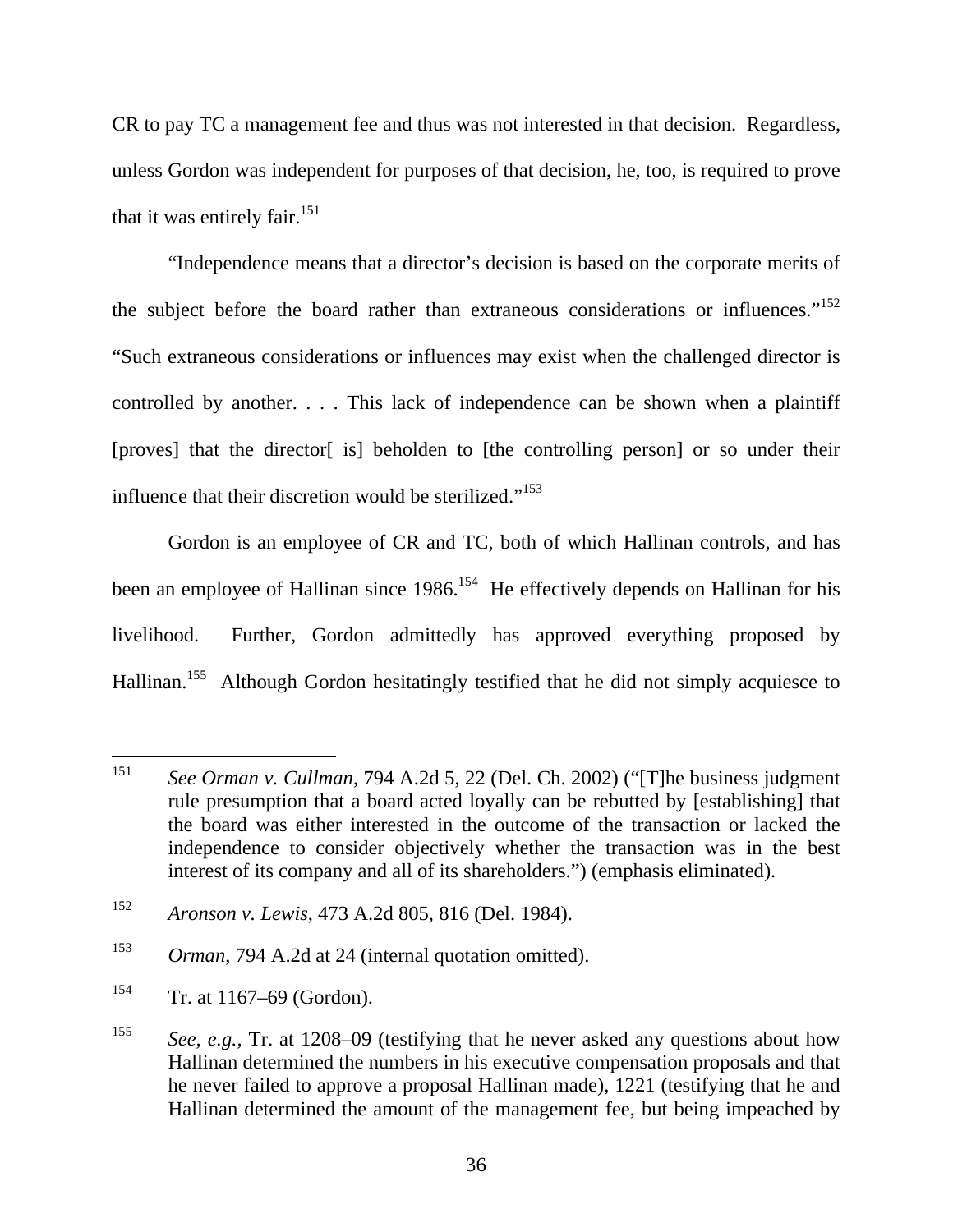CR to pay TC a management fee and thus was not interested in that decision. Regardless, unless Gordon was independent for purposes of that decision, he, too, is required to prove that it was entirely fair.[151]

"Independence means that a director's decision is based on the corporate merits of the subject before the board rather than extraneous considerations or influences."[152] "Such extraneous considerations or influences may exist when the challenged director is controlled by another. . . . This lack of independence can be shown when a plaintiff [proves] that the director[ is] beholden to [the controlling person] or so under their influence that their discretion would be sterilized."[153]

Gordon is an employee of CR and TC, both of which Hallinan controls, and has been an employee of Hallinan since 1986.[154] He effectively depends on Hallinan for his livelihood. Further, Gordon admittedly has approved everything proposed by Hallinan.[155] Although Gordon hesitatingly testified that he did not simply acquiesce to

---

[151] *See Orman v. Cullman*, 794 A.2d 5, 22 (Del. Ch. 2002) ("[T]he business judgment rule presumption that a board acted loyally can be rebutted by [establishing] that the board was either interested in the outcome of the transaction or lacked the independence to consider objectively whether the transaction was in the best interest of its company and all of its shareholders.") (emphasis eliminated).

[152] *Aronson v. Lewis*, 473 A.2d 805, 816 (Del. 1984).

[153] *Orman*, 794 A.2d at 24 (internal quotation omitted).

[154] Tr. at 1167–69 (Gordon).

[155] *See, e.g.,* Tr. at 1208–09 (testifying that he never asked any questions about how Hallinan determined the numbers in his executive compensation proposals and that he never failed to approve a proposal Hallinan made), 1221 (testifying that he and Hallinan determined the amount of the management fee, but being impeached by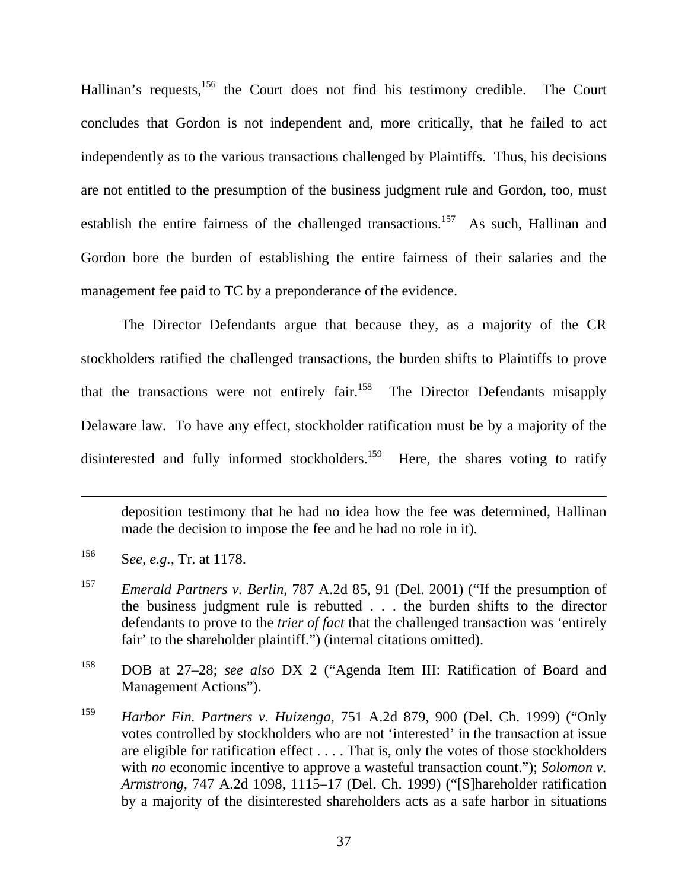Hallinan's requests,[156] the Court does not find his testimony credible. The Court concludes that Gordon is not independent and, more critically, that he failed to act independently as to the various transactions challenged by Plaintiffs. Thus, his decisions are not entitled to the presumption of the business judgment rule and Gordon, too, must establish the entire fairness of the challenged transactions.[157] As such, Hallinan and Gordon bore the burden of establishing the entire fairness of their salaries and the management fee paid to TC by a preponderance of the evidence.

The Director Defendants argue that because they, as a majority of the CR stockholders ratified the challenged transactions, the burden shifts to Plaintiffs to prove that the transactions were not entirely fair.[158] The Director Defendants misapply Delaware law. To have any effect, stockholder ratification must be by a majority of the disinterested and fully informed stockholders.[159] Here, the shares voting to ratify

---

deposition testimony that he had no idea how the fee was determined, Hallinan made the decision to impose the fee and he had no role in it).

[156] S*ee, e.g.*, Tr. at 1178.

[157] *Emerald Partners v. Berlin*, 787 A.2d 85, 91 (Del. 2001) ("If the presumption of the business judgment rule is rebutted . . . the burden shifts to the director defendants to prove to the *trier of fact* that the challenged transaction was 'entirely fair' to the shareholder plaintiff.") (internal citations omitted).

[158] DOB at 27–28; *see also* DX 2 ("Agenda Item III: Ratification of Board and Management Actions").

[159] *Harbor Fin. Partners v. Huizenga*, 751 A.2d 879, 900 (Del. Ch. 1999) ("Only votes controlled by stockholders who are not 'interested' in the transaction at issue are eligible for ratification effect . . . . That is, only the votes of those stockholders with *no* economic incentive to approve a wasteful transaction count."); *Solomon v. Armstrong*, 747 A.2d 1098, 1115–17 (Del. Ch. 1999) ("[S]hareholder ratification by a majority of the disinterested shareholders acts as a safe harbor in situations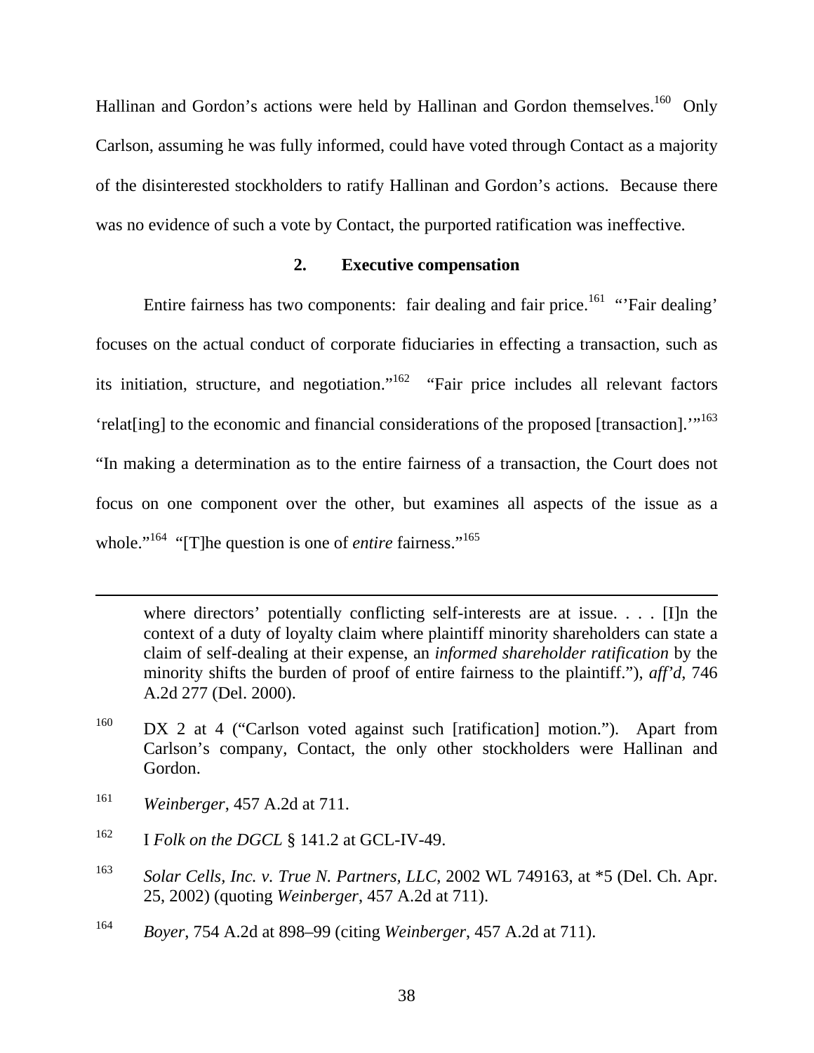Hallinan and Gordon's actions were held by Hallinan and Gordon themselves.[160] Only Carlson, assuming he was fully informed, could have voted through Contact as a majority of the disinterested stockholders to ratify Hallinan and Gordon's actions. Because there was no evidence of such a vote by Contact, the purported ratification was ineffective.

### 2. Executive compensation

Entire fairness has two components: fair dealing and fair price.[161] "'Fair dealing' focuses on the actual conduct of corporate fiduciaries in effecting a transaction, such as its initiation, structure, and negotiation."[162] "Fair price includes all relevant factors 'relat[ing] to the economic and financial considerations of the proposed [transaction].'"[163] "In making a determination as to the entire fairness of a transaction, the Court does not focus on one component over the other, but examines all aspects of the issue as a whole."[164] "[T]he question is one of *entire* fairness."[165]

---

where directors' potentially conflicting self-interests are at issue. . . . [I]n the context of a duty of loyalty claim where plaintiff minority shareholders can state a claim of self-dealing at their expense, an *informed shareholder ratification* by the minority shifts the burden of proof of entire fairness to the plaintiff."), *aff'd*, 746 A.2d 277 (Del. 2000).

[160] DX 2 at 4 ("Carlson voted against such [ratification] motion."). Apart from Carlson's company, Contact, the only other stockholders were Hallinan and Gordon.

[161] *Weinberger*, 457 A.2d at 711.

[162] I *Folk on the DGCL* § 141.2 at GCL-IV-49.

[163] *Solar Cells, Inc. v. True N. Partners, LLC*, 2002 WL 749163, at *5 (Del. Ch. Apr. 25, 2002) (quoting *Weinberger*, 457 A.2d at 711).

[164] *Boyer*, 754 A.2d at 898–99 (citing *Weinberger*, 457 A.2d at 711).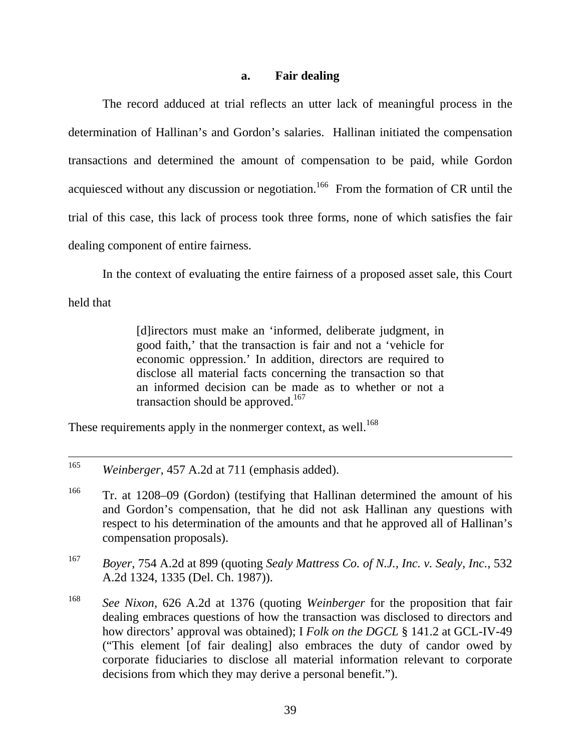#### a. Fair dealing

The record adduced at trial reflects an utter lack of meaningful process in the determination of Hallinan's and Gordon's salaries. Hallinan initiated the compensation transactions and determined the amount of compensation to be paid, while Gordon acquiesced without any discussion or negotiation.[166] From the formation of CR until the trial of this case, this lack of process took three forms, none of which satisfies the fair dealing component of entire fairness.

In the context of evaluating the entire fairness of a proposed asset sale, this Court held that

> [d]irectors must make an 'informed, deliberate judgment, in good faith,' that the transaction is fair and not a 'vehicle for economic oppression.' In addition, directors are required to disclose all material facts concerning the transaction so that an informed decision can be made as to whether or not a transaction should be approved.[167]

These requirements apply in the nonmerger context, as well.[168]

---

[165] *Weinberger*, 457 A.2d at 711 (emphasis added).

[166] Tr. at 1208–09 (Gordon) (testifying that Hallinan determined the amount of his and Gordon's compensation, that he did not ask Hallinan any questions with respect to his determination of the amounts and that he approved all of Hallinan's compensation proposals).

[167] *Boyer*, 754 A.2d at 899 (quoting *Sealy Mattress Co. of N.J., Inc. v. Sealy, Inc.*, 532 A.2d 1324, 1335 (Del. Ch. 1987)).

[168] *See Nixon*, 626 A.2d at 1376 (quoting *Weinberger* for the proposition that fair dealing embraces questions of how the transaction was disclosed to directors and how directors' approval was obtained); I *Folk on the DGCL* § 141.2 at GCL-IV-49 ("This element [of fair dealing] also embraces the duty of candor owed by corporate fiduciaries to disclose all material information relevant to corporate decisions from which they may derive a personal benefit.").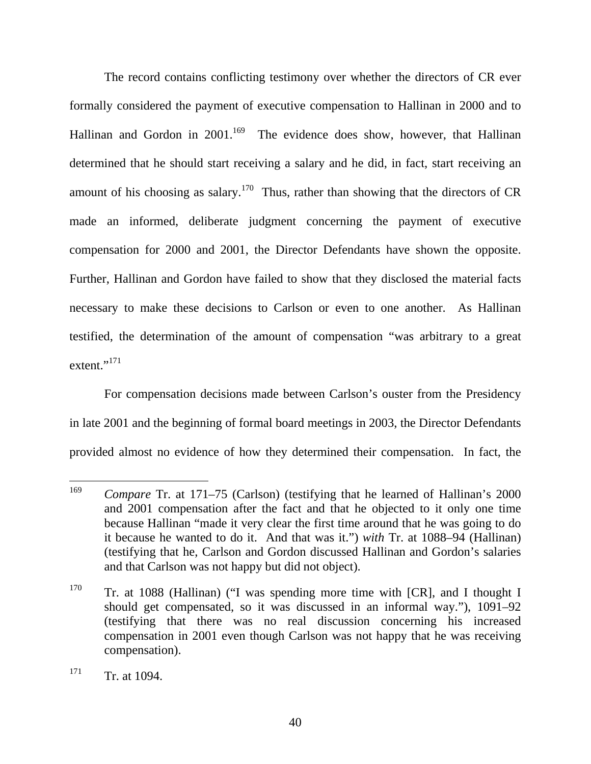The record contains conflicting testimony over whether the directors of CR ever formally considered the payment of executive compensation to Hallinan in 2000 and to Hallinan and Gordon in 2001.[169] The evidence does show, however, that Hallinan determined that he should start receiving a salary and he did, in fact, start receiving an amount of his choosing as salary.[170] Thus, rather than showing that the directors of CR made an informed, deliberate judgment concerning the payment of executive compensation for 2000 and 2001, the Director Defendants have shown the opposite. Further, Hallinan and Gordon have failed to show that they disclosed the material facts necessary to make these decisions to Carlson or even to one another. As Hallinan testified, the determination of the amount of compensation "was arbitrary to a great extent."[171]

For compensation decisions made between Carlson's ouster from the Presidency in late 2001 and the beginning of formal board meetings in 2003, the Director Defendants provided almost no evidence of how they determined their compensation. In fact, the

---

169 *Compare* Tr. at 171–75 (Carlson) (testifying that he learned of Hallinan's 2000 and 2001 compensation after the fact and that he objected to it only one time because Hallinan "made it very clear the first time around that he was going to do it because he wanted to do it. And that was it.") *with* Tr. at 1088–94 (Hallinan) (testifying that he, Carlson and Gordon discussed Hallinan and Gordon's salaries and that Carlson was not happy but did not object).

170 Tr. at 1088 (Hallinan) ("I was spending more time with [CR], and I thought I should get compensated, so it was discussed in an informal way."), 1091–92 (testifying that there was no real discussion concerning his increased compensation in 2001 even though Carlson was not happy that he was receiving compensation).

171 Tr. at 1094.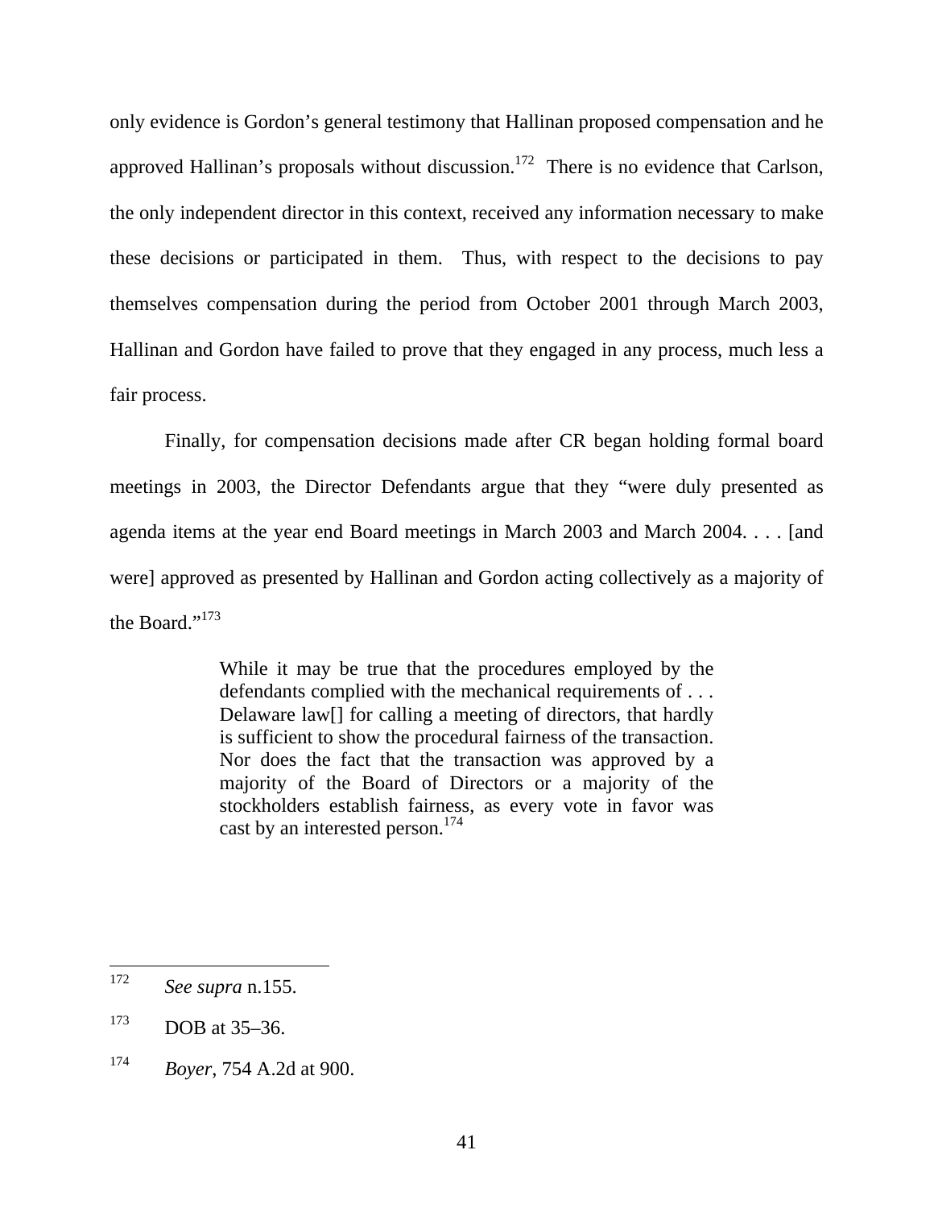only evidence is Gordon's general testimony that Hallinan proposed compensation and he approved Hallinan's proposals without discussion.[172] There is no evidence that Carlson, the only independent director in this context, received any information necessary to make these decisions or participated in them. Thus, with respect to the decisions to pay themselves compensation during the period from October 2001 through March 2003, Hallinan and Gordon have failed to prove that they engaged in any process, much less a fair process.

Finally, for compensation decisions made after CR began holding formal board meetings in 2003, the Director Defendants argue that they "were duly presented as agenda items at the year end Board meetings in March 2003 and March 2004. . . . [and were] approved as presented by Hallinan and Gordon acting collectively as a majority of the Board."[173]

> While it may be true that the procedures employed by the defendants complied with the mechanical requirements of . . . Delaware law[] for calling a meeting of directors, that hardly is sufficient to show the procedural fairness of the transaction. Nor does the fact that the transaction was approved by a majority of the Board of Directors or a majority of the stockholders establish fairness, as every vote in favor was cast by an interested person.[174]

---

[172] *See supra* n.155.

[173] DOB at 35–36.

[174] *Boyer*, 754 A.2d at 900.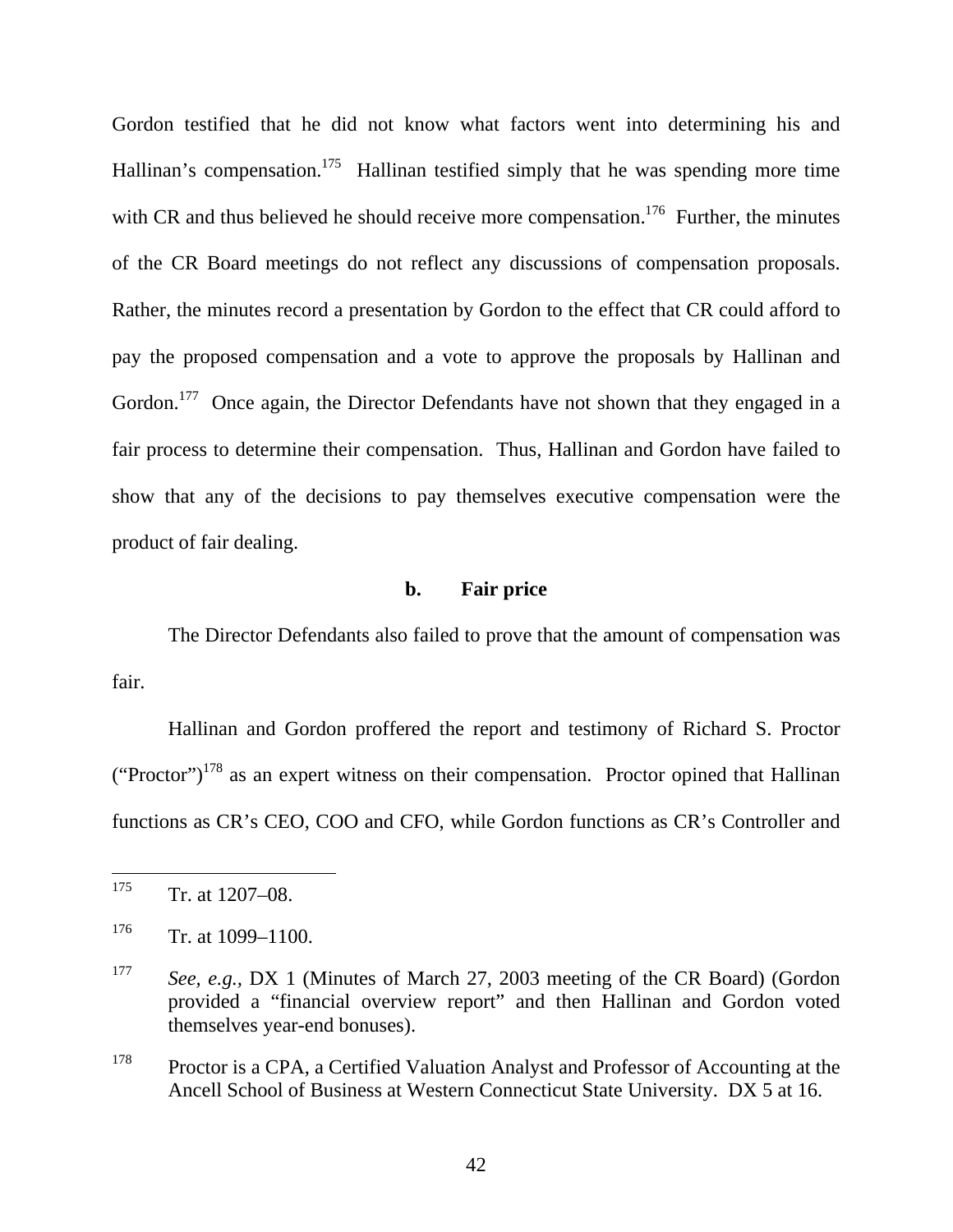Gordon testified that he did not know what factors went into determining his and Hallinan's compensation.[175] Hallinan testified simply that he was spending more time with CR and thus believed he should receive more compensation.[176] Further, the minutes of the CR Board meetings do not reflect any discussions of compensation proposals. Rather, the minutes record a presentation by Gordon to the effect that CR could afford to pay the proposed compensation and a vote to approve the proposals by Hallinan and Gordon.[177] Once again, the Director Defendants have not shown that they engaged in a fair process to determine their compensation. Thus, Hallinan and Gordon have failed to show that any of the decisions to pay themselves executive compensation were the product of fair dealing.

**b. Fair price**

The Director Defendants also failed to prove that the amount of compensation was fair.

Hallinan and Gordon proffered the report and testimony of Richard S. Proctor ("Proctor")[178] as an expert witness on their compensation. Proctor opined that Hallinan functions as CR's CEO, COO and CFO, while Gordon functions as CR's Controller and

---

[175] Tr. at 1207–08.

[176] Tr. at 1099–1100.

[177] *See, e.g.,* DX 1 (Minutes of March 27, 2003 meeting of the CR Board) (Gordon provided a "financial overview report" and then Hallinan and Gordon voted themselves year-end bonuses).

[178] Proctor is a CPA, a Certified Valuation Analyst and Professor of Accounting at the Ancell School of Business at Western Connecticut State University. DX 5 at 16.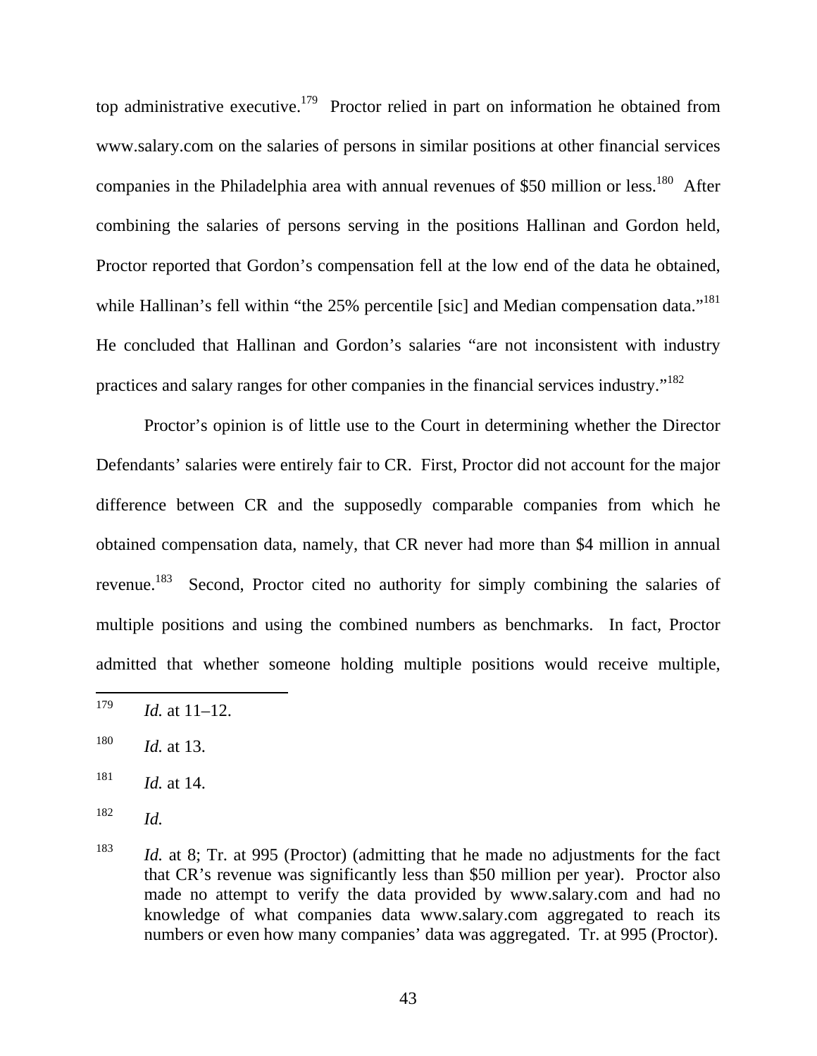top administrative executive.[179] Proctor relied in part on information he obtained from www.salary.com on the salaries of persons in similar positions at other financial services companies in the Philadelphia area with annual revenues of $50 million or less.[180] After combining the salaries of persons serving in the positions Hallinan and Gordon held, Proctor reported that Gordon's compensation fell at the low end of the data he obtained, while Hallinan's fell within "the 25% percentile [sic] and Median compensation data."[181] He concluded that Hallinan and Gordon's salaries "are not inconsistent with industry practices and salary ranges for other companies in the financial services industry."[182]

Proctor's opinion is of little use to the Court in determining whether the Director Defendants' salaries were entirely fair to CR. First, Proctor did not account for the major difference between CR and the supposedly comparable companies from which he obtained compensation data, namely, that CR never had more than $4 million in annual revenue.[183] Second, Proctor cited no authority for simply combining the salaries of multiple positions and using the combined numbers as benchmarks. In fact, Proctor admitted that whether someone holding multiple positions would receive multiple,

---

[179] *Id.* at 11–12.

[180] *Id.* at 13.

[181] *Id.* at 14.

[182] *Id.*

[183] *Id.* at 8; Tr. at 995 (Proctor) (admitting that he made no adjustments for the fact that CR's revenue was significantly less than $50 million per year). Proctor also made no attempt to verify the data provided by www.salary.com and had no knowledge of what companies data www.salary.com aggregated to reach its numbers or even how many companies' data was aggregated. Tr. at 995 (Proctor).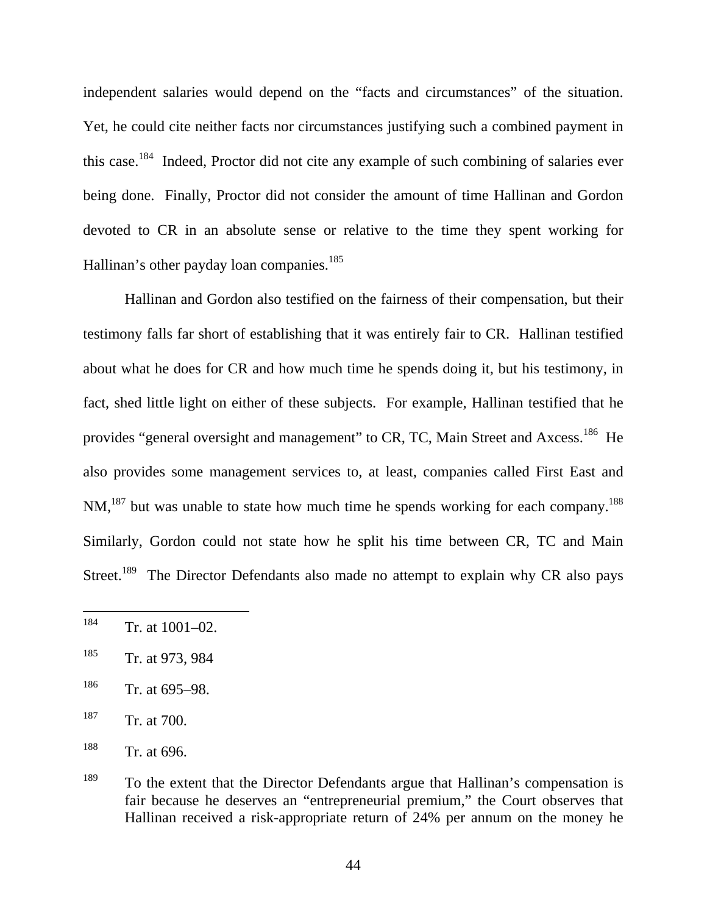independent salaries would depend on the "facts and circumstances" of the situation. Yet, he could cite neither facts nor circumstances justifying such a combined payment in this case.[184] Indeed, Proctor did not cite any example of such combining of salaries ever being done. Finally, Proctor did not consider the amount of time Hallinan and Gordon devoted to CR in an absolute sense or relative to the time they spent working for Hallinan's other payday loan companies.[185]

Hallinan and Gordon also testified on the fairness of their compensation, but their testimony falls far short of establishing that it was entirely fair to CR. Hallinan testified about what he does for CR and how much time he spends doing it, but his testimony, in fact, shed little light on either of these subjects. For example, Hallinan testified that he provides "general oversight and management" to CR, TC, Main Street and Axcess.[186] He also provides some management services to, at least, companies called First East and NM,[187] but was unable to state how much time he spends working for each company.[188] Similarly, Gordon could not state how he split his time between CR, TC and Main Street.[189] The Director Defendants also made no attempt to explain why CR also pays

---

[184] Tr. at 1001–02.

[185] Tr. at 973, 984

[186] Tr. at 695–98.

[187] Tr. at 700.

[188] Tr. at 696.

[189] To the extent that the Director Defendants argue that Hallinan's compensation is fair because he deserves an "entrepreneurial premium," the Court observes that Hallinan received a risk-appropriate return of 24% per annum on the money he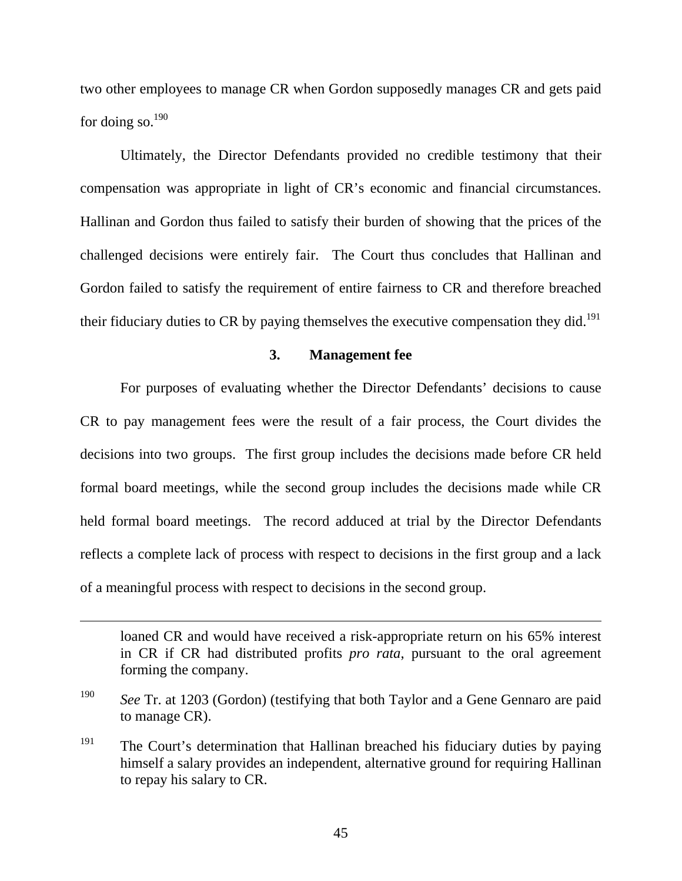two other employees to manage CR when Gordon supposedly manages CR and gets paid for doing so.[190]

Ultimately, the Director Defendants provided no credible testimony that their compensation was appropriate in light of CR's economic and financial circumstances. Hallinan and Gordon thus failed to satisfy their burden of showing that the prices of the challenged decisions were entirely fair. The Court thus concludes that Hallinan and Gordon failed to satisfy the requirement of entire fairness to CR and therefore breached their fiduciary duties to CR by paying themselves the executive compensation they did.[191]

### 3. Management fee

For purposes of evaluating whether the Director Defendants' decisions to cause CR to pay management fees were the result of a fair process, the Court divides the decisions into two groups. The first group includes the decisions made before CR held formal board meetings, while the second group includes the decisions made while CR held formal board meetings. The record adduced at trial by the Director Defendants reflects a complete lack of process with respect to decisions in the first group and a lack of a meaningful process with respect to decisions in the second group.

---

loaned CR and would have received a risk-appropriate return on his 65% interest in CR if CR had distributed profits *pro rata*, pursuant to the oral agreement forming the company.

[190] *See* Tr. at 1203 (Gordon) (testifying that both Taylor and a Gene Gennaro are paid to manage CR).

[191] The Court's determination that Hallinan breached his fiduciary duties by paying himself a salary provides an independent, alternative ground for requiring Hallinan to repay his salary to CR.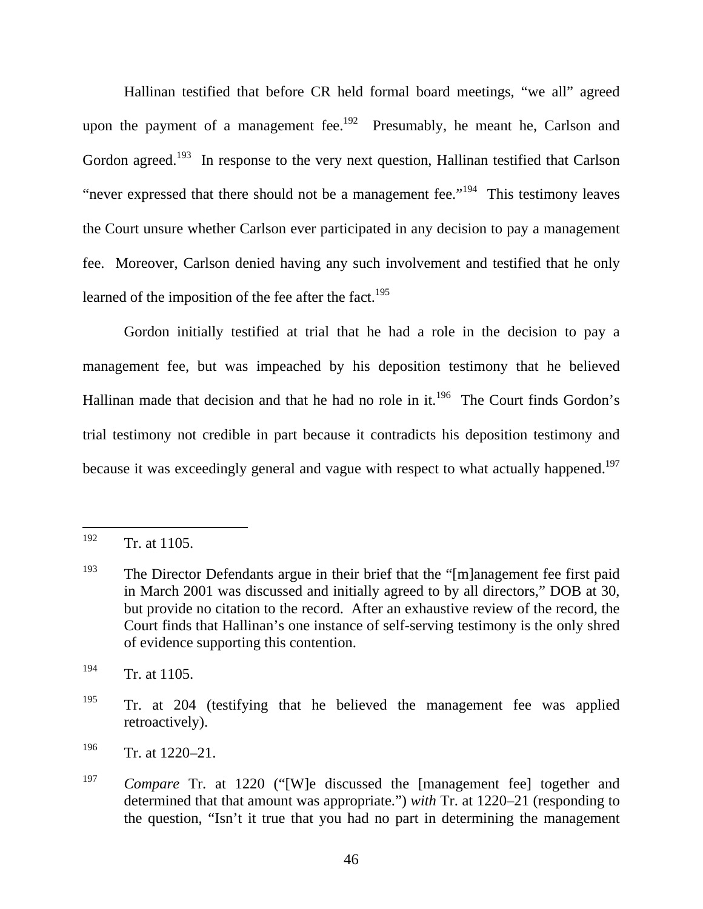Hallinan testified that before CR held formal board meetings, "we all" agreed upon the payment of a management fee.[192] Presumably, he meant he, Carlson and Gordon agreed.[193] In response to the very next question, Hallinan testified that Carlson "never expressed that there should not be a management fee."[194] This testimony leaves the Court unsure whether Carlson ever participated in any decision to pay a management fee. Moreover, Carlson denied having any such involvement and testified that he only learned of the imposition of the fee after the fact.[195]

Gordon initially testified at trial that he had a role in the decision to pay a management fee, but was impeached by his deposition testimony that he believed Hallinan made that decision and that he had no role in it.[196] The Court finds Gordon's trial testimony not credible in part because it contradicts his deposition testimony and because it was exceedingly general and vague with respect to what actually happened.[197]

---

[192] Tr. at 1105.

[193] The Director Defendants argue in their brief that the "[m]anagement fee first paid in March 2001 was discussed and initially agreed to by all directors," DOB at 30, but provide no citation to the record. After an exhaustive review of the record, the Court finds that Hallinan's one instance of self-serving testimony is the only shred of evidence supporting this contention.

[194] Tr. at 1105.

[195] Tr. at 204 (testifying that he believed the management fee was applied retroactively).

[196] Tr. at 1220–21.

[197] *Compare* Tr. at 1220 ("[W]e discussed the [management fee] together and determined that that amount was appropriate.") *with* Tr. at 1220–21 (responding to the question, "Isn't it true that you had no part in determining the management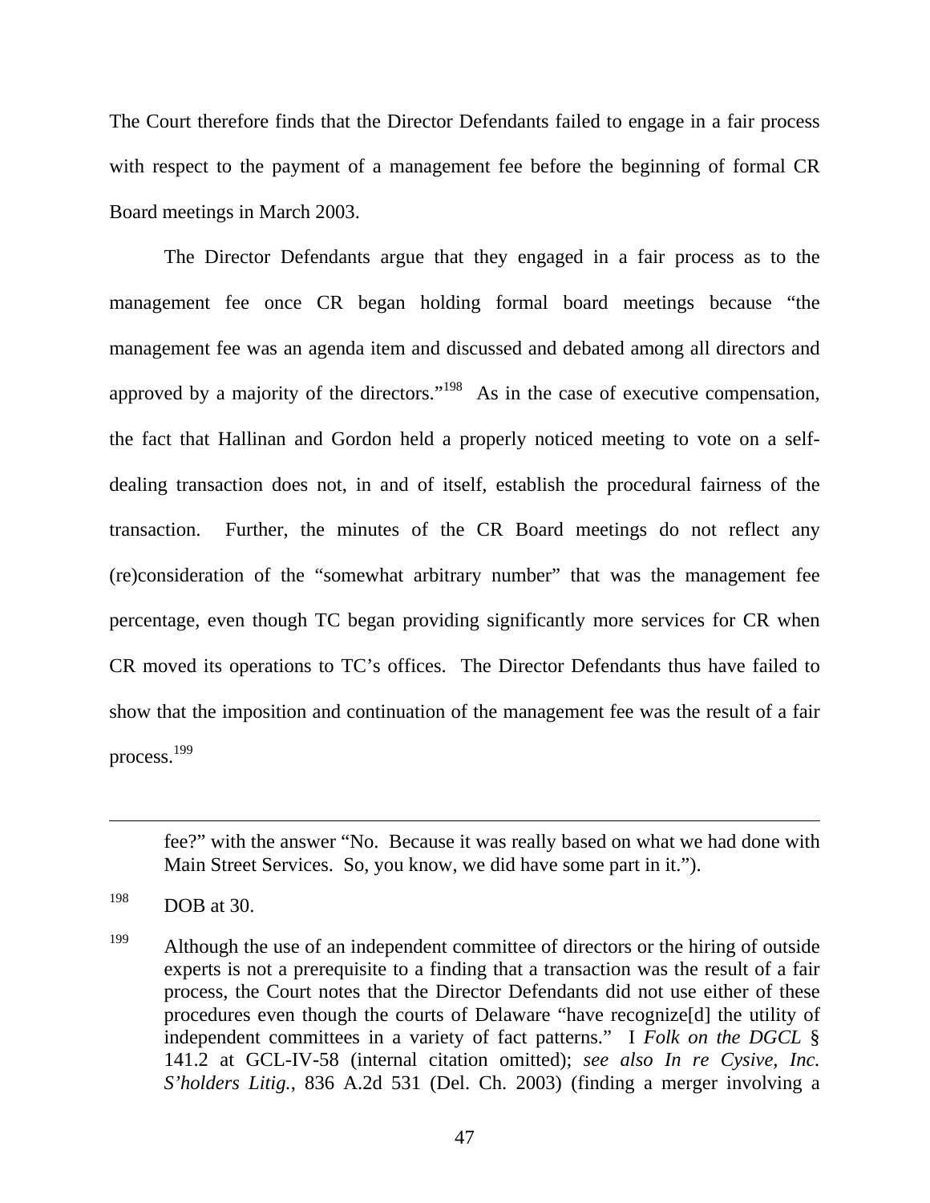The Court therefore finds that the Director Defendants failed to engage in a fair process with respect to the payment of a management fee before the beginning of formal CR Board meetings in March 2003.

The Director Defendants argue that they engaged in a fair process as to the management fee once CR began holding formal board meetings because "the management fee was an agenda item and discussed and debated among all directors and approved by a majority of the directors."[198] As in the case of executive compensation, the fact that Hallinan and Gordon held a properly noticed meeting to vote on a self-dealing transaction does not, in and of itself, establish the procedural fairness of the transaction. Further, the minutes of the CR Board meetings do not reflect any (re)consideration of the "somewhat arbitrary number" that was the management fee percentage, even though TC began providing significantly more services for CR when CR moved its operations to TC's offices. The Director Defendants thus have failed to show that the imposition and continuation of the management fee was the result of a fair process.[199]

---

fee?" with the answer "No. Because it was really based on what we had done with Main Street Services. So, you know, we did have some part in it.").

[198] DOB at 30.

[199] Although the use of an independent committee of directors or the hiring of outside experts is not a prerequisite to a finding that a transaction was the result of a fair process, the Court notes that the Director Defendants did not use either of these procedures even though the courts of Delaware "have recognize[d] the utility of independent committees in a variety of fact patterns." I *Folk on the DGCL* § 141.2 at GCL-IV-58 (internal citation omitted); *see also In re Cysive, Inc. S'holders Litig.*, 836 A.2d 531 (Del. Ch. 2003) (finding a merger involving a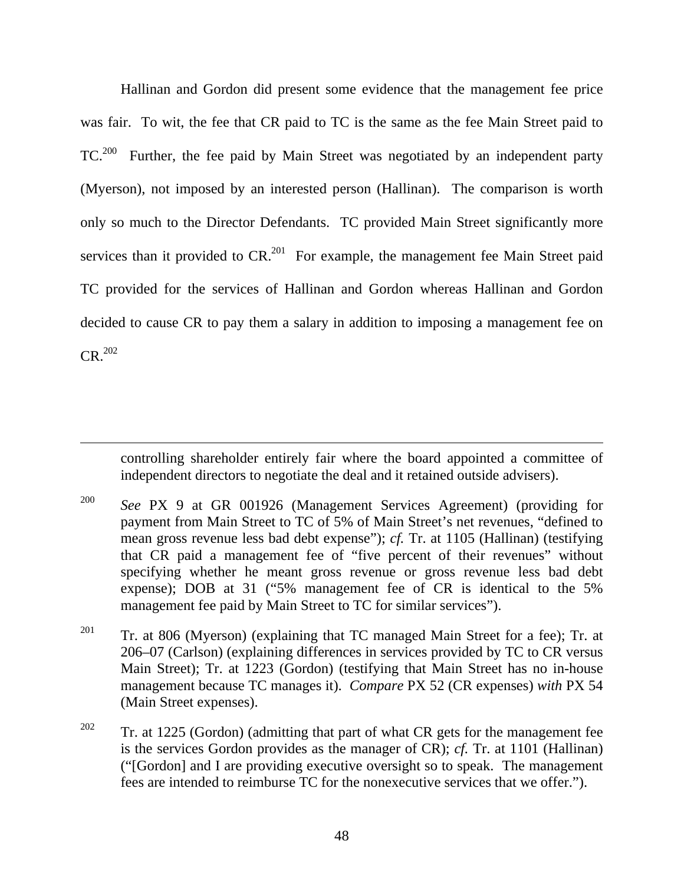Hallinan and Gordon did present some evidence that the management fee price was fair. To wit, the fee that CR paid to TC is the same as the fee Main Street paid to TC.[200] Further, the fee paid by Main Street was negotiated by an independent party (Myerson), not imposed by an interested person (Hallinan). The comparison is worth only so much to the Director Defendants. TC provided Main Street significantly more services than it provided to CR.[201] For example, the management fee Main Street paid TC provided for the services of Hallinan and Gordon whereas Hallinan and Gordon decided to cause CR to pay them a salary in addition to imposing a management fee on CR.[202]

---

controlling shareholder entirely fair where the board appointed a committee of independent directors to negotiate the deal and it retained outside advisers).

[200] *See* PX 9 at GR 001926 (Management Services Agreement) (providing for payment from Main Street to TC of 5% of Main Street's net revenues, "defined to mean gross revenue less bad debt expense"); *cf.* Tr. at 1105 (Hallinan) (testifying that CR paid a management fee of "five percent of their revenues" without specifying whether he meant gross revenue or gross revenue less bad debt expense); DOB at 31 ("5% management fee of CR is identical to the 5% management fee paid by Main Street to TC for similar services").

[201] Tr. at 806 (Myerson) (explaining that TC managed Main Street for a fee); Tr. at 206–07 (Carlson) (explaining differences in services provided by TC to CR versus Main Street); Tr. at 1223 (Gordon) (testifying that Main Street has no in-house management because TC manages it). *Compare* PX 52 (CR expenses) *with* PX 54 (Main Street expenses).

[202] Tr. at 1225 (Gordon) (admitting that part of what CR gets for the management fee is the services Gordon provides as the manager of CR); *cf.* Tr. at 1101 (Hallinan) ("[Gordon] and I are providing executive oversight so to speak. The management fees are intended to reimburse TC for the nonexecutive services that we offer.").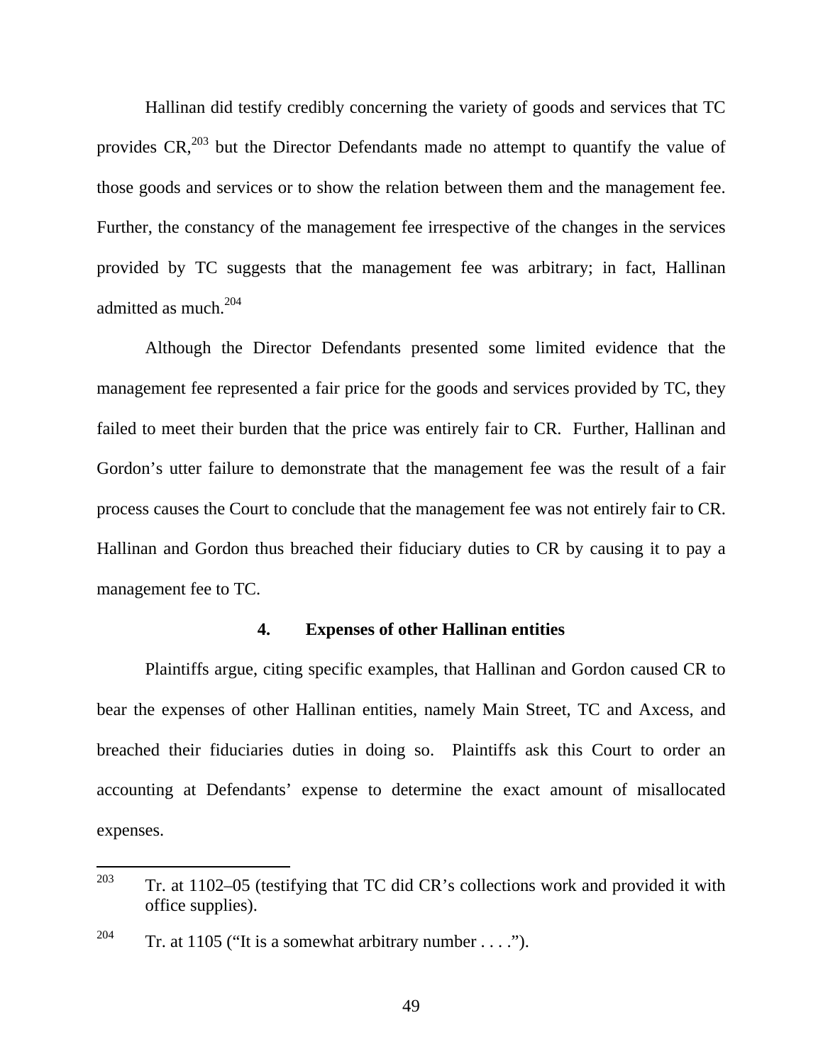Hallinan did testify credibly concerning the variety of goods and services that TC provides CR,[203] but the Director Defendants made no attempt to quantify the value of those goods and services or to show the relation between them and the management fee. Further, the constancy of the management fee irrespective of the changes in the services provided by TC suggests that the management fee was arbitrary; in fact, Hallinan admitted as much.[204]

Although the Director Defendants presented some limited evidence that the management fee represented a fair price for the goods and services provided by TC, they failed to meet their burden that the price was entirely fair to CR. Further, Hallinan and Gordon's utter failure to demonstrate that the management fee was the result of a fair process causes the Court to conclude that the management fee was not entirely fair to CR. Hallinan and Gordon thus breached their fiduciary duties to CR by causing it to pay a management fee to TC.

### 4. Expenses of other Hallinan entities

Plaintiffs argue, citing specific examples, that Hallinan and Gordon caused CR to bear the expenses of other Hallinan entities, namely Main Street, TC and Axcess, and breached their fiduciaries duties in doing so. Plaintiffs ask this Court to order an accounting at Defendants' expense to determine the exact amount of misallocated expenses.

---

[203] Tr. at 1102–05 (testifying that TC did CR's collections work and provided it with office supplies).

[204] Tr. at 1105 ("It is a somewhat arbitrary number . . . .").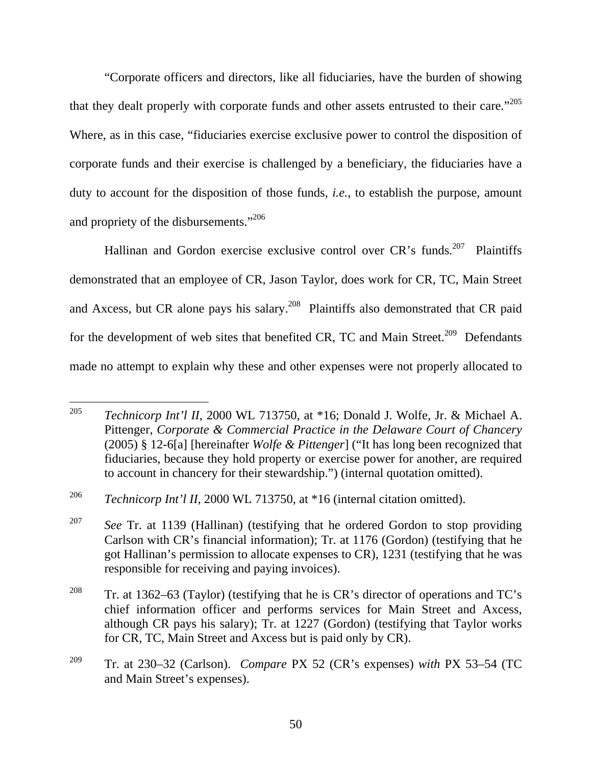"Corporate officers and directors, like all fiduciaries, have the burden of showing that they dealt properly with corporate funds and other assets entrusted to their care."[205] Where, as in this case, "fiduciaries exercise exclusive power to control the disposition of corporate funds and their exercise is challenged by a beneficiary, the fiduciaries have a duty to account for the disposition of those funds, *i.e.*, to establish the purpose, amount and propriety of the disbursements."[206]

Hallinan and Gordon exercise exclusive control over CR's funds.[207] Plaintiffs demonstrated that an employee of CR, Jason Taylor, does work for CR, TC, Main Street and Axcess, but CR alone pays his salary.[208] Plaintiffs also demonstrated that CR paid for the development of web sites that benefited CR, TC and Main Street.[209] Defendants made no attempt to explain why these and other expenses were not properly allocated to

---

[205] *Technicorp Int'l II*, 2000 WL 713750, at *16; Donald J. Wolfe, Jr. & Michael A. Pittenger, *Corporate & Commercial Practice in the Delaware Court of Chancery* (2005) § 12-6[a] [hereinafter *Wolfe & Pittenger*] ("It has long been recognized that fiduciaries, because they hold property or exercise power for another, are required to account in chancery for their stewardship.") (internal quotation omitted).

[206] *Technicorp Int'l II*, 2000 WL 713750, at *16 (internal citation omitted).

[207] *See* Tr. at 1139 (Hallinan) (testifying that he ordered Gordon to stop providing Carlson with CR's financial information); Tr. at 1176 (Gordon) (testifying that he got Hallinan's permission to allocate expenses to CR), 1231 (testifying that he was responsible for receiving and paying invoices).

[208] Tr. at 1362–63 (Taylor) (testifying that he is CR's director of operations and TC's chief information officer and performs services for Main Street and Axcess, although CR pays his salary); Tr. at 1227 (Gordon) (testifying that Taylor works for CR, TC, Main Street and Axcess but is paid only by CR).

[209] Tr. at 230–32 (Carlson). *Compare* PX 52 (CR's expenses) *with* PX 53–54 (TC and Main Street's expenses).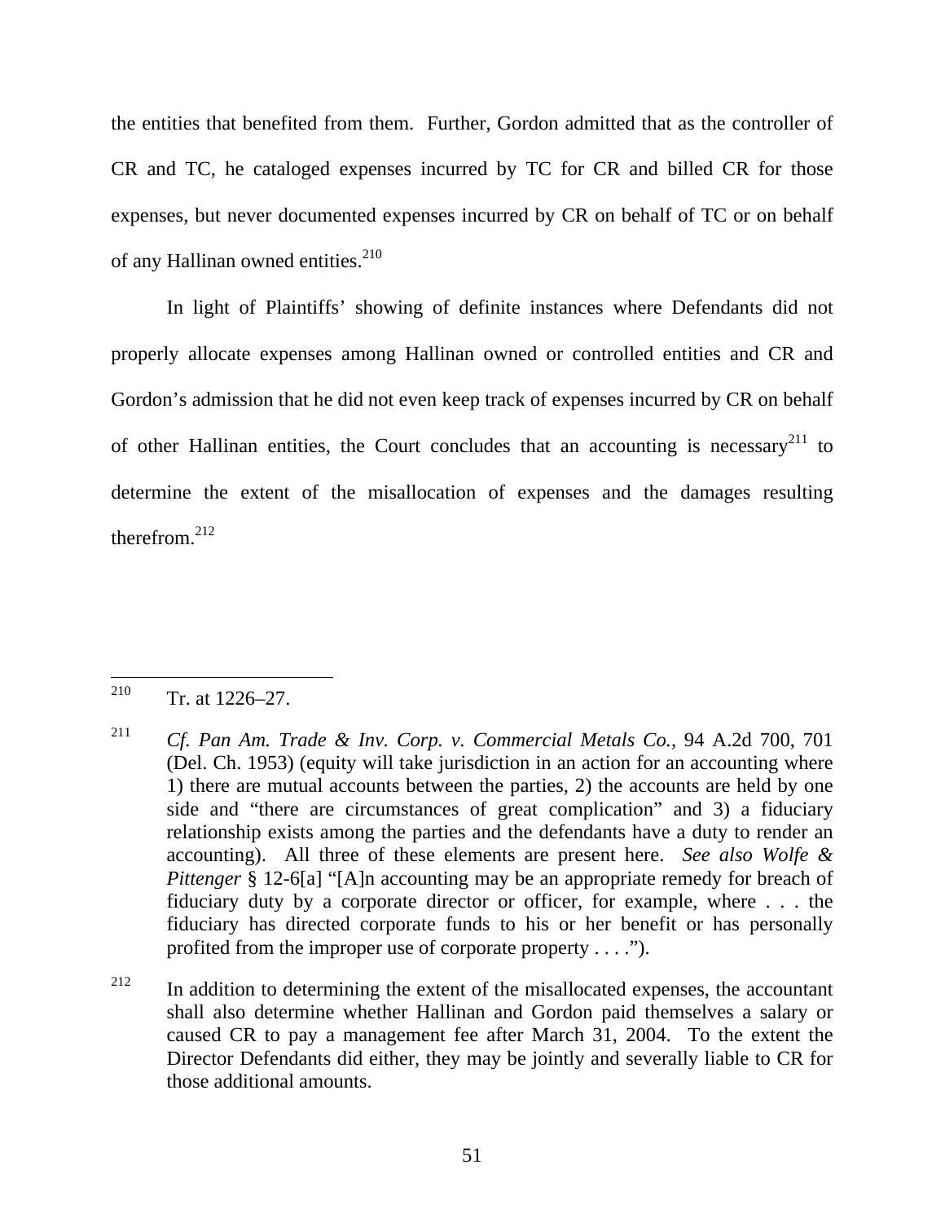the entities that benefited from them. Further, Gordon admitted that as the controller of CR and TC, he cataloged expenses incurred by TC for CR and billed CR for those expenses, but never documented expenses incurred by CR on behalf of TC or on behalf of any Hallinan owned entities.[210]

In light of Plaintiffs' showing of definite instances where Defendants did not properly allocate expenses among Hallinan owned or controlled entities and CR and Gordon's admission that he did not even keep track of expenses incurred by CR on behalf of other Hallinan entities, the Court concludes that an accounting is necessary[211] to determine the extent of the misallocation of expenses and the damages resulting therefrom.[212]

---

[210] Tr. at 1226–27.

[211] *Cf. Pan Am. Trade & Inv. Corp. v. Commercial Metals Co.*, 94 A.2d 700, 701 (Del. Ch. 1953) (equity will take jurisdiction in an action for an accounting where 1) there are mutual accounts between the parties, 2) the accounts are held by one side and "there are circumstances of great complication" and 3) a fiduciary relationship exists among the parties and the defendants have a duty to render an accounting). All three of these elements are present here. *See also Wolfe & Pittenger* § 12-6[a] "[A]n accounting may be an appropriate remedy for breach of fiduciary duty by a corporate director or officer, for example, where . . . the fiduciary has directed corporate funds to his or her benefit or has personally profited from the improper use of corporate property . . . .").

[212] In addition to determining the extent of the misallocated expenses, the accountant shall also determine whether Hallinan and Gordon paid themselves a salary or caused CR to pay a management fee after March 31, 2004. To the extent the Director Defendants did either, they may be jointly and severally liable to CR for those additional amounts.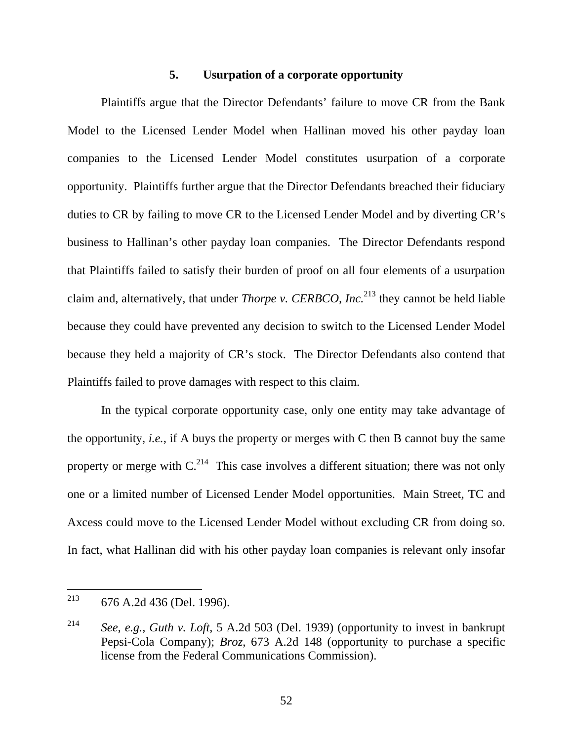### 5. Usurpation of a corporate opportunity

Plaintiffs argue that the Director Defendants' failure to move CR from the Bank Model to the Licensed Lender Model when Hallinan moved his other payday loan companies to the Licensed Lender Model constitutes usurpation of a corporate opportunity. Plaintiffs further argue that the Director Defendants breached their fiduciary duties to CR by failing to move CR to the Licensed Lender Model and by diverting CR's business to Hallinan's other payday loan companies. The Director Defendants respond that Plaintiffs failed to satisfy their burden of proof on all four elements of a usurpation claim and, alternatively, that under *Thorpe v. CERBCO, Inc.*[213] they cannot be held liable because they could have prevented any decision to switch to the Licensed Lender Model because they held a majority of CR's stock. The Director Defendants also contend that Plaintiffs failed to prove damages with respect to this claim.

In the typical corporate opportunity case, only one entity may take advantage of the opportunity, *i.e.*, if A buys the property or merges with C then B cannot buy the same property or merge with C.[214] This case involves a different situation; there was not only one or a limited number of Licensed Lender Model opportunities. Main Street, TC and Axcess could move to the Licensed Lender Model without excluding CR from doing so. In fact, what Hallinan did with his other payday loan companies is relevant only insofar

---

[213] 676 A.2d 436 (Del. 1996).

[214] *See, e.g.*, *Guth v. Loft*, 5 A.2d 503 (Del. 1939) (opportunity to invest in bankrupt Pepsi-Cola Company); *Broz*, 673 A.2d 148 (opportunity to purchase a specific license from the Federal Communications Commission).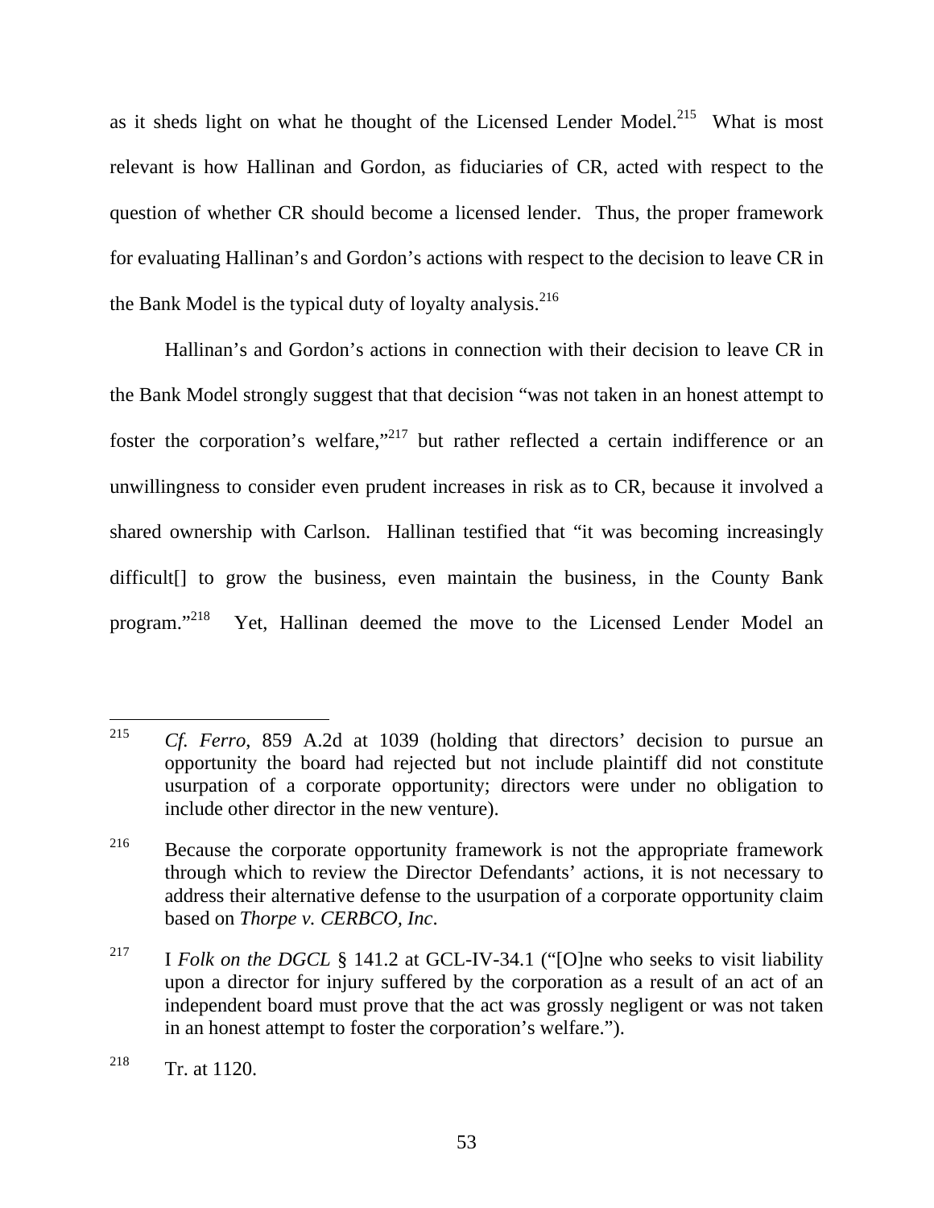as it sheds light on what he thought of the Licensed Lender Model.[215] What is most relevant is how Hallinan and Gordon, as fiduciaries of CR, acted with respect to the question of whether CR should become a licensed lender. Thus, the proper framework for evaluating Hallinan's and Gordon's actions with respect to the decision to leave CR in the Bank Model is the typical duty of loyalty analysis.[216]

Hallinan's and Gordon's actions in connection with their decision to leave CR in the Bank Model strongly suggest that that decision "was not taken in an honest attempt to foster the corporation's welfare,"[217] but rather reflected a certain indifference or an unwillingness to consider even prudent increases in risk as to CR, because it involved a shared ownership with Carlson. Hallinan testified that "it was becoming increasingly difficult[] to grow the business, even maintain the business, in the County Bank program."[218] Yet, Hallinan deemed the move to the Licensed Lender Model an

---

[215] *Cf. Ferro*, 859 A.2d at 1039 (holding that directors' decision to pursue an opportunity the board had rejected but not include plaintiff did not constitute usurpation of a corporate opportunity; directors were under no obligation to include other director in the new venture).

[216] Because the corporate opportunity framework is not the appropriate framework through which to review the Director Defendants' actions, it is not necessary to address their alternative defense to the usurpation of a corporate opportunity claim based on *Thorpe v. CERBCO, Inc*.

[217] I *Folk on the DGCL* § 141.2 at GCL-IV-34.1 ("[O]ne who seeks to visit liability upon a director for injury suffered by the corporation as a result of an act of an independent board must prove that the act was grossly negligent or was not taken in an honest attempt to foster the corporation's welfare.").

[218] Tr. at 1120.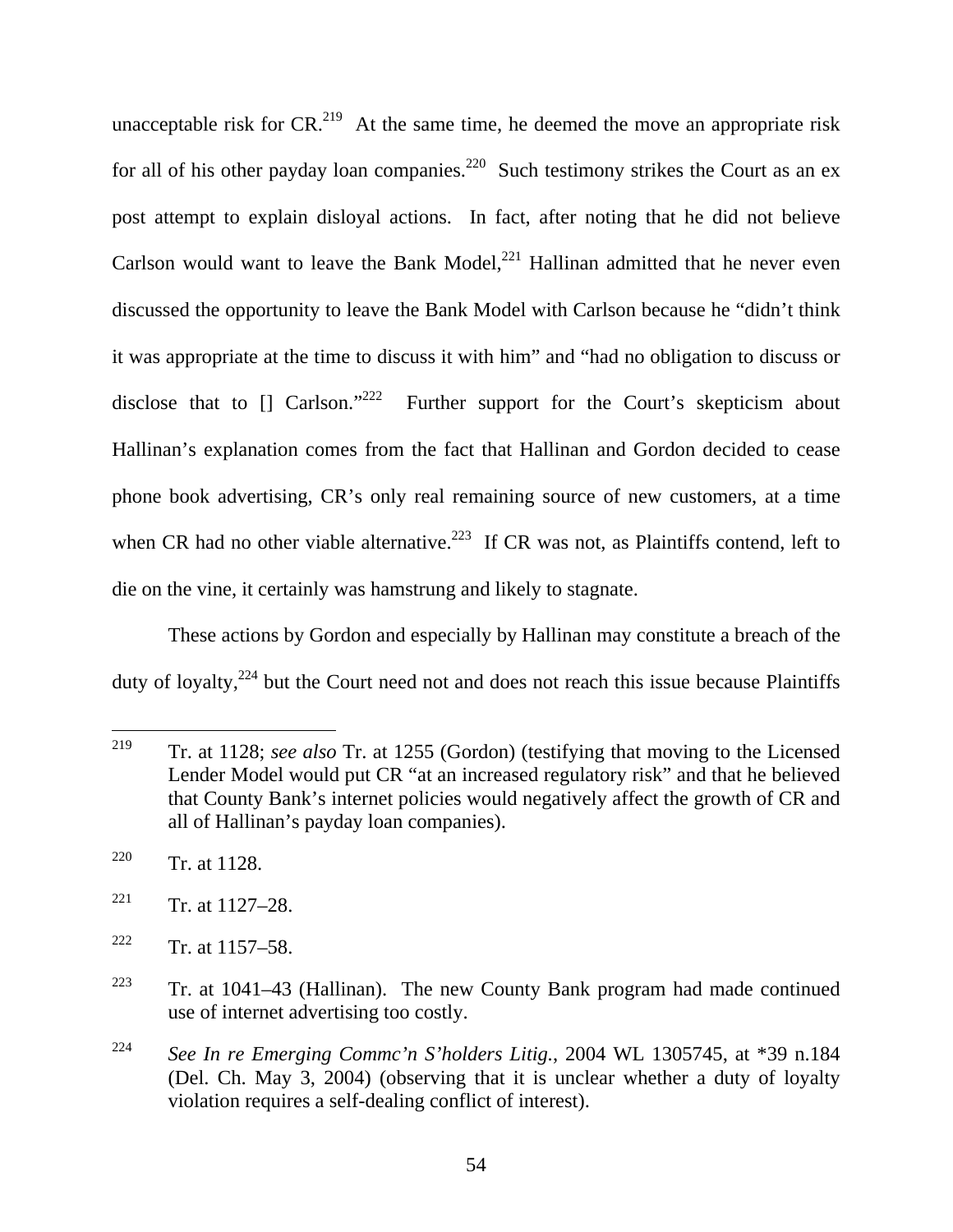unacceptable risk for CR.[219] At the same time, he deemed the move an appropriate risk for all of his other payday loan companies.[220] Such testimony strikes the Court as an ex post attempt to explain disloyal actions. In fact, after noting that he did not believe Carlson would want to leave the Bank Model,[221] Hallinan admitted that he never even discussed the opportunity to leave the Bank Model with Carlson because he "didn't think it was appropriate at the time to discuss it with him" and "had no obligation to discuss or disclose that to [] Carlson."[222] Further support for the Court's skepticism about Hallinan's explanation comes from the fact that Hallinan and Gordon decided to cease phone book advertising, CR's only real remaining source of new customers, at a time when CR had no other viable alternative.[223] If CR was not, as Plaintiffs contend, left to die on the vine, it certainly was hamstrung and likely to stagnate.

These actions by Gordon and especially by Hallinan may constitute a breach of the duty of loyalty,[224] but the Court need not and does not reach this issue because Plaintiffs

---

[219] Tr. at 1128; *see also* Tr. at 1255 (Gordon) (testifying that moving to the Licensed Lender Model would put CR "at an increased regulatory risk" and that he believed that County Bank's internet policies would negatively affect the growth of CR and all of Hallinan's payday loan companies).

[220] Tr. at 1128.

[221] Tr. at 1127–28.

[222] Tr. at 1157–58.

[223] Tr. at 1041–43 (Hallinan). The new County Bank program had made continued use of internet advertising too costly.

[224] *See In re Emerging Commc'n S'holders Litig.*, 2004 WL 1305745, at *39 n.184 (Del. Ch. May 3, 2004) (observing that it is unclear whether a duty of loyalty violation requires a self-dealing conflict of interest).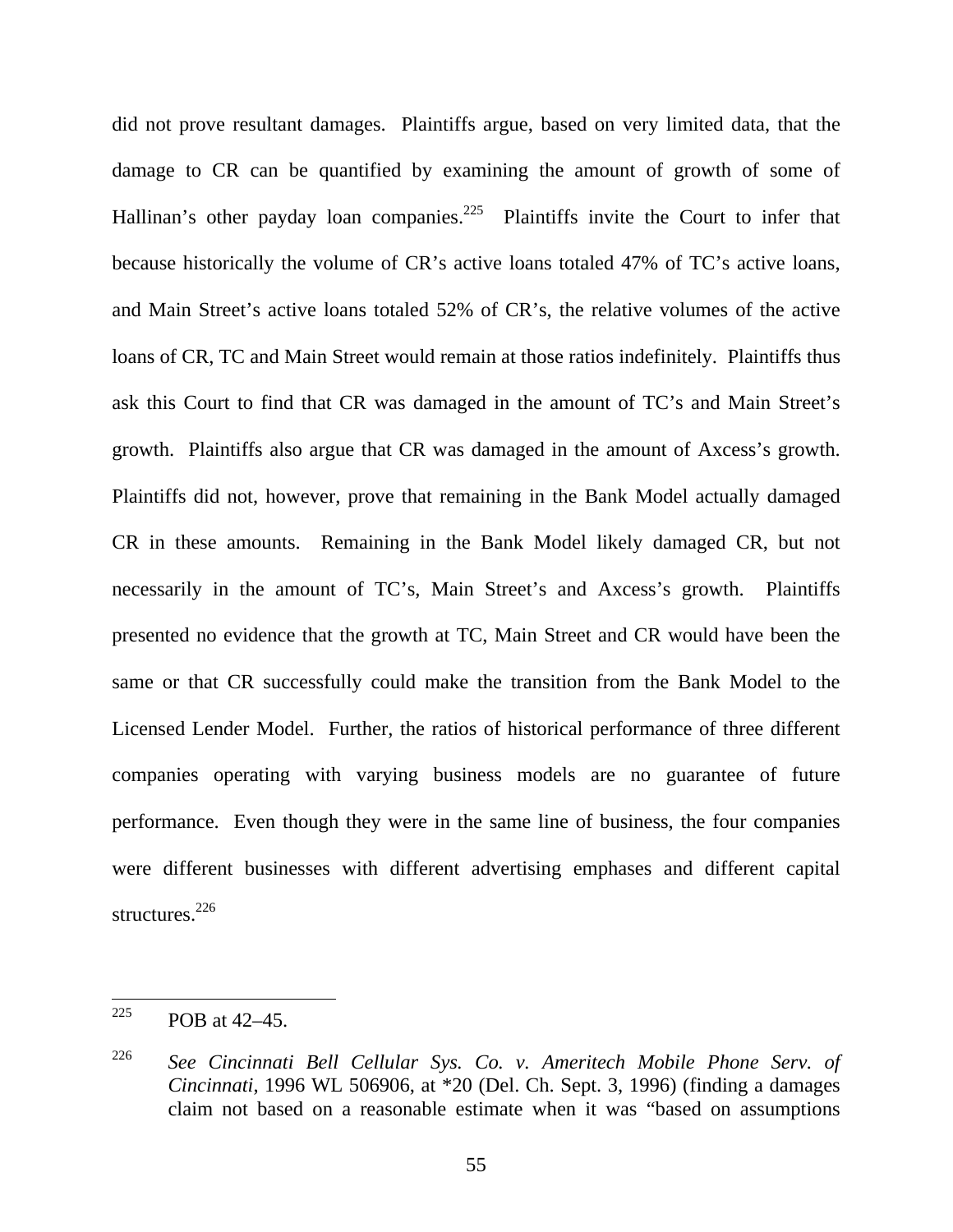did not prove resultant damages. Plaintiffs argue, based on very limited data, that the damage to CR can be quantified by examining the amount of growth of some of Hallinan's other payday loan companies.[225] Plaintiffs invite the Court to infer that because historically the volume of CR's active loans totaled 47% of TC's active loans, and Main Street's active loans totaled 52% of CR's, the relative volumes of the active loans of CR, TC and Main Street would remain at those ratios indefinitely. Plaintiffs thus ask this Court to find that CR was damaged in the amount of TC's and Main Street's growth. Plaintiffs also argue that CR was damaged in the amount of Axcess's growth. Plaintiffs did not, however, prove that remaining in the Bank Model actually damaged CR in these amounts. Remaining in the Bank Model likely damaged CR, but not necessarily in the amount of TC's, Main Street's and Axcess's growth. Plaintiffs presented no evidence that the growth at TC, Main Street and CR would have been the same or that CR successfully could make the transition from the Bank Model to the Licensed Lender Model. Further, the ratios of historical performance of three different companies operating with varying business models are no guarantee of future performance. Even though they were in the same line of business, the four companies were different businesses with different advertising emphases and different capital structures.[226]

---

[225] POB at 42–45.

[226] *See Cincinnati Bell Cellular Sys. Co. v. Ameritech Mobile Phone Serv. of Cincinnati*, 1996 WL 506906, at *20 (Del. Ch. Sept. 3, 1996) (finding a damages claim not based on a reasonable estimate when it was "based on assumptions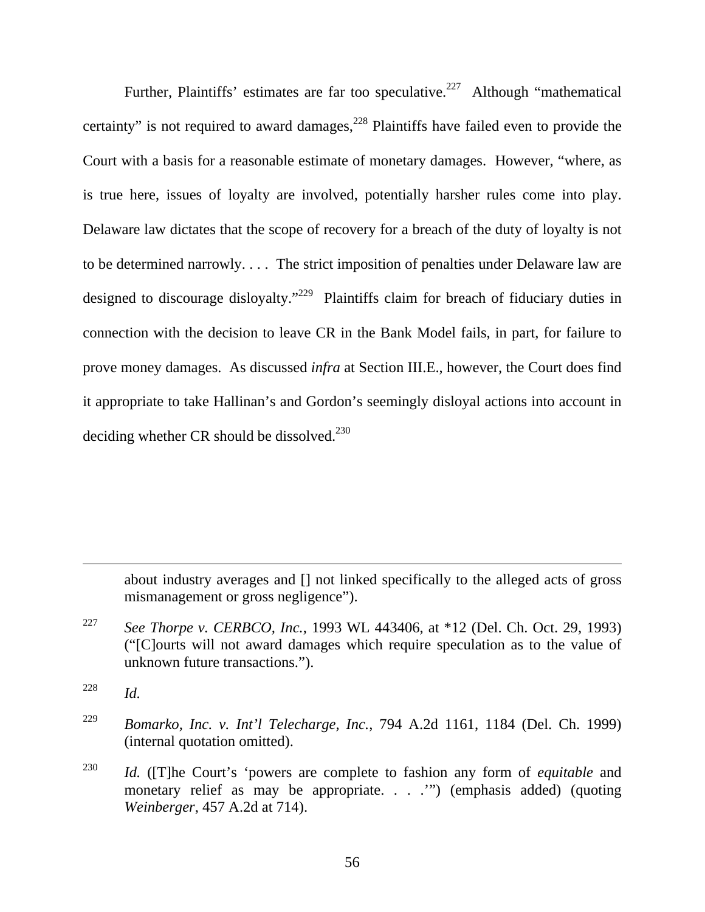Further, Plaintiffs' estimates are far too speculative.[227] Although "mathematical certainty" is not required to award damages,[228] Plaintiffs have failed even to provide the Court with a basis for a reasonable estimate of monetary damages. However, "where, as is true here, issues of loyalty are involved, potentially harsher rules come into play. Delaware law dictates that the scope of recovery for a breach of the duty of loyalty is not to be determined narrowly. . . . The strict imposition of penalties under Delaware law are designed to discourage disloyalty."[229] Plaintiffs claim for breach of fiduciary duties in connection with the decision to leave CR in the Bank Model fails, in part, for failure to prove money damages. As discussed *infra* at Section III.E., however, the Court does find it appropriate to take Hallinan's and Gordon's seemingly disloyal actions into account in deciding whether CR should be dissolved.[230]

---

about industry averages and [] not linked specifically to the alleged acts of gross mismanagement or gross negligence").

[227] *See Thorpe v. CERBCO, Inc.*, 1993 WL 443406, at *12 (Del. Ch. Oct. 29, 1993) ("[C]ourts will not award damages which require speculation as to the value of unknown future transactions.").

[228] *Id.*

[229] *Bomarko, Inc. v. Int'l Telecharge, Inc.*, 794 A.2d 1161, 1184 (Del. Ch. 1999) (internal quotation omitted).

[230] *Id.* ([T]he Court's 'powers are complete to fashion any form of *equitable* and monetary relief as may be appropriate. . . .'") (emphasis added) (quoting *Weinberger*, 457 A.2d at 714).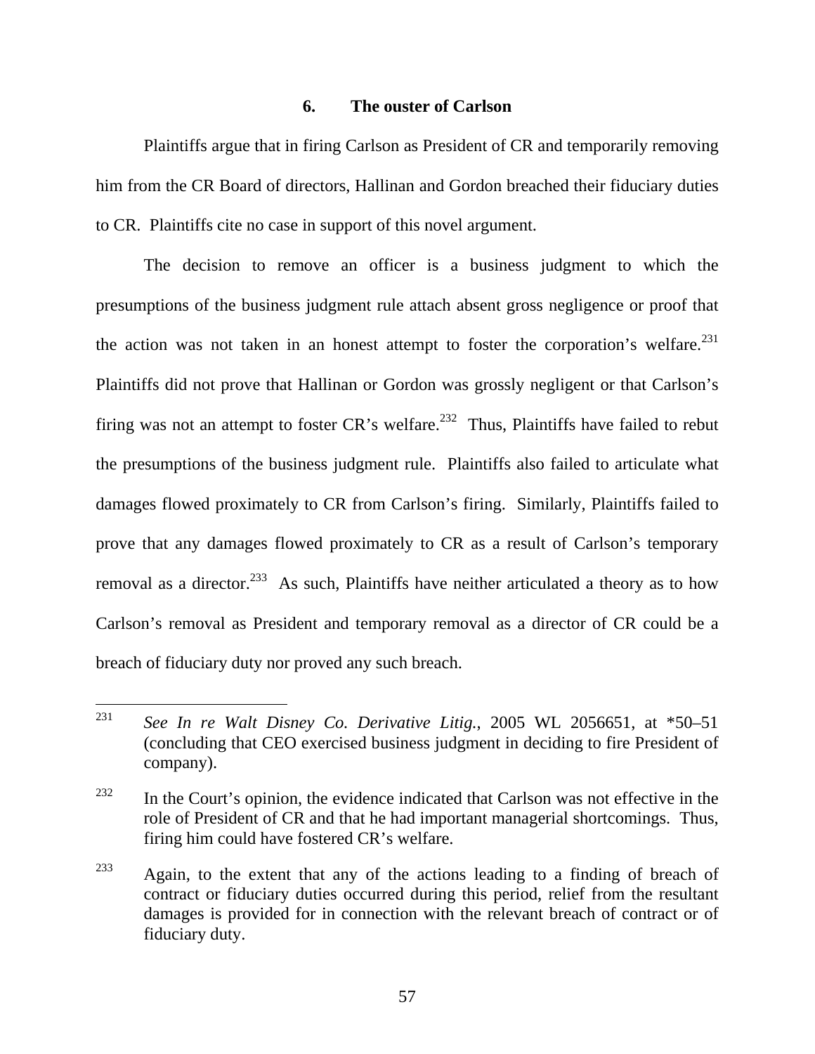### 6. The ouster of Carlson

Plaintiffs argue that in firing Carlson as President of CR and temporarily removing him from the CR Board of directors, Hallinan and Gordon breached their fiduciary duties to CR. Plaintiffs cite no case in support of this novel argument.

The decision to remove an officer is a business judgment to which the presumptions of the business judgment rule attach absent gross negligence or proof that the action was not taken in an honest attempt to foster the corporation's welfare.[231] Plaintiffs did not prove that Hallinan or Gordon was grossly negligent or that Carlson's firing was not an attempt to foster CR's welfare.[232] Thus, Plaintiffs have failed to rebut the presumptions of the business judgment rule. Plaintiffs also failed to articulate what damages flowed proximately to CR from Carlson's firing. Similarly, Plaintiffs failed to prove that any damages flowed proximately to CR as a result of Carlson's temporary removal as a director.[233] As such, Plaintiffs have neither articulated a theory as to how Carlson's removal as President and temporary removal as a director of CR could be a breach of fiduciary duty nor proved any such breach.

---

[231] *See In re Walt Disney Co. Derivative Litig.*, 2005 WL 2056651, at *50–51 (concluding that CEO exercised business judgment in deciding to fire President of company).

[232] In the Court's opinion, the evidence indicated that Carlson was not effective in the role of President of CR and that he had important managerial shortcomings. Thus, firing him could have fostered CR's welfare.

[233] Again, to the extent that any of the actions leading to a finding of breach of contract or fiduciary duties occurred during this period, relief from the resultant damages is provided for in connection with the relevant breach of contract or of fiduciary duty.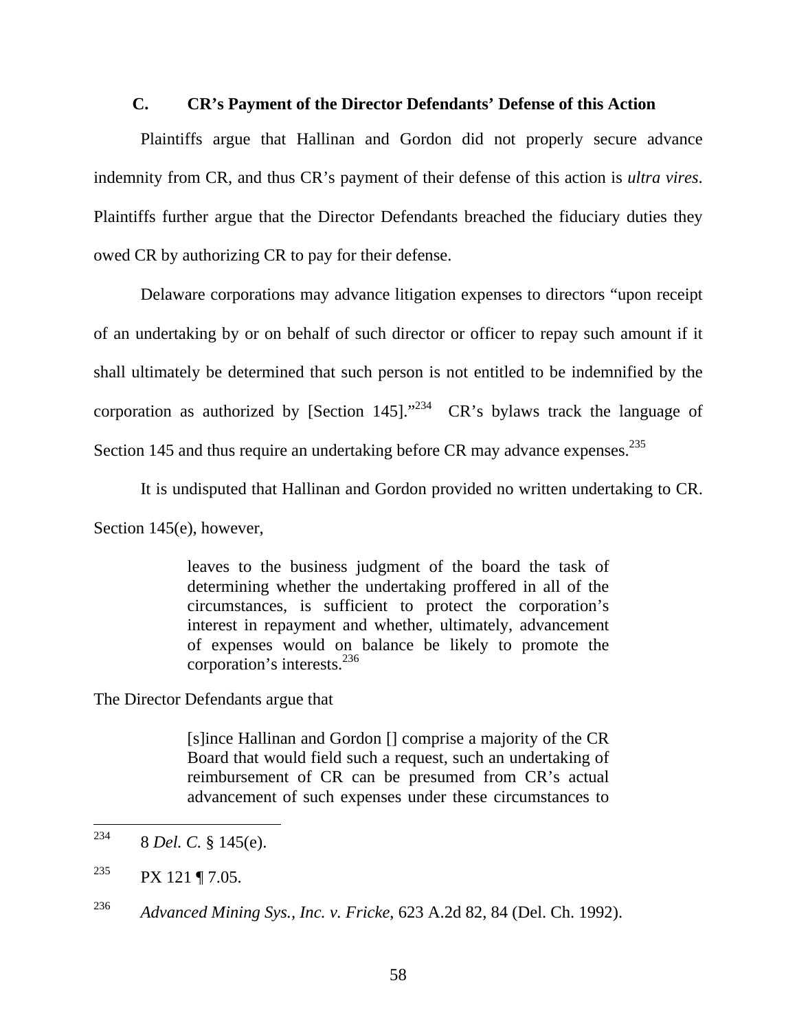### C. CR's Payment of the Director Defendants' Defense of this Action

Plaintiffs argue that Hallinan and Gordon did not properly secure advance indemnity from CR, and thus CR's payment of their defense of this action is *ultra vires*. Plaintiffs further argue that the Director Defendants breached the fiduciary duties they owed CR by authorizing CR to pay for their defense.

Delaware corporations may advance litigation expenses to directors "upon receipt of an undertaking by or on behalf of such director or officer to repay such amount if it shall ultimately be determined that such person is not entitled to be indemnified by the corporation as authorized by [Section 145]."[234] CR's bylaws track the language of Section 145 and thus require an undertaking before CR may advance expenses.[235]

It is undisputed that Hallinan and Gordon provided no written undertaking to CR. Section 145(e), however,

> leaves to the business judgment of the board the task of determining whether the undertaking proffered in all of the circumstances, is sufficient to protect the corporation's interest in repayment and whether, ultimately, advancement of expenses would on balance be likely to promote the corporation's interests.[236]

The Director Defendants argue that

> [s]ince Hallinan and Gordon [] comprise a majority of the CR Board that would field such a request, such an undertaking of reimbursement of CR can be presumed from CR's actual advancement of such expenses under these circumstances to

---

[234] 8 *Del. C.* § 145(e).

[235] PX 121 ¶ 7.05.

[236] *Advanced Mining Sys., Inc. v. Fricke*, 623 A.2d 82, 84 (Del. Ch. 1992).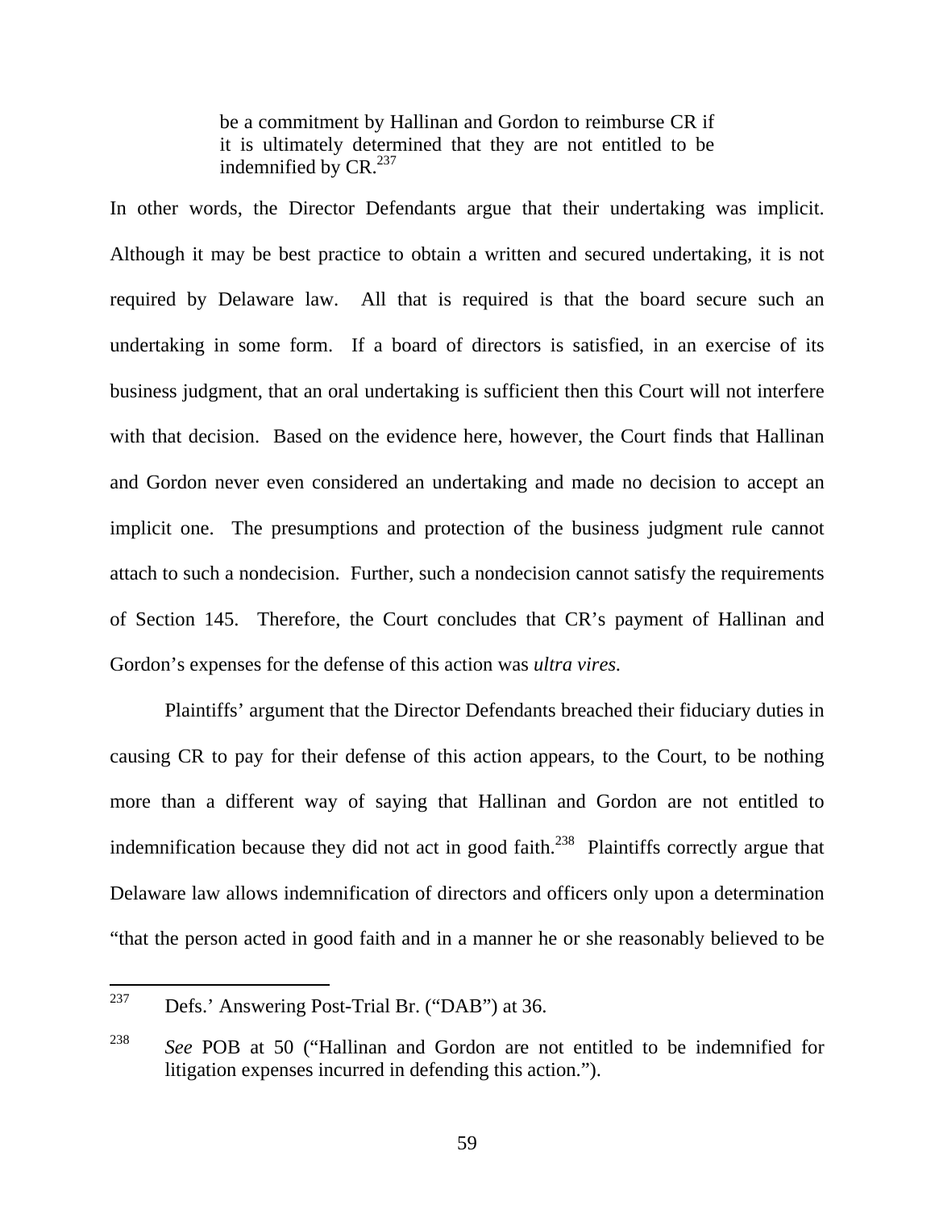> be a commitment by Hallinan and Gordon to reimburse CR if it is ultimately determined that they are not entitled to be indemnified by CR.[237]

In other words, the Director Defendants argue that their undertaking was implicit. Although it may be best practice to obtain a written and secured undertaking, it is not required by Delaware law. All that is required is that the board secure such an undertaking in some form. If a board of directors is satisfied, in an exercise of its business judgment, that an oral undertaking is sufficient then this Court will not interfere with that decision. Based on the evidence here, however, the Court finds that Hallinan and Gordon never even considered an undertaking and made no decision to accept an implicit one. The presumptions and protection of the business judgment rule cannot attach to such a nondecision. Further, such a nondecision cannot satisfy the requirements of Section 145. Therefore, the Court concludes that CR's payment of Hallinan and Gordon's expenses for the defense of this action was *ultra vires*.

Plaintiffs' argument that the Director Defendants breached their fiduciary duties in causing CR to pay for their defense of this action appears, to the Court, to be nothing more than a different way of saying that Hallinan and Gordon are not entitled to indemnification because they did not act in good faith.[238] Plaintiffs correctly argue that Delaware law allows indemnification of directors and officers only upon a determination "that the person acted in good faith and in a manner he or she reasonably believed to be

---

[237] Defs.' Answering Post-Trial Br. ("DAB") at 36.

[238] *See* POB at 50 ("Hallinan and Gordon are not entitled to be indemnified for litigation expenses incurred in defending this action.").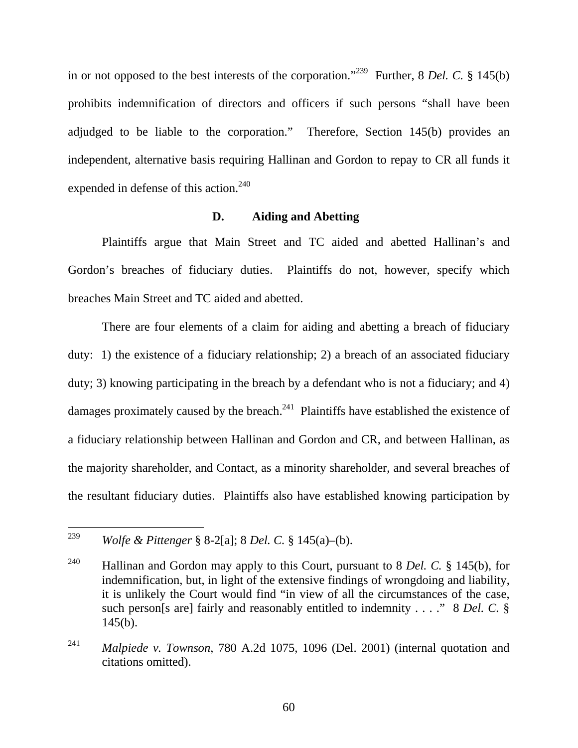in or not opposed to the best interests of the corporation."[239] Further, 8 *Del. C.* § 145(b) prohibits indemnification of directors and officers if such persons "shall have been adjudged to be liable to the corporation." Therefore, Section 145(b) provides an independent, alternative basis requiring Hallinan and Gordon to repay to CR all funds it expended in defense of this action.[240]

### D. Aiding and Abetting

Plaintiffs argue that Main Street and TC aided and abetted Hallinan's and Gordon's breaches of fiduciary duties. Plaintiffs do not, however, specify which breaches Main Street and TC aided and abetted.

There are four elements of a claim for aiding and abetting a breach of fiduciary duty: 1) the existence of a fiduciary relationship; 2) a breach of an associated fiduciary duty; 3) knowing participating in the breach by a defendant who is not a fiduciary; and 4) damages proximately caused by the breach.[241] Plaintiffs have established the existence of a fiduciary relationship between Hallinan and Gordon and CR, and between Hallinan, as the majority shareholder, and Contact, as a minority shareholder, and several breaches of the resultant fiduciary duties. Plaintiffs also have established knowing participation by

---

[239] *Wolfe & Pittenger* § 8-2[a]; 8 *Del. C.* § 145(a)–(b).

[240] Hallinan and Gordon may apply to this Court, pursuant to 8 *Del. C.* § 145(b), for indemnification, but, in light of the extensive findings of wrongdoing and liability, it is unlikely the Court would find "in view of all the circumstances of the case, such person[s are] fairly and reasonably entitled to indemnity . . . ." 8 *Del. C.* § 145(b).

[241] *Malpiede v. Townson*, 780 A.2d 1075, 1096 (Del. 2001) (internal quotation and citations omitted).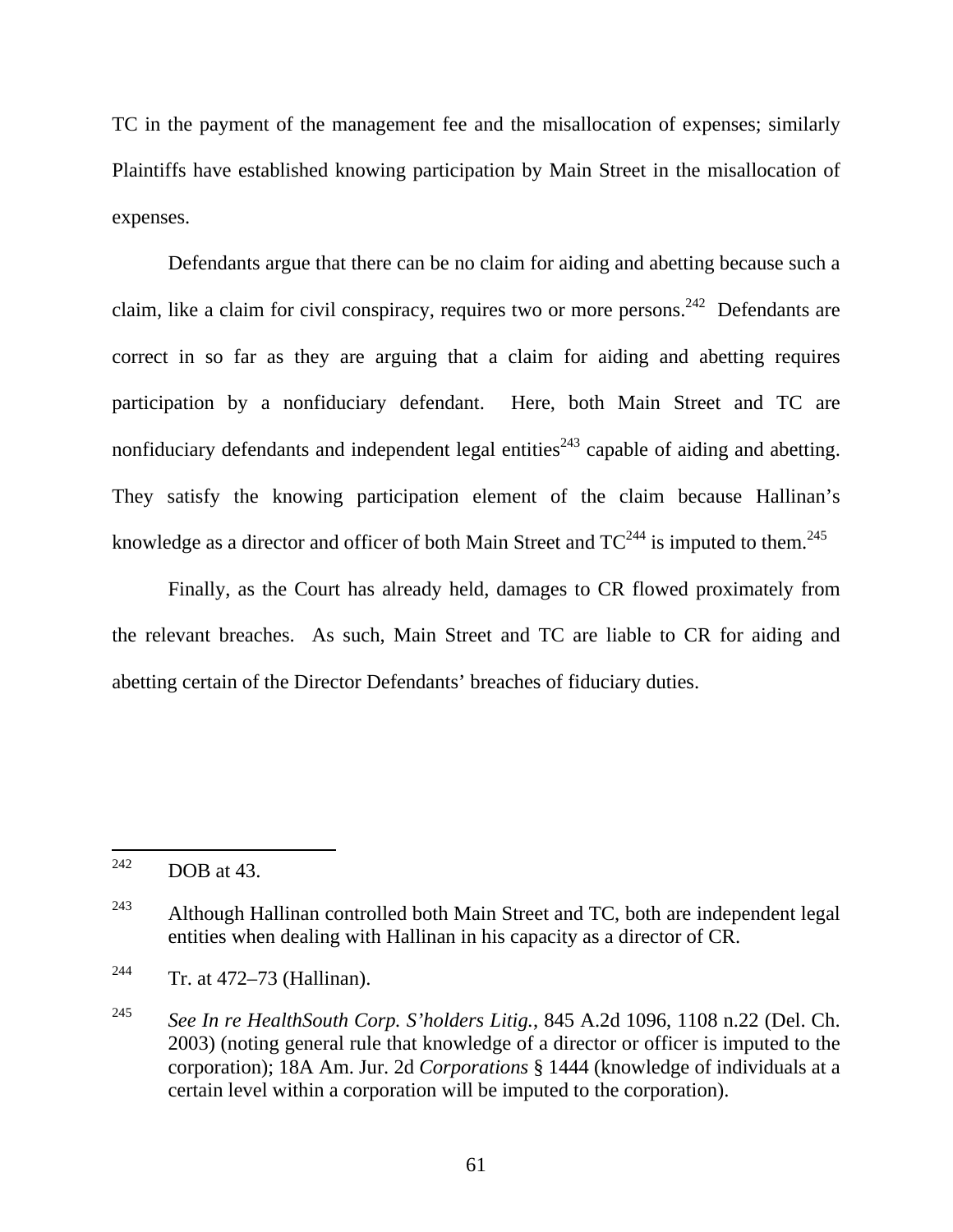TC in the payment of the management fee and the misallocation of expenses; similarly Plaintiffs have established knowing participation by Main Street in the misallocation of expenses.

Defendants argue that there can be no claim for aiding and abetting because such a claim, like a claim for civil conspiracy, requires two or more persons.[242] Defendants are correct in so far as they are arguing that a claim for aiding and abetting requires participation by a nonfiduciary defendant. Here, both Main Street and TC are nonfiduciary defendants and independent legal entities[243] capable of aiding and abetting. They satisfy the knowing participation element of the claim because Hallinan's knowledge as a director and officer of both Main Street and TC[244] is imputed to them.[245]

Finally, as the Court has already held, damages to CR flowed proximately from the relevant breaches. As such, Main Street and TC are liable to CR for aiding and abetting certain of the Director Defendants' breaches of fiduciary duties.

---

[242] DOB at 43.

[243] Although Hallinan controlled both Main Street and TC, both are independent legal entities when dealing with Hallinan in his capacity as a director of CR.

[244] Tr. at 472–73 (Hallinan).

[245] *See In re HealthSouth Corp. S'holders Litig.*, 845 A.2d 1096, 1108 n.22 (Del. Ch. 2003) (noting general rule that knowledge of a director or officer is imputed to the corporation); 18A Am. Jur. 2d *Corporations* § 1444 (knowledge of individuals at a certain level within a corporation will be imputed to the corporation).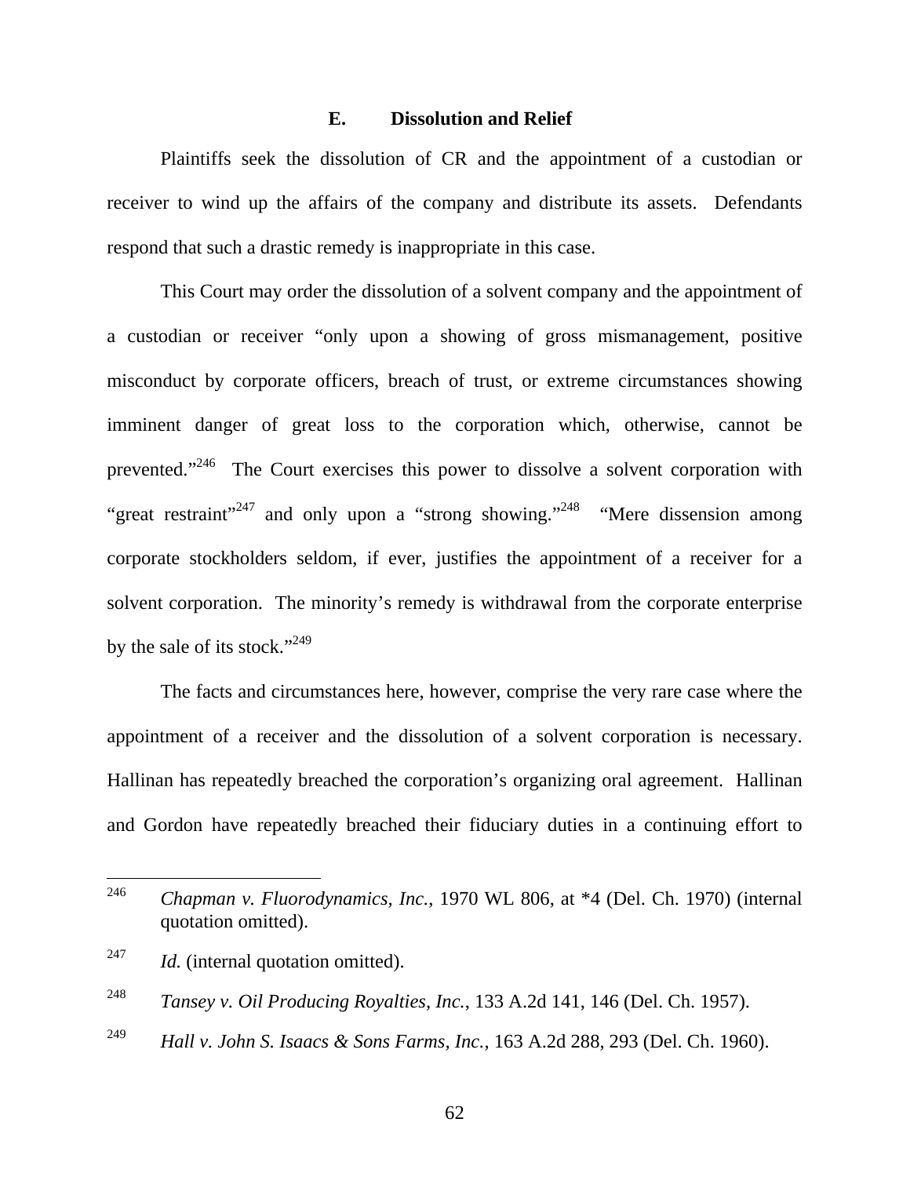### E. Dissolution and Relief

Plaintiffs seek the dissolution of CR and the appointment of a custodian or receiver to wind up the affairs of the company and distribute its assets. Defendants respond that such a drastic remedy is inappropriate in this case.

This Court may order the dissolution of a solvent company and the appointment of a custodian or receiver "only upon a showing of gross mismanagement, positive misconduct by corporate officers, breach of trust, or extreme circumstances showing imminent danger of great loss to the corporation which, otherwise, cannot be prevented."[246] The Court exercises this power to dissolve a solvent corporation with "great restraint"[247] and only upon a "strong showing."[248] "Mere dissension among corporate stockholders seldom, if ever, justifies the appointment of a receiver for a solvent corporation. The minority's remedy is withdrawal from the corporate enterprise by the sale of its stock."[249]

The facts and circumstances here, however, comprise the very rare case where the appointment of a receiver and the dissolution of a solvent corporation is necessary. Hallinan has repeatedly breached the corporation's organizing oral agreement. Hallinan and Gordon have repeatedly breached their fiduciary duties in a continuing effort to

---

[246] *Chapman v. Fluorodynamics, Inc.*, 1970 WL 806, at *4 (Del. Ch. 1970) (internal quotation omitted).

[247] *Id.* (internal quotation omitted).

[248] *Tansey v. Oil Producing Royalties, Inc.*, 133 A.2d 141, 146 (Del. Ch. 1957).

[249] *Hall v. John S. Isaacs & Sons Farms, Inc.*, 163 A.2d 288, 293 (Del. Ch. 1960).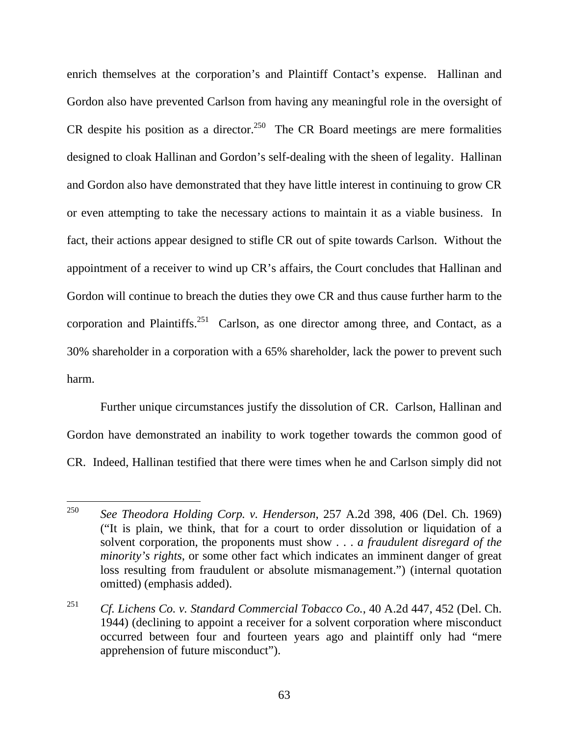enrich themselves at the corporation's and Plaintiff Contact's expense. Hallinan and Gordon also have prevented Carlson from having any meaningful role in the oversight of CR despite his position as a director.[250] The CR Board meetings are mere formalities designed to cloak Hallinan and Gordon's self-dealing with the sheen of legality. Hallinan and Gordon also have demonstrated that they have little interest in continuing to grow CR or even attempting to take the necessary actions to maintain it as a viable business. In fact, their actions appear designed to stifle CR out of spite towards Carlson. Without the appointment of a receiver to wind up CR's affairs, the Court concludes that Hallinan and Gordon will continue to breach the duties they owe CR and thus cause further harm to the corporation and Plaintiffs.[251] Carlson, as one director among three, and Contact, as a 30% shareholder in a corporation with a 65% shareholder, lack the power to prevent such harm.

Further unique circumstances justify the dissolution of CR. Carlson, Hallinan and Gordon have demonstrated an inability to work together towards the common good of CR. Indeed, Hallinan testified that there were times when he and Carlson simply did not

---

[250] *See Theodora Holding Corp. v. Henderson*, 257 A.2d 398, 406 (Del. Ch. 1969) ("It is plain, we think, that for a court to order dissolution or liquidation of a solvent corporation, the proponents must show . . . *a fraudulent disregard of the minority's rights*, or some other fact which indicates an imminent danger of great loss resulting from fraudulent or absolute mismanagement.") (internal quotation omitted) (emphasis added).

[251] *Cf. Lichens Co. v. Standard Commercial Tobacco Co.*, 40 A.2d 447, 452 (Del. Ch. 1944) (declining to appoint a receiver for a solvent corporation where misconduct occurred between four and fourteen years ago and plaintiff only had "mere apprehension of future misconduct").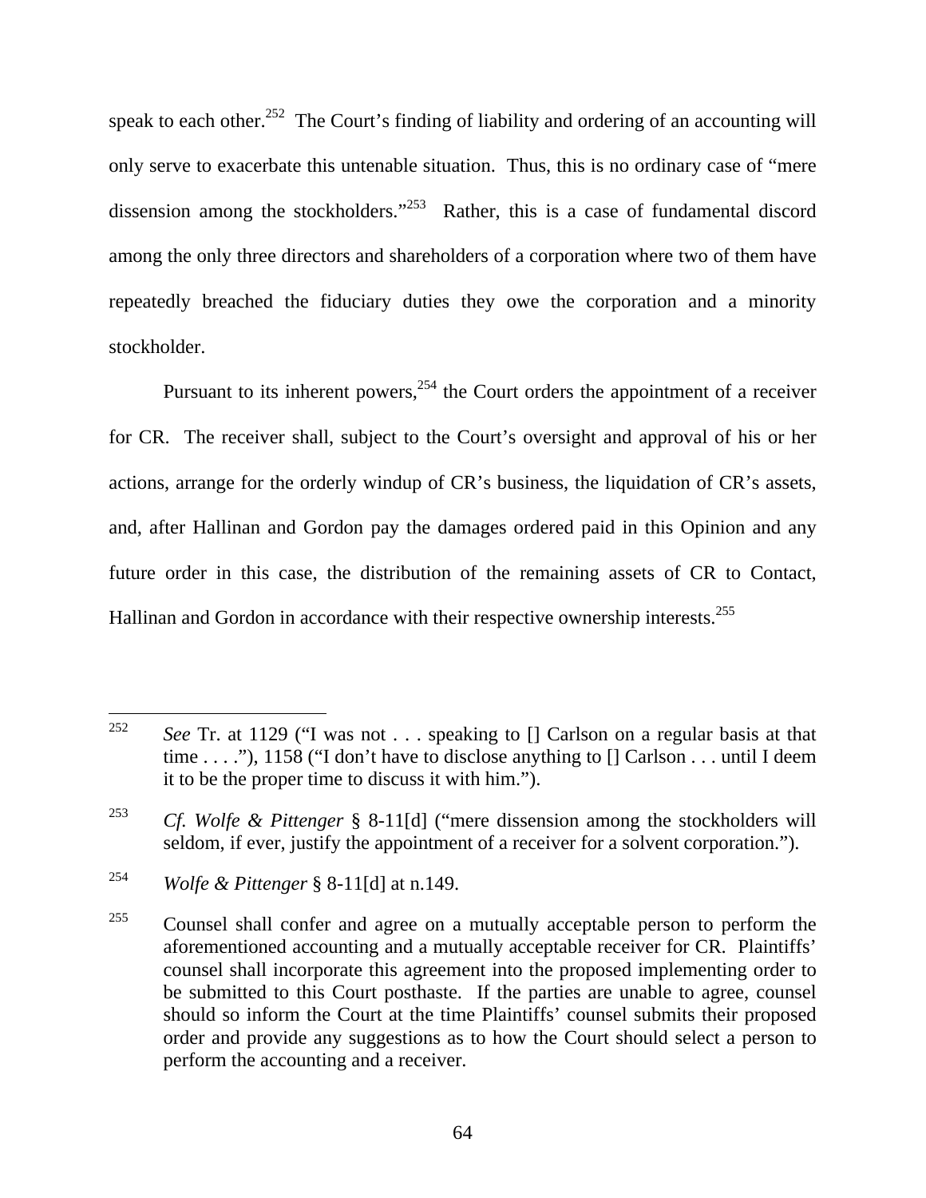speak to each other.[252] The Court's finding of liability and ordering of an accounting will only serve to exacerbate this untenable situation. Thus, this is no ordinary case of "mere dissension among the stockholders."[253] Rather, this is a case of fundamental discord among the only three directors and shareholders of a corporation where two of them have repeatedly breached the fiduciary duties they owe the corporation and a minority stockholder.

Pursuant to its inherent powers,[254] the Court orders the appointment of a receiver for CR. The receiver shall, subject to the Court's oversight and approval of his or her actions, arrange for the orderly windup of CR's business, the liquidation of CR's assets, and, after Hallinan and Gordon pay the damages ordered paid in this Opinion and any future order in this case, the distribution of the remaining assets of CR to Contact, Hallinan and Gordon in accordance with their respective ownership interests.[255]

---

[252] *See* Tr. at 1129 ("I was not . . . speaking to [] Carlson on a regular basis at that time . . . ."), 1158 ("I don't have to disclose anything to [] Carlson . . . until I deem it to be the proper time to discuss it with him.").

[253] *Cf. Wolfe & Pittenger* § 8-11[d] ("mere dissension among the stockholders will seldom, if ever, justify the appointment of a receiver for a solvent corporation.").

[254] *Wolfe & Pittenger* § 8-11[d] at n.149.

[255] Counsel shall confer and agree on a mutually acceptable person to perform the aforementioned accounting and a mutually acceptable receiver for CR. Plaintiffs' counsel shall incorporate this agreement into the proposed implementing order to be submitted to this Court posthaste. If the parties are unable to agree, counsel should so inform the Court at the time Plaintiffs' counsel submits their proposed order and provide any suggestions as to how the Court should select a person to perform the accounting and a receiver.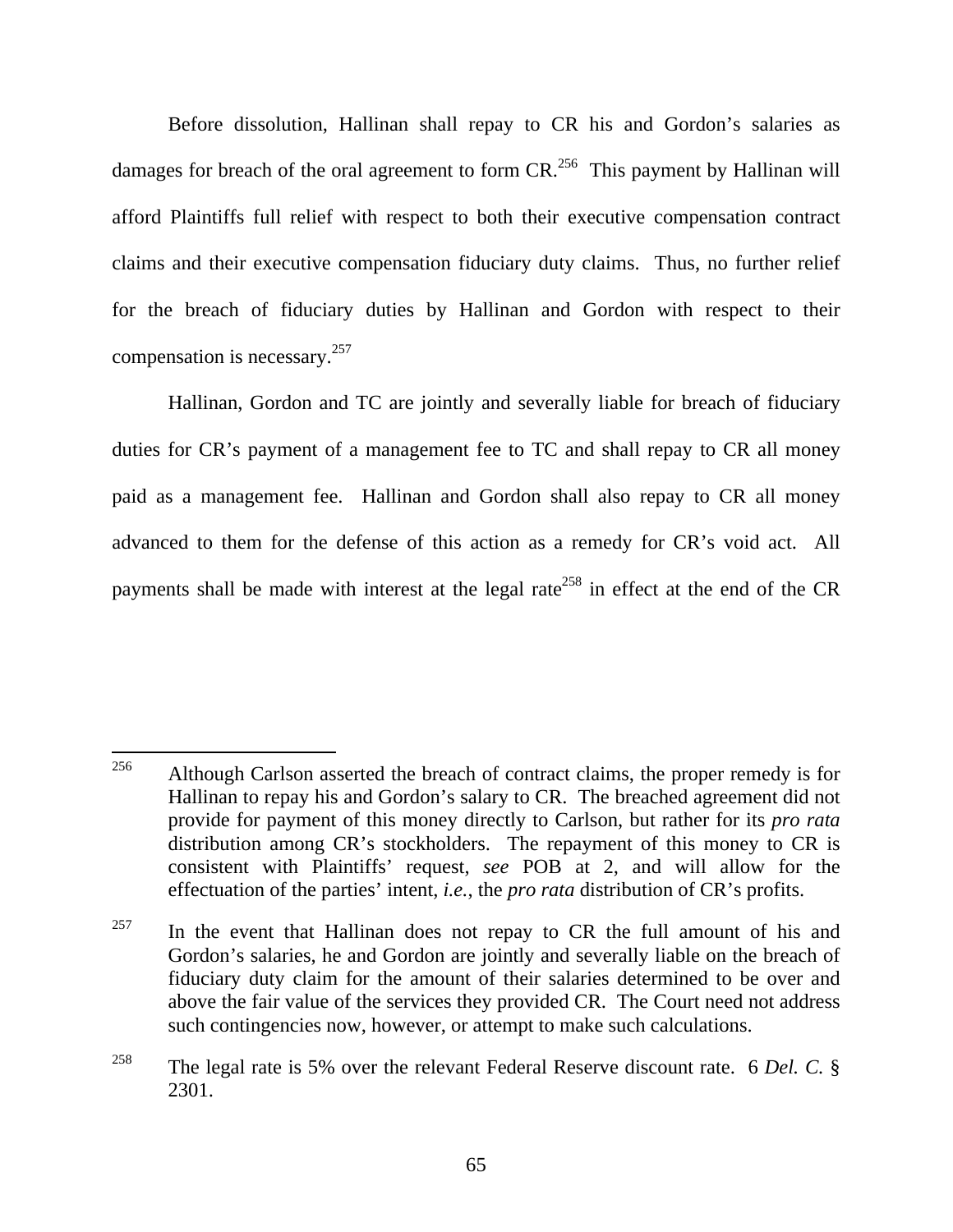Before dissolution, Hallinan shall repay to CR his and Gordon's salaries as damages for breach of the oral agreement to form CR.[256] This payment by Hallinan will afford Plaintiffs full relief with respect to both their executive compensation contract claims and their executive compensation fiduciary duty claims. Thus, no further relief for the breach of fiduciary duties by Hallinan and Gordon with respect to their compensation is necessary.[257]

Hallinan, Gordon and TC are jointly and severally liable for breach of fiduciary duties for CR's payment of a management fee to TC and shall repay to CR all money paid as a management fee. Hallinan and Gordon shall also repay to CR all money advanced to them for the defense of this action as a remedy for CR's void act. All payments shall be made with interest at the legal rate[258] in effect at the end of the CR

---

[256] Although Carlson asserted the breach of contract claims, the proper remedy is for Hallinan to repay his and Gordon's salary to CR. The breached agreement did not provide for payment of this money directly to Carlson, but rather for its *pro rata* distribution among CR's stockholders. The repayment of this money to CR is consistent with Plaintiffs' request, *see* POB at 2, and will allow for the effectuation of the parties' intent, *i.e.*, the *pro rata* distribution of CR's profits.

[257] In the event that Hallinan does not repay to CR the full amount of his and Gordon's salaries, he and Gordon are jointly and severally liable on the breach of fiduciary duty claim for the amount of their salaries determined to be over and above the fair value of the services they provided CR. The Court need not address such contingencies now, however, or attempt to make such calculations.

[258] The legal rate is 5% over the relevant Federal Reserve discount rate. 6 *Del. C.* § 2301.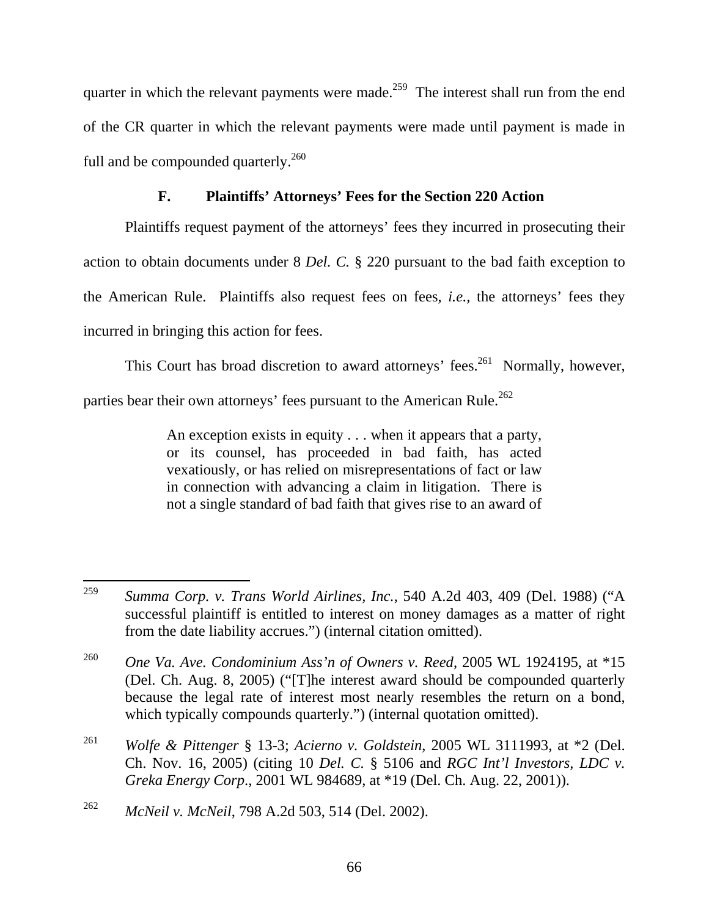quarter in which the relevant payments were made.[259] The interest shall run from the end of the CR quarter in which the relevant payments were made until payment is made in full and be compounded quarterly.[260]

### F. Plaintiffs' Attorneys' Fees for the Section 220 Action

Plaintiffs request payment of the attorneys' fees they incurred in prosecuting their action to obtain documents under 8 *Del. C.* § 220 pursuant to the bad faith exception to the American Rule. Plaintiffs also request fees on fees, *i.e.*, the attorneys' fees they incurred in bringing this action for fees.

This Court has broad discretion to award attorneys' fees.[261] Normally, however, parties bear their own attorneys' fees pursuant to the American Rule.[262]

> An exception exists in equity . . . when it appears that a party, or its counsel, has proceeded in bad faith, has acted vexatiously, or has relied on misrepresentations of fact or law in connection with advancing a claim in litigation. There is not a single standard of bad faith that gives rise to an award of

---

[259] *Summa Corp. v. Trans World Airlines, Inc.*, 540 A.2d 403, 409 (Del. 1988) ("A successful plaintiff is entitled to interest on money damages as a matter of right from the date liability accrues.") (internal citation omitted).

[260] *One Va. Ave. Condominium Ass'n of Owners v. Reed*, 2005 WL 1924195, at *15 (Del. Ch. Aug. 8, 2005) ("[T]he interest award should be compounded quarterly because the legal rate of interest most nearly resembles the return on a bond, which typically compounds quarterly.") (internal quotation omitted).

[261] *Wolfe & Pittenger* § 13-3; *Acierno v. Goldstein*, 2005 WL 3111993, at *2 (Del. Ch. Nov. 16, 2005) (citing 10 *Del. C.* § 5106 and *RGC Int'l Investors, LDC v. Greka Energy Corp*., 2001 WL 984689, at *19 (Del. Ch. Aug. 22, 2001)).

[262] *McNeil v. McNeil*, 798 A.2d 503, 514 (Del. 2002).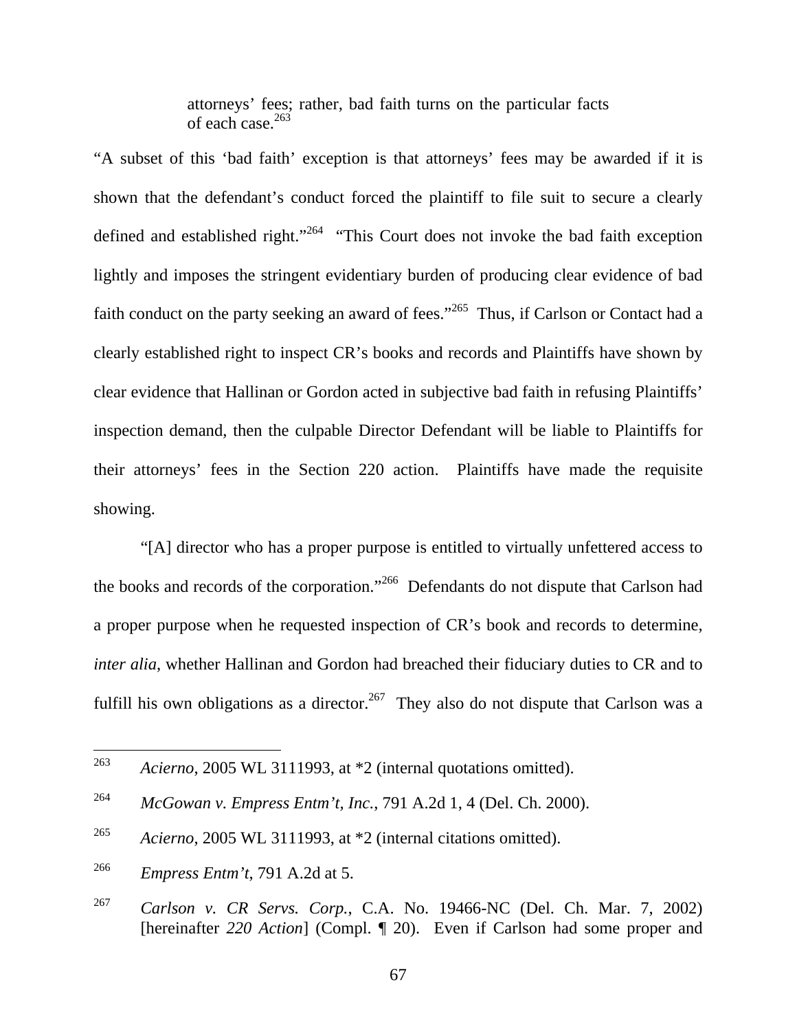> attorneys' fees; rather, bad faith turns on the particular facts of each case.[263]

"A subset of this 'bad faith' exception is that attorneys' fees may be awarded if it is shown that the defendant's conduct forced the plaintiff to file suit to secure a clearly defined and established right."[264] "This Court does not invoke the bad faith exception lightly and imposes the stringent evidentiary burden of producing clear evidence of bad faith conduct on the party seeking an award of fees."[265] Thus, if Carlson or Contact had a clearly established right to inspect CR's books and records and Plaintiffs have shown by clear evidence that Hallinan or Gordon acted in subjective bad faith in refusing Plaintiffs' inspection demand, then the culpable Director Defendant will be liable to Plaintiffs for their attorneys' fees in the Section 220 action. Plaintiffs have made the requisite showing.

"[A] director who has a proper purpose is entitled to virtually unfettered access to the books and records of the corporation."[266] Defendants do not dispute that Carlson had a proper purpose when he requested inspection of CR's book and records to determine, *inter alia*, whether Hallinan and Gordon had breached their fiduciary duties to CR and to fulfill his own obligations as a director.[267] They also do not dispute that Carlson was a

---

[263] *Acierno*, 2005 WL 3111993, at *2 (internal quotations omitted).

[264] *McGowan v. Empress Entm't, Inc.*, 791 A.2d 1, 4 (Del. Ch. 2000).

[265] *Acierno*, 2005 WL 3111993, at *2 (internal citations omitted).

[266] *Empress Entm't*, 791 A.2d at 5.

[267] *Carlson v. CR Servs. Corp.*, C.A. No. 19466-NC (Del. Ch. Mar. 7, 2002) [hereinafter *220 Action*] (Compl. ¶ 20). Even if Carlson had some proper and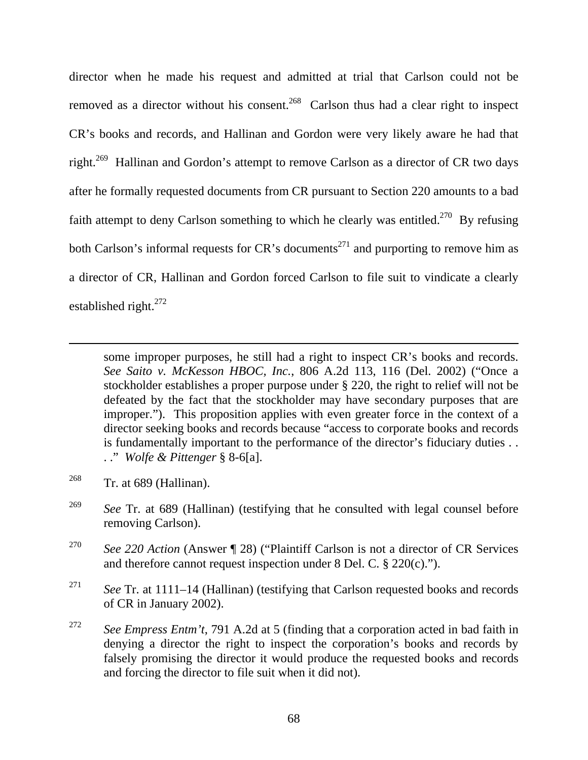director when he made his request and admitted at trial that Carlson could not be removed as a director without his consent.[268] Carlson thus had a clear right to inspect CR's books and records, and Hallinan and Gordon were very likely aware he had that right.[269] Hallinan and Gordon's attempt to remove Carlson as a director of CR two days after he formally requested documents from CR pursuant to Section 220 amounts to a bad faith attempt to deny Carlson something to which he clearly was entitled.[270] By refusing both Carlson's informal requests for CR's documents[271] and purporting to remove him as a director of CR, Hallinan and Gordon forced Carlson to file suit to vindicate a clearly established right.[272]

---

some improper purposes, he still had a right to inspect CR's books and records. *See Saito v. McKesson HBOC, Inc.*, 806 A.2d 113, 116 (Del. 2002) ("Once a stockholder establishes a proper purpose under § 220, the right to relief will not be defeated by the fact that the stockholder may have secondary purposes that are improper."). This proposition applies with even greater force in the context of a director seeking books and records because "access to corporate books and records is fundamentally important to the performance of the director's fiduciary duties . . . ." *Wolfe & Pittenger* § 8-6[a].

[268] Tr. at 689 (Hallinan).

[269] *See* Tr. at 689 (Hallinan) (testifying that he consulted with legal counsel before removing Carlson).

[270] *See 220 Action* (Answer ¶ 28) ("Plaintiff Carlson is not a director of CR Services and therefore cannot request inspection under 8 Del. C. § 220(c).").

[271] *See* Tr. at 1111–14 (Hallinan) (testifying that Carlson requested books and records of CR in January 2002).

[272] *See Empress Entm't*, 791 A.2d at 5 (finding that a corporation acted in bad faith in denying a director the right to inspect the corporation's books and records by falsely promising the director it would produce the requested books and records and forcing the director to file suit when it did not).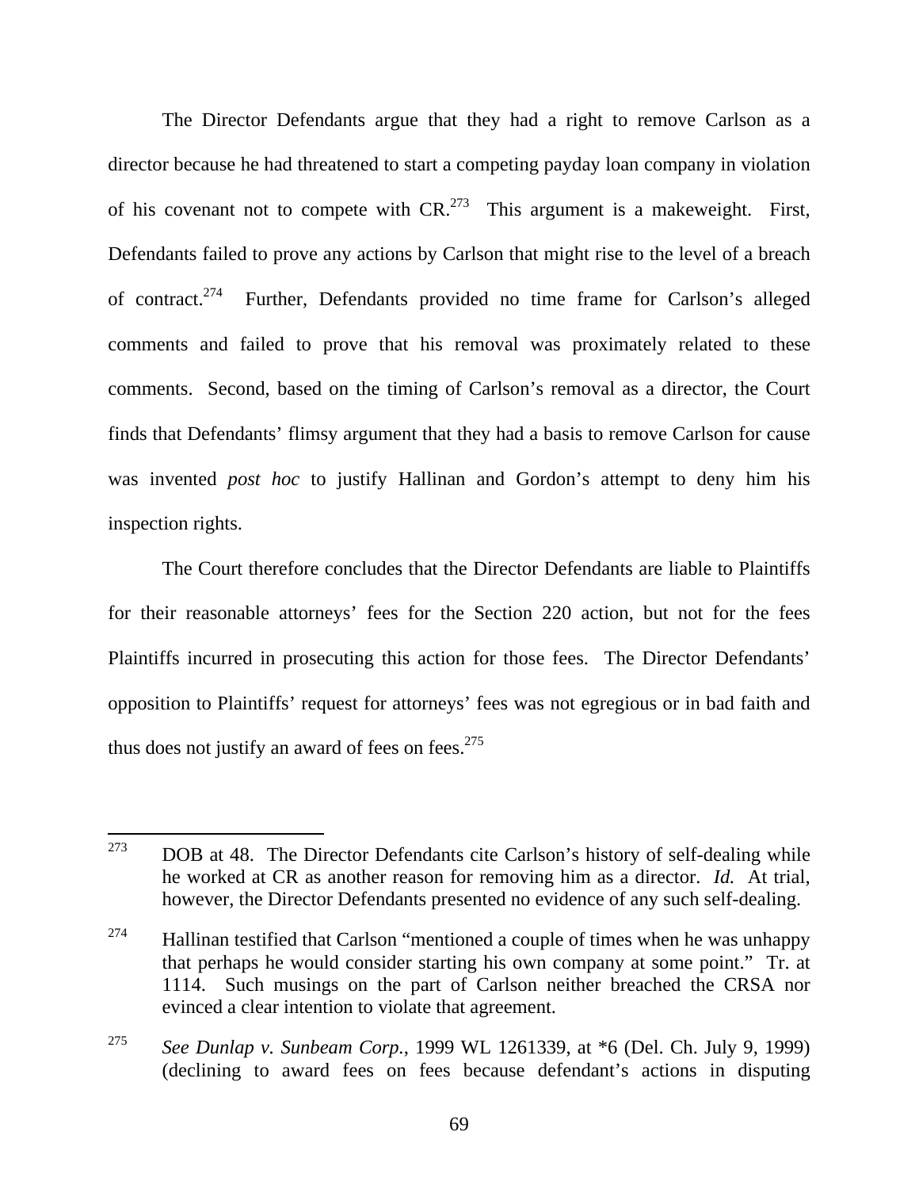The Director Defendants argue that they had a right to remove Carlson as a director because he had threatened to start a competing payday loan company in violation of his covenant not to compete with CR.[273] This argument is a makeweight. First, Defendants failed to prove any actions by Carlson that might rise to the level of a breach of contract.[274] Further, Defendants provided no time frame for Carlson's alleged comments and failed to prove that his removal was proximately related to these comments. Second, based on the timing of Carlson's removal as a director, the Court finds that Defendants' flimsy argument that they had a basis to remove Carlson for cause was invented *post hoc* to justify Hallinan and Gordon's attempt to deny him his inspection rights.

The Court therefore concludes that the Director Defendants are liable to Plaintiffs for their reasonable attorneys' fees for the Section 220 action, but not for the fees Plaintiffs incurred in prosecuting this action for those fees. The Director Defendants' opposition to Plaintiffs' request for attorneys' fees was not egregious or in bad faith and thus does not justify an award of fees on fees.[275]

---

[273] DOB at 48. The Director Defendants cite Carlson's history of self-dealing while he worked at CR as another reason for removing him as a director. *Id.* At trial, however, the Director Defendants presented no evidence of any such self-dealing.

[274] Hallinan testified that Carlson "mentioned a couple of times when he was unhappy that perhaps he would consider starting his own company at some point." Tr. at 1114. Such musings on the part of Carlson neither breached the CRSA nor evinced a clear intention to violate that agreement.

[275] *See Dunlap v. Sunbeam Corp.*, 1999 WL 1261339, at *6 (Del. Ch. July 9, 1999) (declining to award fees on fees because defendant's actions in disputing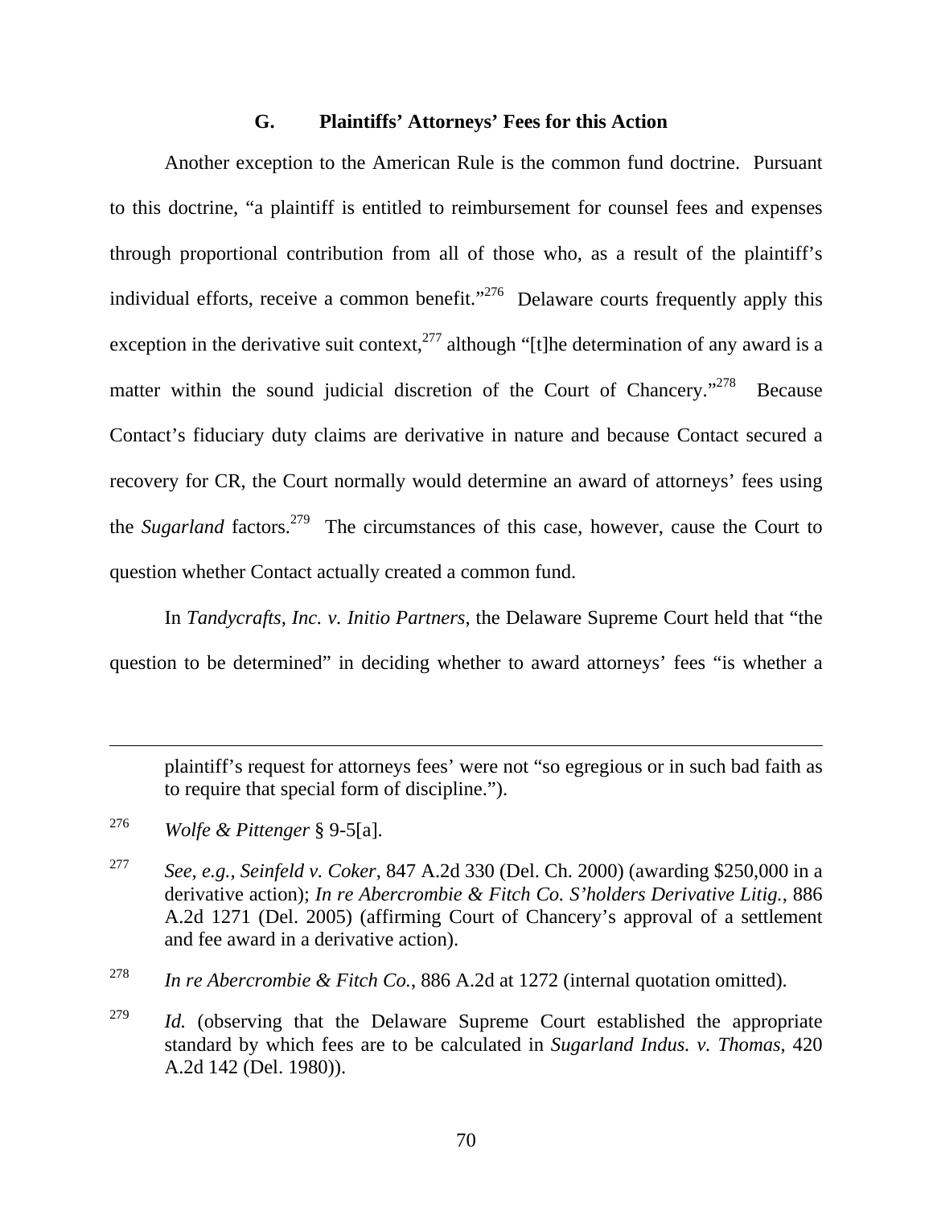### G. Plaintiffs' Attorneys' Fees for this Action

Another exception to the American Rule is the common fund doctrine. Pursuant to this doctrine, "a plaintiff is entitled to reimbursement for counsel fees and expenses through proportional contribution from all of those who, as a result of the plaintiff's individual efforts, receive a common benefit."[276] Delaware courts frequently apply this exception in the derivative suit context,[277] although "[t]he determination of any award is a matter within the sound judicial discretion of the Court of Chancery."[278] Because Contact's fiduciary duty claims are derivative in nature and because Contact secured a recovery for CR, the Court normally would determine an award of attorneys' fees using the *Sugarland* factors.[279] The circumstances of this case, however, cause the Court to question whether Contact actually created a common fund.

In *Tandycrafts, Inc. v. Initio Partners*, the Delaware Supreme Court held that "the question to be determined" in deciding whether to award attorneys' fees "is whether a

---

plaintiff's request for attorneys fees' were not "so egregious or in such bad faith as to require that special form of discipline.").

[276] *Wolfe & Pittenger* § 9-5[a].

[277] *See, e.g., Seinfeld v. Coker*, 847 A.2d 330 (Del. Ch. 2000) (awarding $250,000 in a derivative action); *In re Abercrombie & Fitch Co. S'holders Derivative Litig.*, 886 A.2d 1271 (Del. 2005) (affirming Court of Chancery's approval of a settlement and fee award in a derivative action).

[278] *In re Abercrombie & Fitch Co.*, 886 A.2d at 1272 (internal quotation omitted).

[279] *Id.* (observing that the Delaware Supreme Court established the appropriate standard by which fees are to be calculated in *Sugarland Indus. v. Thomas*, 420 A.2d 142 (Del. 1980)).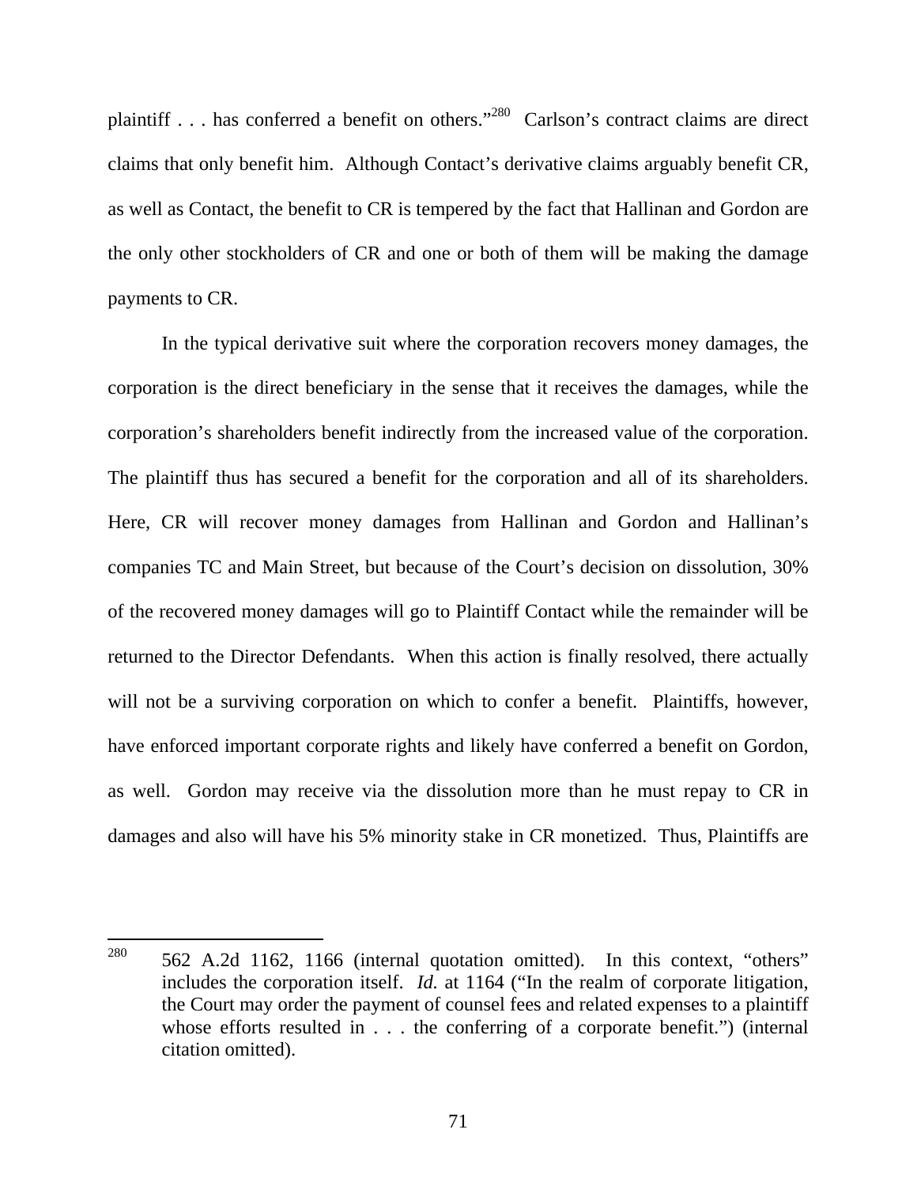plaintiff . . . has conferred a benefit on others."[280] Carlson's contract claims are direct claims that only benefit him. Although Contact's derivative claims arguably benefit CR, as well as Contact, the benefit to CR is tempered by the fact that Hallinan and Gordon are the only other stockholders of CR and one or both of them will be making the damage payments to CR.

In the typical derivative suit where the corporation recovers money damages, the corporation is the direct beneficiary in the sense that it receives the damages, while the corporation's shareholders benefit indirectly from the increased value of the corporation. The plaintiff thus has secured a benefit for the corporation and all of its shareholders. Here, CR will recover money damages from Hallinan and Gordon and Hallinan's companies TC and Main Street, but because of the Court's decision on dissolution, 30% of the recovered money damages will go to Plaintiff Contact while the remainder will be returned to the Director Defendants. When this action is finally resolved, there actually will not be a surviving corporation on which to confer a benefit. Plaintiffs, however, have enforced important corporate rights and likely have conferred a benefit on Gordon, as well. Gordon may receive via the dissolution more than he must repay to CR in damages and also will have his 5% minority stake in CR monetized. Thus, Plaintiffs are

---

[280] 562 A.2d 1162, 1166 (internal quotation omitted). In this context, "others" includes the corporation itself. *Id.* at 1164 ("In the realm of corporate litigation, the Court may order the payment of counsel fees and related expenses to a plaintiff whose efforts resulted in . . . the conferring of a corporate benefit.") (internal citation omitted).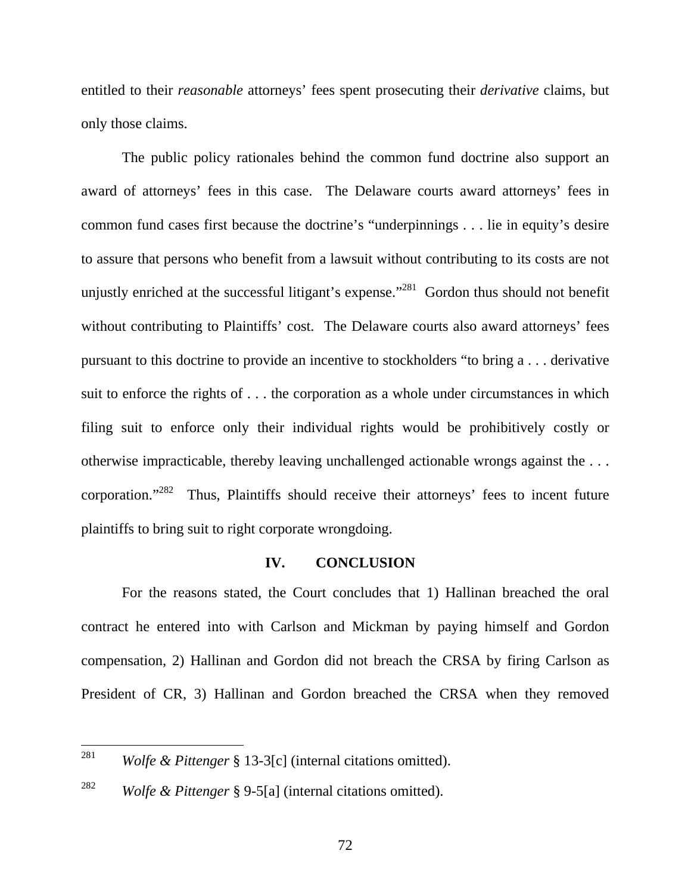entitled to their *reasonable* attorneys' fees spent prosecuting their *derivative* claims, but only those claims.

The public policy rationales behind the common fund doctrine also support an award of attorneys' fees in this case. The Delaware courts award attorneys' fees in common fund cases first because the doctrine's "underpinnings . . . lie in equity's desire to assure that persons who benefit from a lawsuit without contributing to its costs are not unjustly enriched at the successful litigant's expense."[281] Gordon thus should not benefit without contributing to Plaintiffs' cost. The Delaware courts also award attorneys' fees pursuant to this doctrine to provide an incentive to stockholders "to bring a . . . derivative suit to enforce the rights of . . . the corporation as a whole under circumstances in which filing suit to enforce only their individual rights would be prohibitively costly or otherwise impracticable, thereby leaving unchallenged actionable wrongs against the . . . corporation."[282] Thus, Plaintiffs should receive their attorneys' fees to incent future plaintiffs to bring suit to right corporate wrongdoing.

## IV. CONCLUSION

For the reasons stated, the Court concludes that 1) Hallinan breached the oral contract he entered into with Carlson and Mickman by paying himself and Gordon compensation, 2) Hallinan and Gordon did not breach the CRSA by firing Carlson as President of CR, 3) Hallinan and Gordon breached the CRSA when they removed

---

[281] *Wolfe & Pittenger* § 13-3[c] (internal citations omitted).

[282] *Wolfe & Pittenger* § 9-5[a] (internal citations omitted).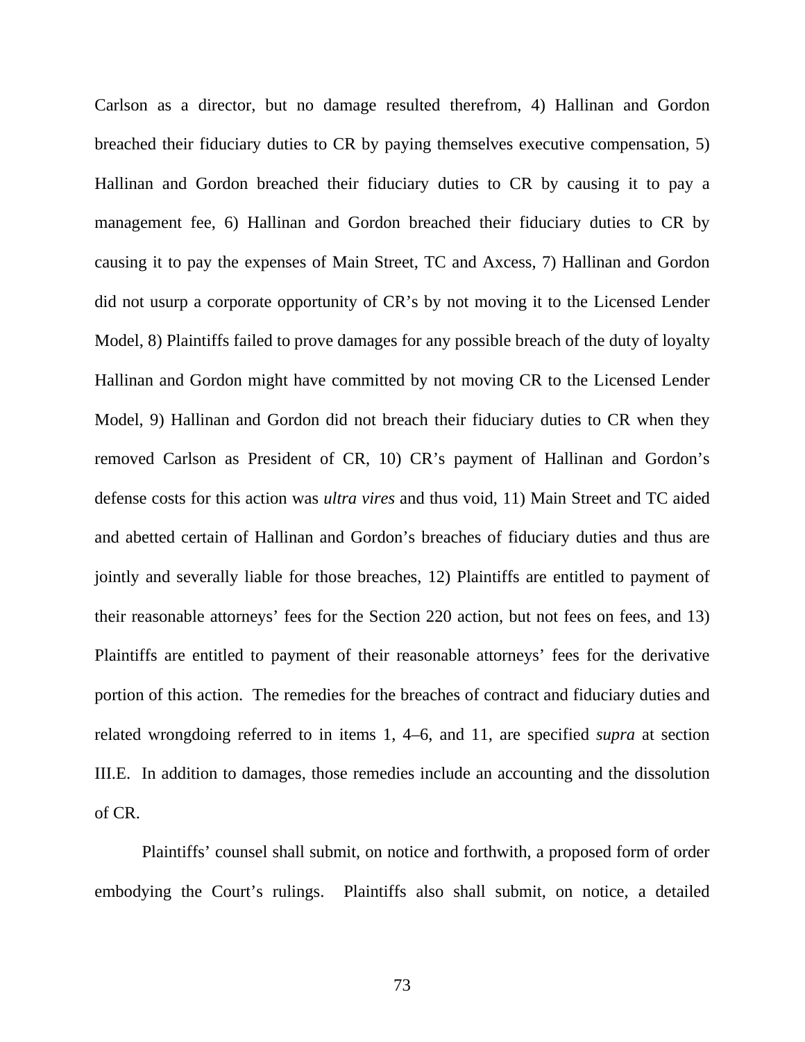Carlson as a director, but no damage resulted therefrom, 4) Hallinan and Gordon breached their fiduciary duties to CR by paying themselves executive compensation, 5) Hallinan and Gordon breached their fiduciary duties to CR by causing it to pay a management fee, 6) Hallinan and Gordon breached their fiduciary duties to CR by causing it to pay the expenses of Main Street, TC and Axcess, 7) Hallinan and Gordon did not usurp a corporate opportunity of CR's by not moving it to the Licensed Lender Model, 8) Plaintiffs failed to prove damages for any possible breach of the duty of loyalty Hallinan and Gordon might have committed by not moving CR to the Licensed Lender Model, 9) Hallinan and Gordon did not breach their fiduciary duties to CR when they removed Carlson as President of CR, 10) CR's payment of Hallinan and Gordon's defense costs for this action was *ultra vires* and thus void, 11) Main Street and TC aided and abetted certain of Hallinan and Gordon's breaches of fiduciary duties and thus are jointly and severally liable for those breaches, 12) Plaintiffs are entitled to payment of their reasonable attorneys' fees for the Section 220 action, but not fees on fees, and 13) Plaintiffs are entitled to payment of their reasonable attorneys' fees for the derivative portion of this action. The remedies for the breaches of contract and fiduciary duties and related wrongdoing referred to in items 1, 4–6, and 11, are specified *supra* at section III.E. In addition to damages, those remedies include an accounting and the dissolution of CR.

Plaintiffs' counsel shall submit, on notice and forthwith, a proposed form of order embodying the Court's rulings. Plaintiffs also shall submit, on notice, a detailed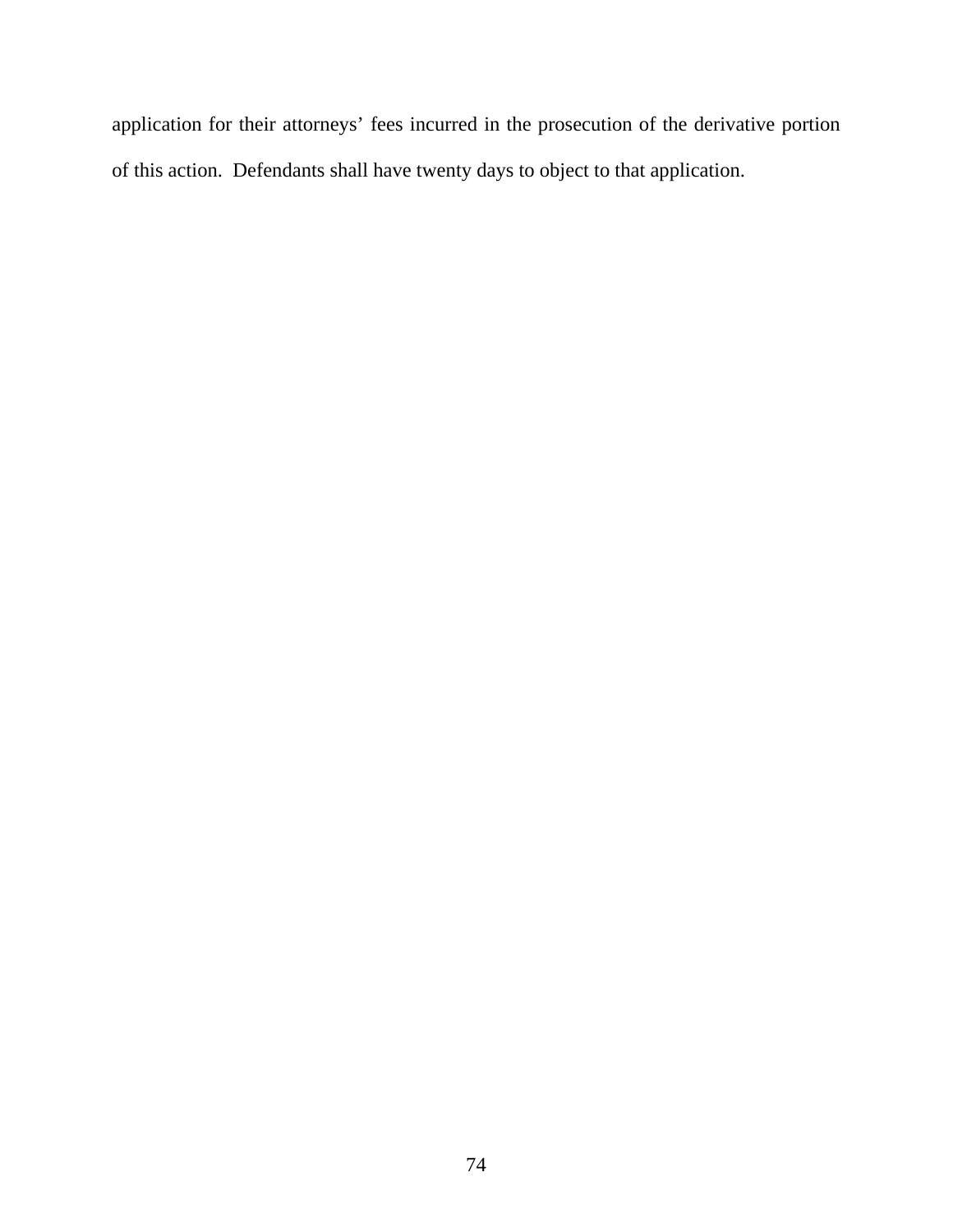application for their attorneys' fees incurred in the prosecution of the derivative portion of this action. Defendants shall have twenty days to object to that application.